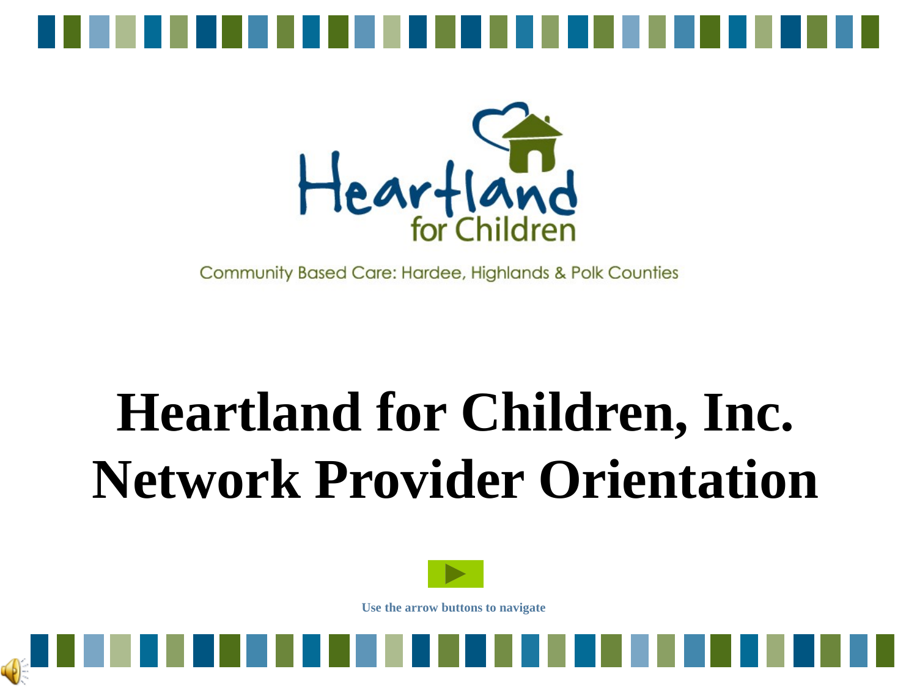Heartland for Children

Community Based Care: Hardee, Highlands & Polk Counties

# Heartland for Children, Inc. Network Provider Orientation

Use the arrow buttons to navigate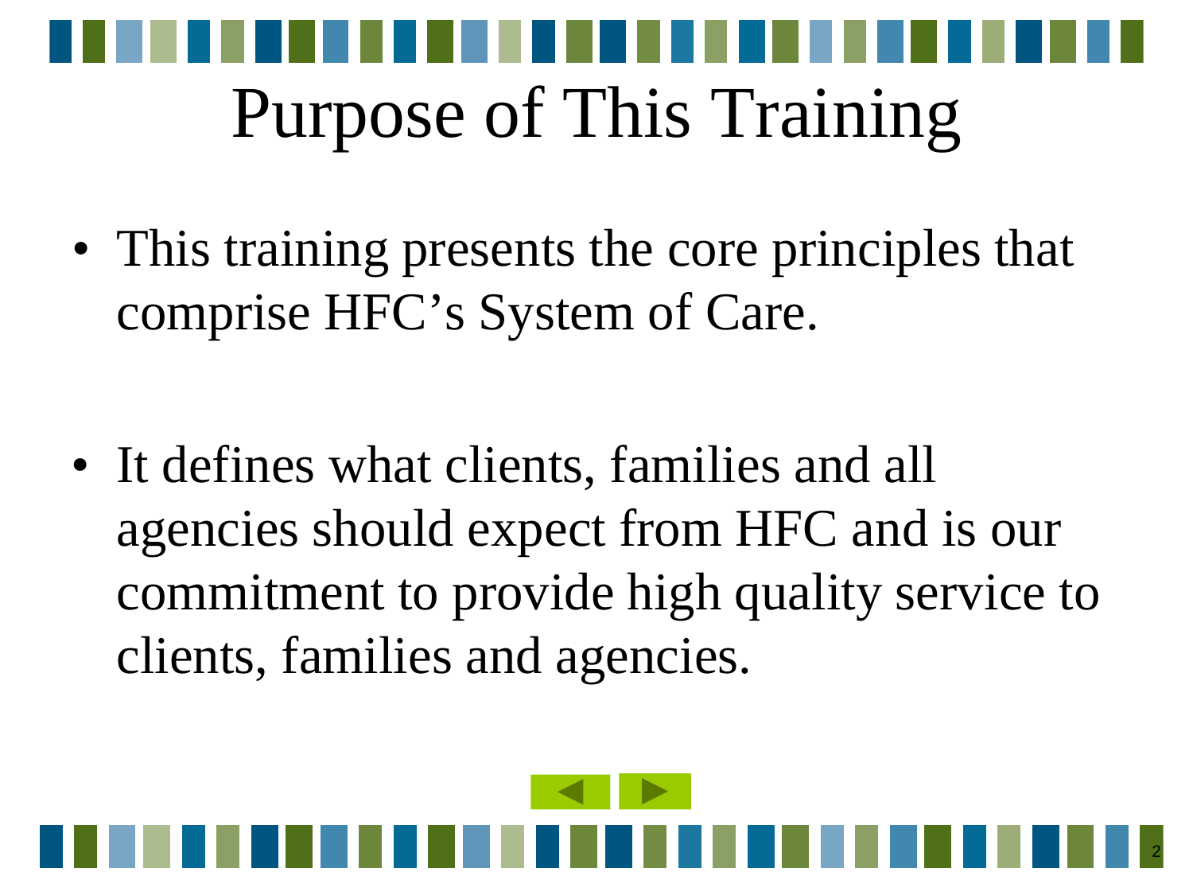# Purpose of This Training

- This training presents the core principles that comprise HFC's System of Care.

- It defines what clients, families and all agencies should expect from HFC and is our commitment to provide high quality service to clients, families and agencies.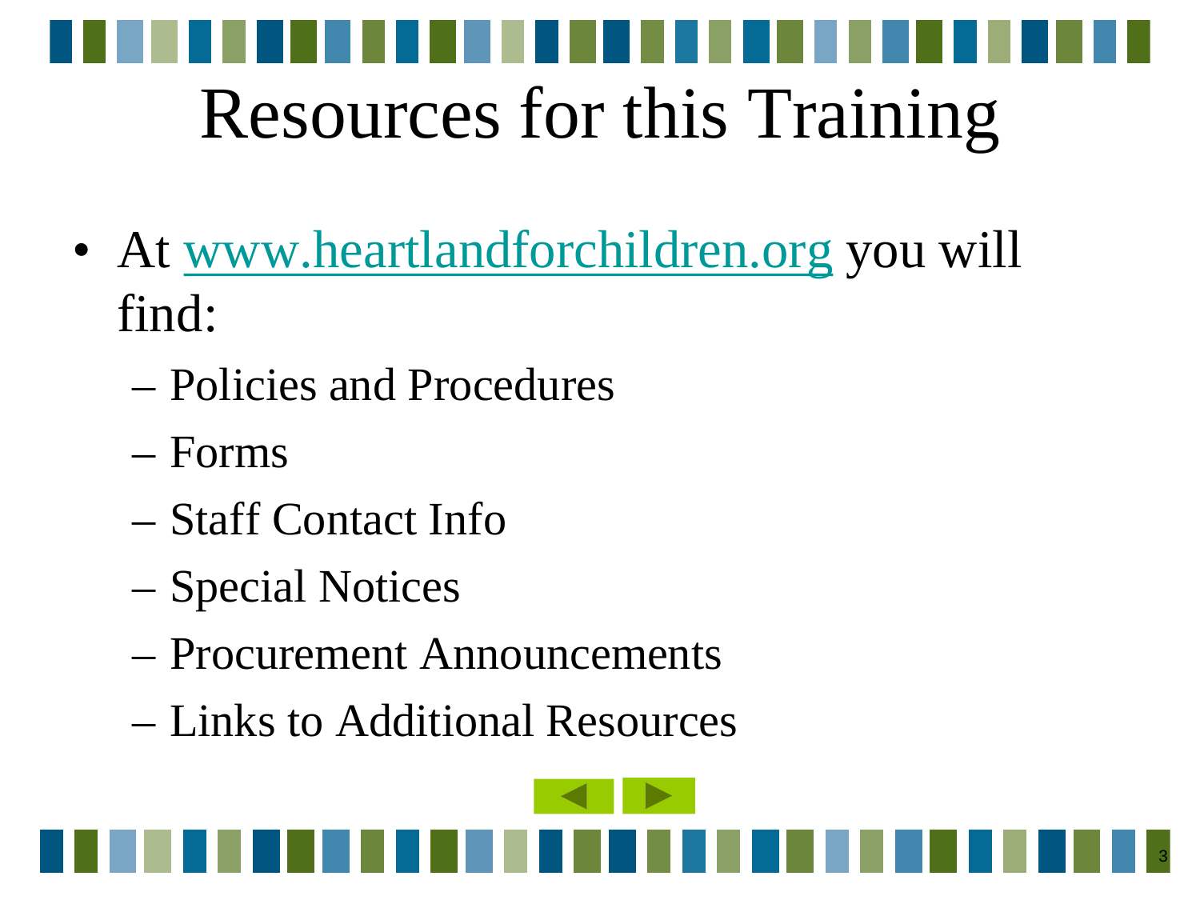# Resources for this Training

- At www.heartlandforchildren.org you will find:
  - Policies and Procedures
  - Forms
  - Staff Contact Info
  - Special Notices
  - Procurement Announcements
  - Links to Additional Resources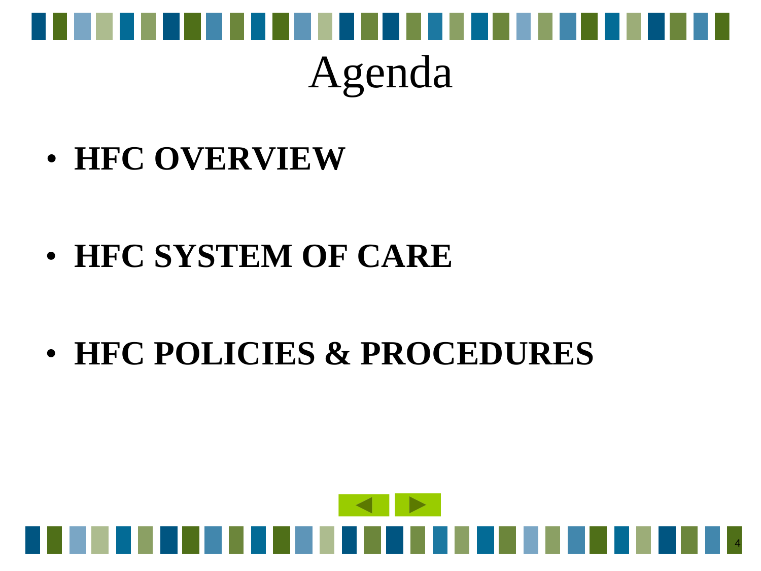# Agenda

- **HFC OVERVIEW**

- **HFC SYSTEM OF CARE**

- **HFC POLICIES & PROCEDURES**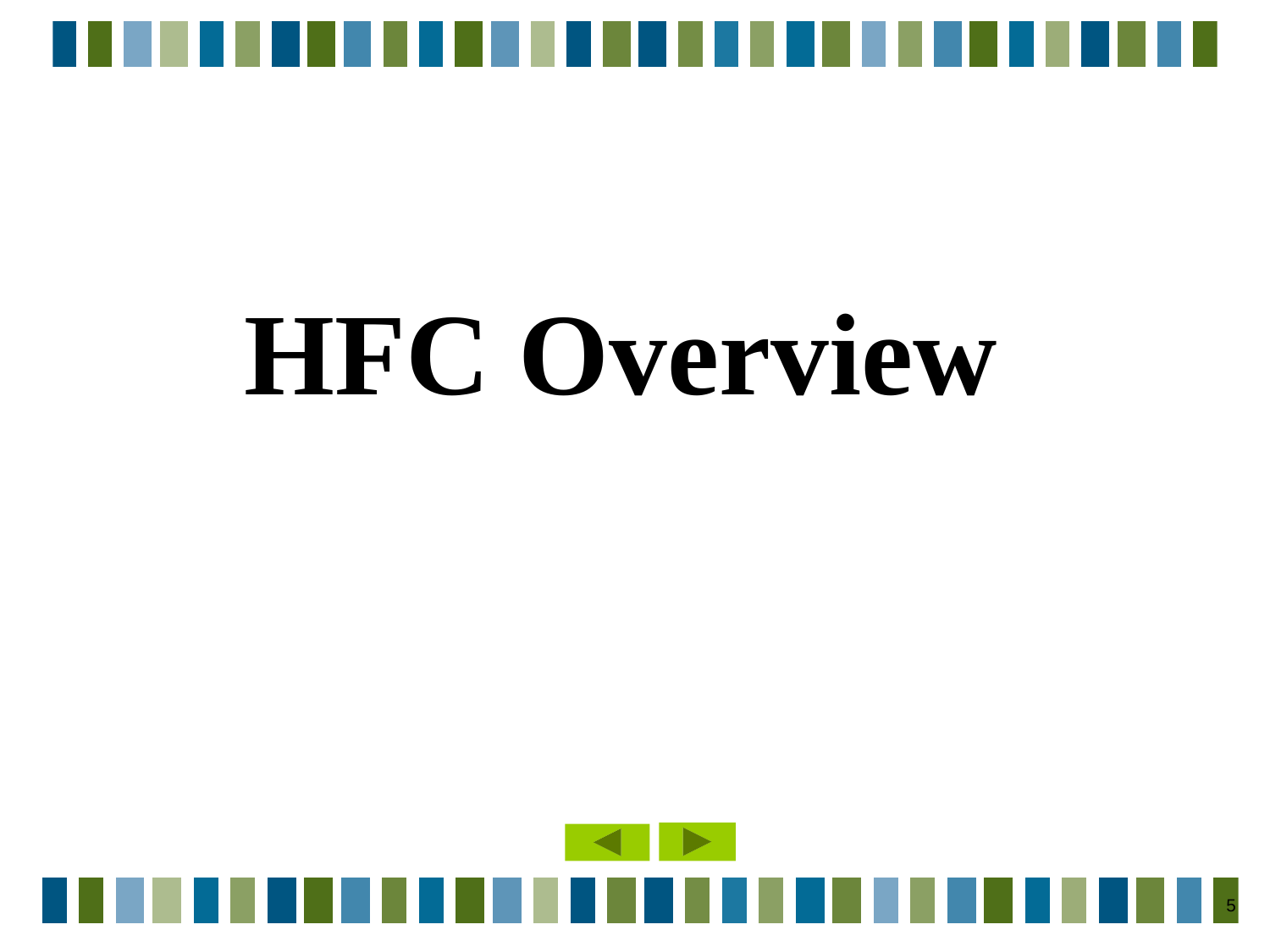# HFC Overview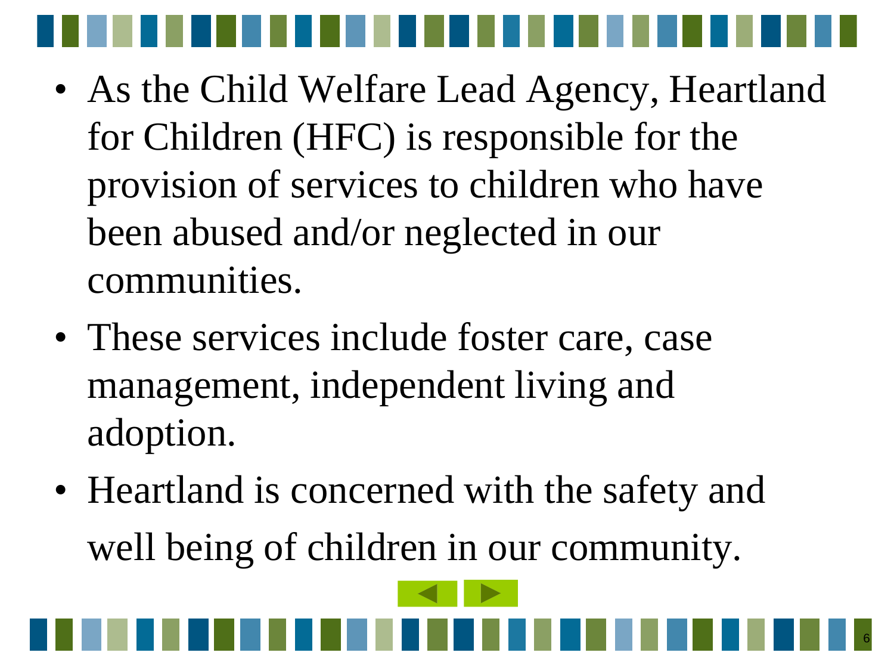- As the Child Welfare Lead Agency, Heartland for Children (HFC) is responsible for the provision of services to children who have been abused and/or neglected in our communities.
- These services include foster care, case management, independent living and adoption.
- Heartland is concerned with the safety and well being of children in our community.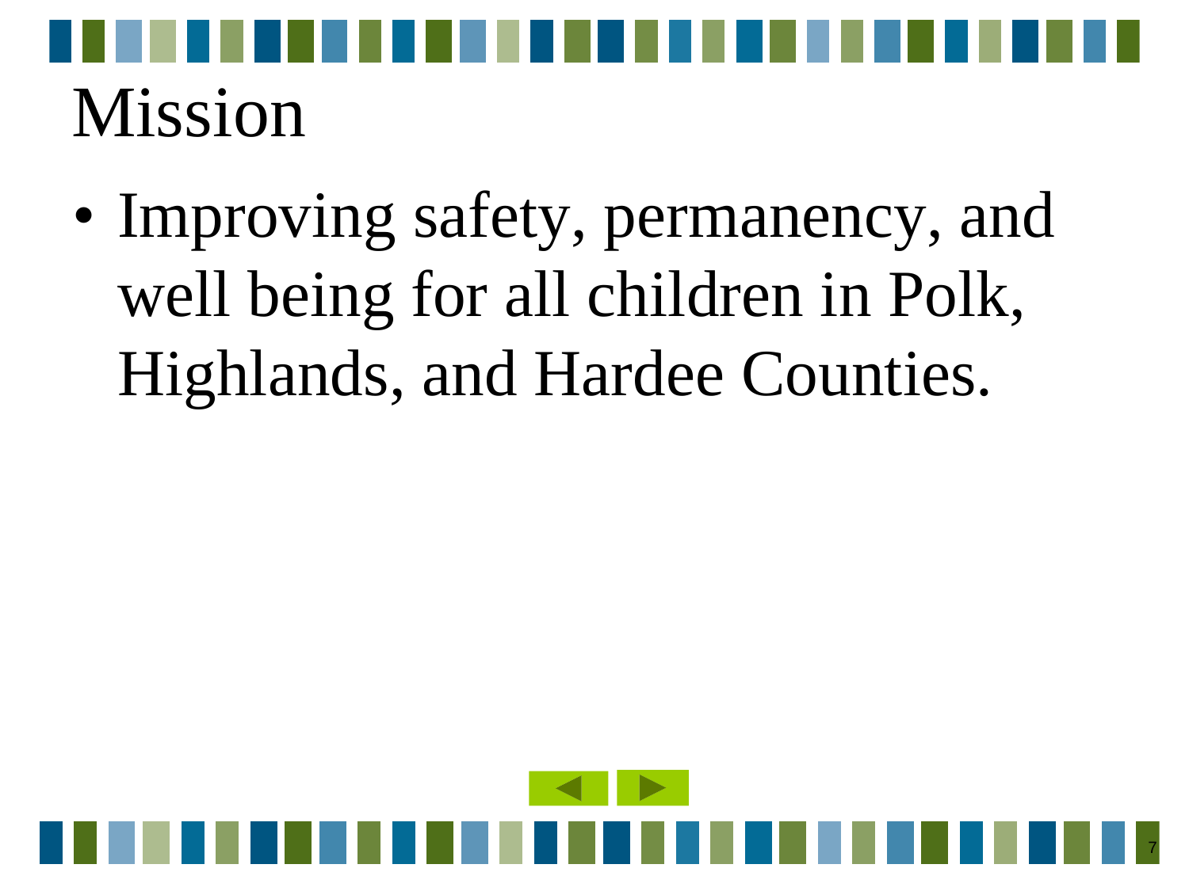# Mission

- Improving safety, permanency, and well being for all children in Polk, Highlands, and Hardee Counties.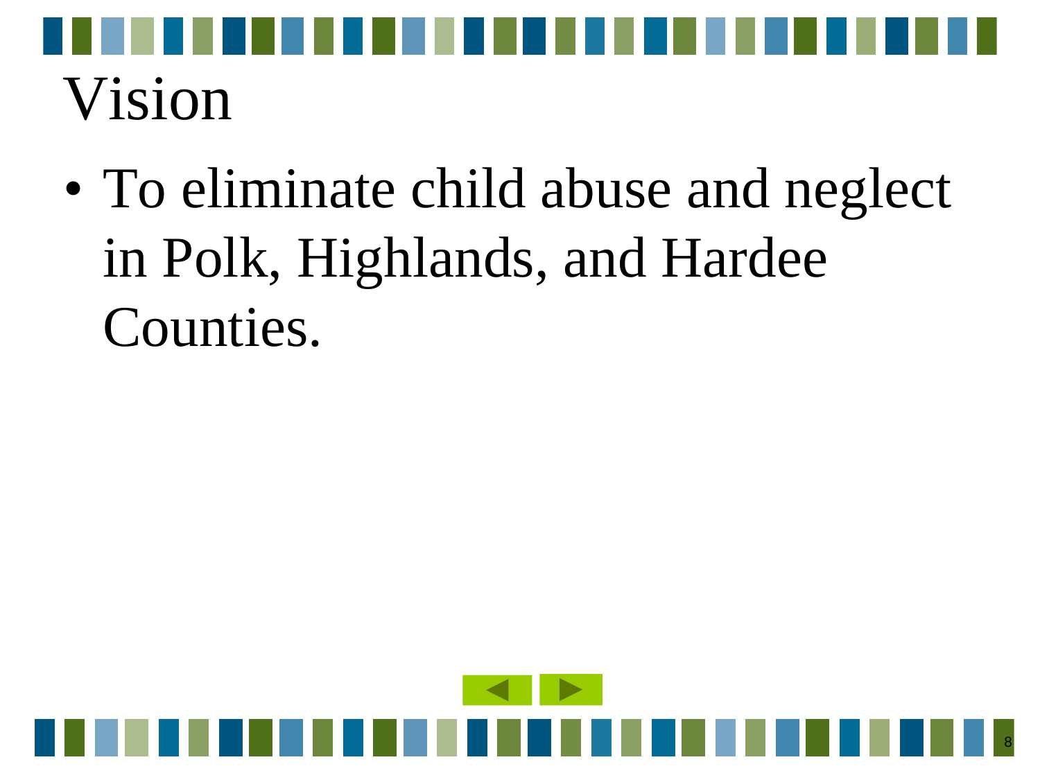# Vision

- To eliminate child abuse and neglect in Polk, Highlands, and Hardee Counties.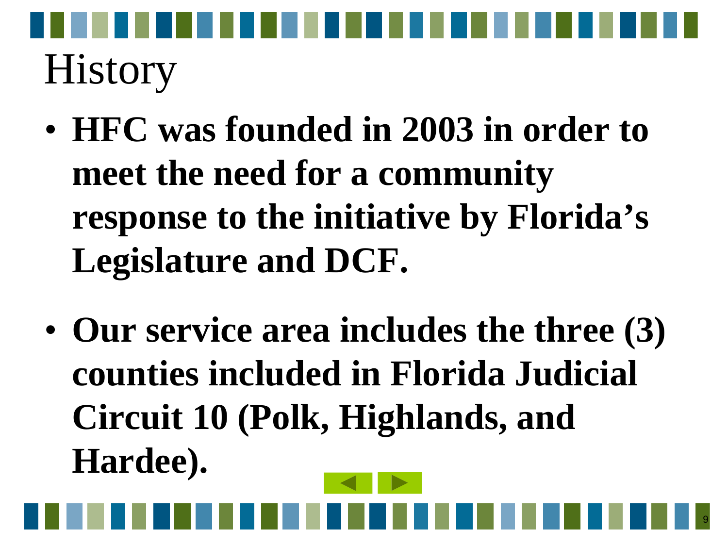# History

- **HFC was founded in 2003 in order to meet the need for a community response to the initiative by Florida's Legislature and DCF.**
- **Our service area includes the three (3) counties included in Florida Judicial Circuit 10 (Polk, Highlands, and Hardee).**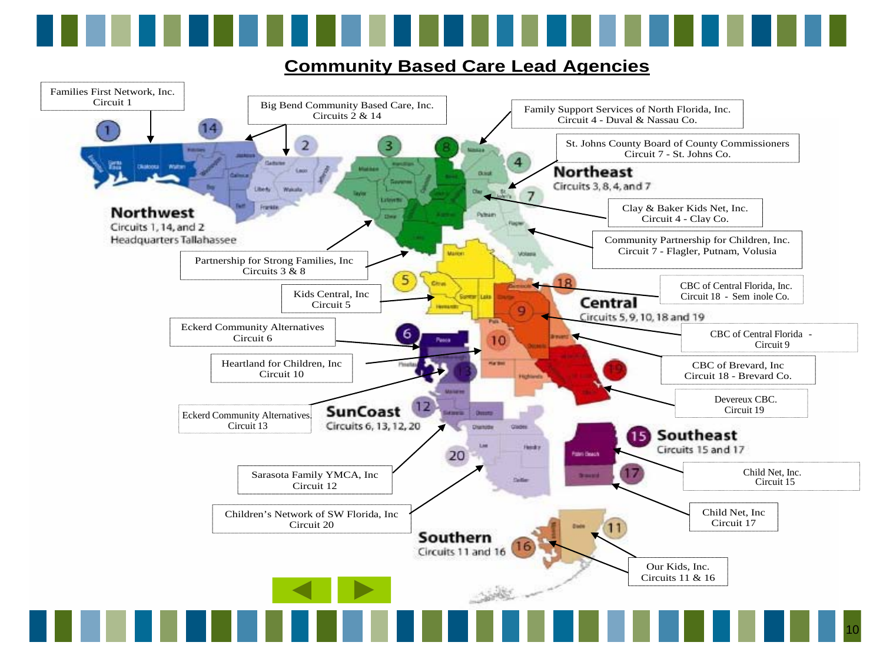# Community Based Care Lead Agencies

Families First Network, Inc.
Circuit 1

Big Bend Community Based Care, Inc.
Circuits 2 & 14

Family Support Services of North Florida, Inc.
Circuit 4 - Duval & Nassau Co.

St. Johns County Board of County Commissioners
Circuit 7 - St. Johns Co.

**Northeast**
Circuits 3, 8, 4, and 7

**Northwest**
Circuits 1, 14, and 2
Headquarters Tallahassee

Clay & Baker Kids Net, Inc.
Circuit 4 - Clay Co.

Community Partnership for Children, Inc.
Circuit 7 - Flagler, Putnam, Volusia

Partnership for Strong Families, Inc
Circuits 3 & 8

Kids Central, Inc
Circuit 5

CBC of Central Florida, Inc.
Circuit 18 - Sem inole Co.

**Central**
Circuits 5, 9, 10, 18 and 19

Eckerd Community Alternatives
Circuit 6

CBC of Central Florida -
Circuit 9

Heartland for Children, Inc
Circuit 10

CBC of Brevard, Inc
Circuit 18 - Brevard Co.

Eckerd Community Alternatives
Circuit 13

**SunCoast**
Circuits 6, 13, 12, 20

Devereux CBC.
Circuit 19

**Southeast**
Circuits 15 and 17

Sarasota Family YMCA, Inc
Circuit 12

Child Net, Inc.
Circuit 15

Children's Network of SW Florida, Inc
Circuit 20

Child Net, Inc
Circuit 17

**Southern**
Circuits 11 and 16

Our Kids, Inc.
Circuits 11 & 16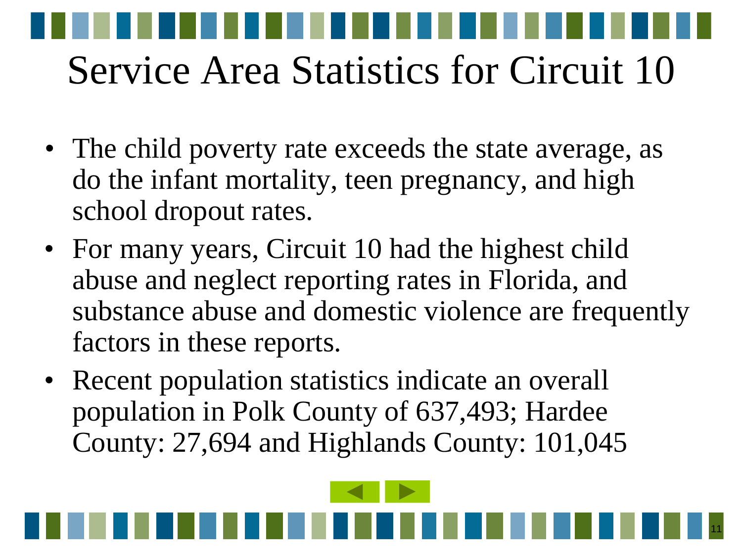# Service Area Statistics for Circuit 10

- The child poverty rate exceeds the state average, as do the infant mortality, teen pregnancy, and high school dropout rates.
- For many years, Circuit 10 had the highest child abuse and neglect reporting rates in Florida, and substance abuse and domestic violence are frequently factors in these reports.
- Recent population statistics indicate an overall population in Polk County of 637,493; Hardee County: 27,694 and Highlands County: 101,045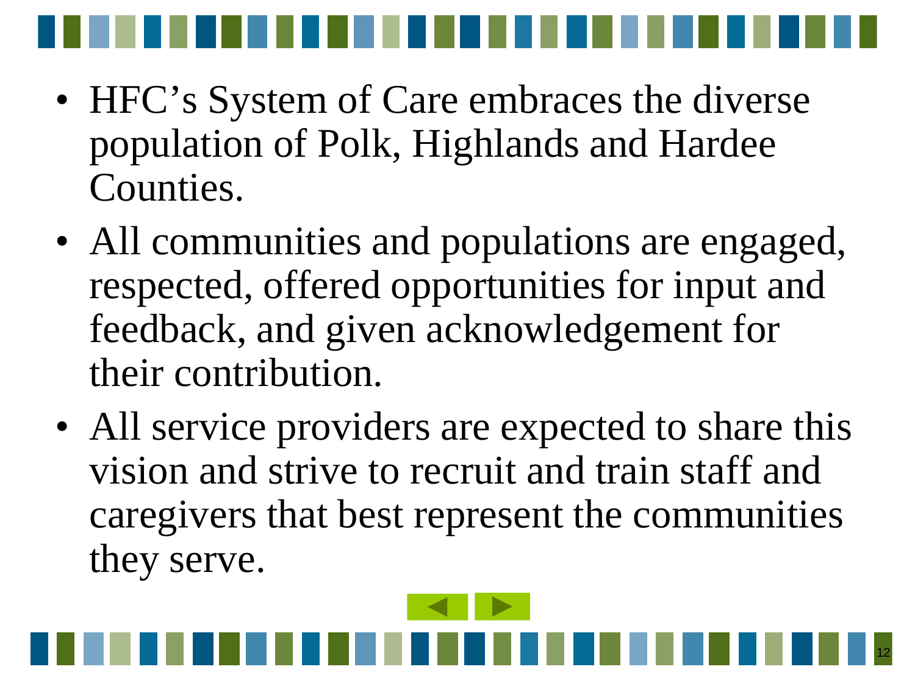- HFC's System of Care embraces the diverse population of Polk, Highlands and Hardee Counties.
- All communities and populations are engaged, respected, offered opportunities for input and feedback, and given acknowledgement for their contribution.
- All service providers are expected to share this vision and strive to recruit and train staff and caregivers that best represent the communities they serve.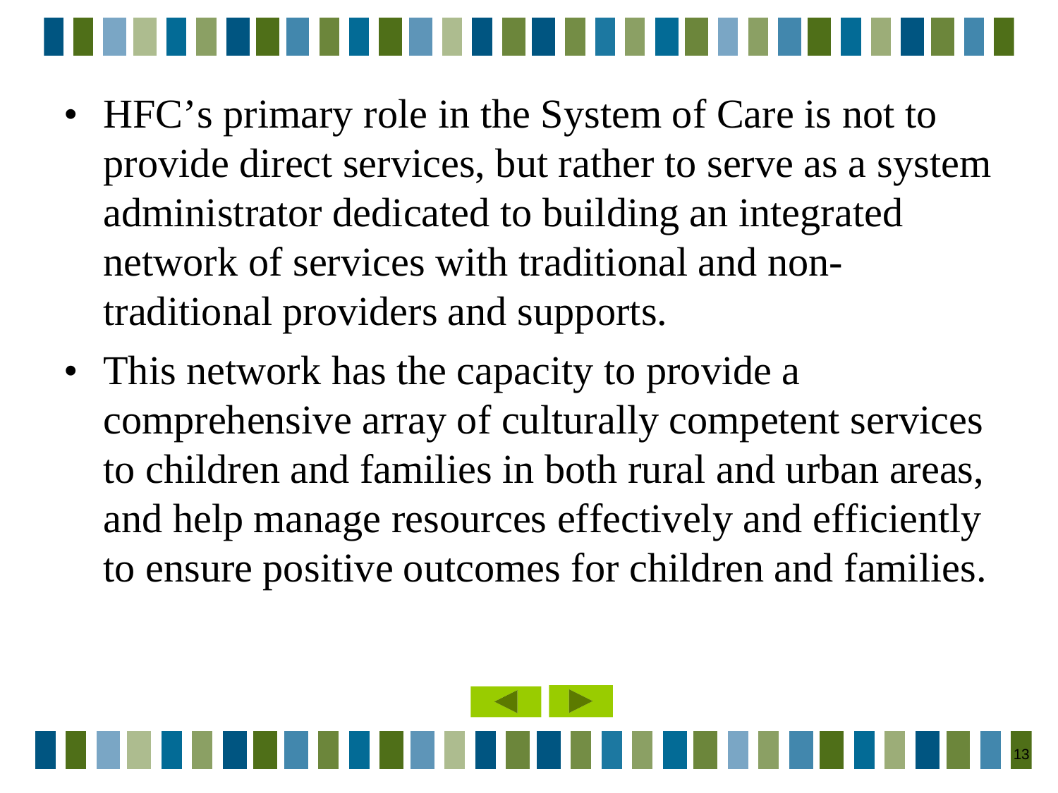- HFC’s primary role in the System of Care is not to provide direct services, but rather to serve as a system administrator dedicated to building an integrated network of services with traditional and non-traditional providers and supports.
- This network has the capacity to provide a comprehensive array of culturally competent services to children and families in both rural and urban areas, and help manage resources effectively and efficiently to ensure positive outcomes for children and families.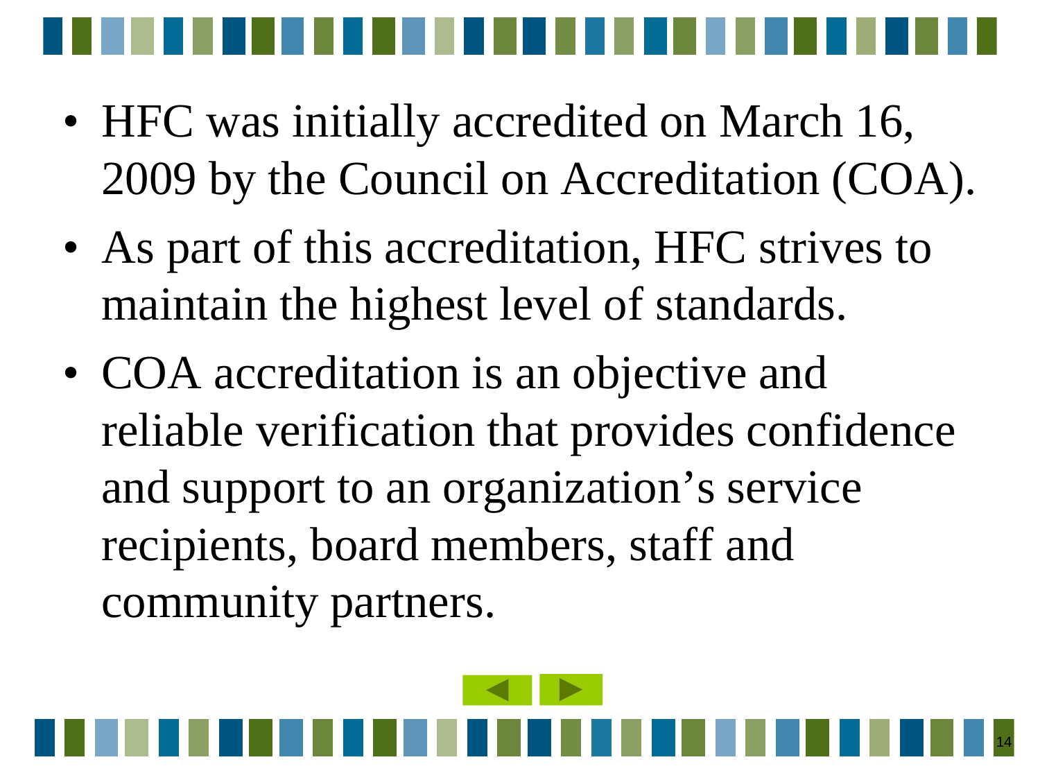- HFC was initially accredited on March 16, 2009 by the Council on Accreditation (COA).
- As part of this accreditation, HFC strives to maintain the highest level of standards.
- COA accreditation is an objective and reliable verification that provides confidence and support to an organization's service recipients, board members, staff and community partners.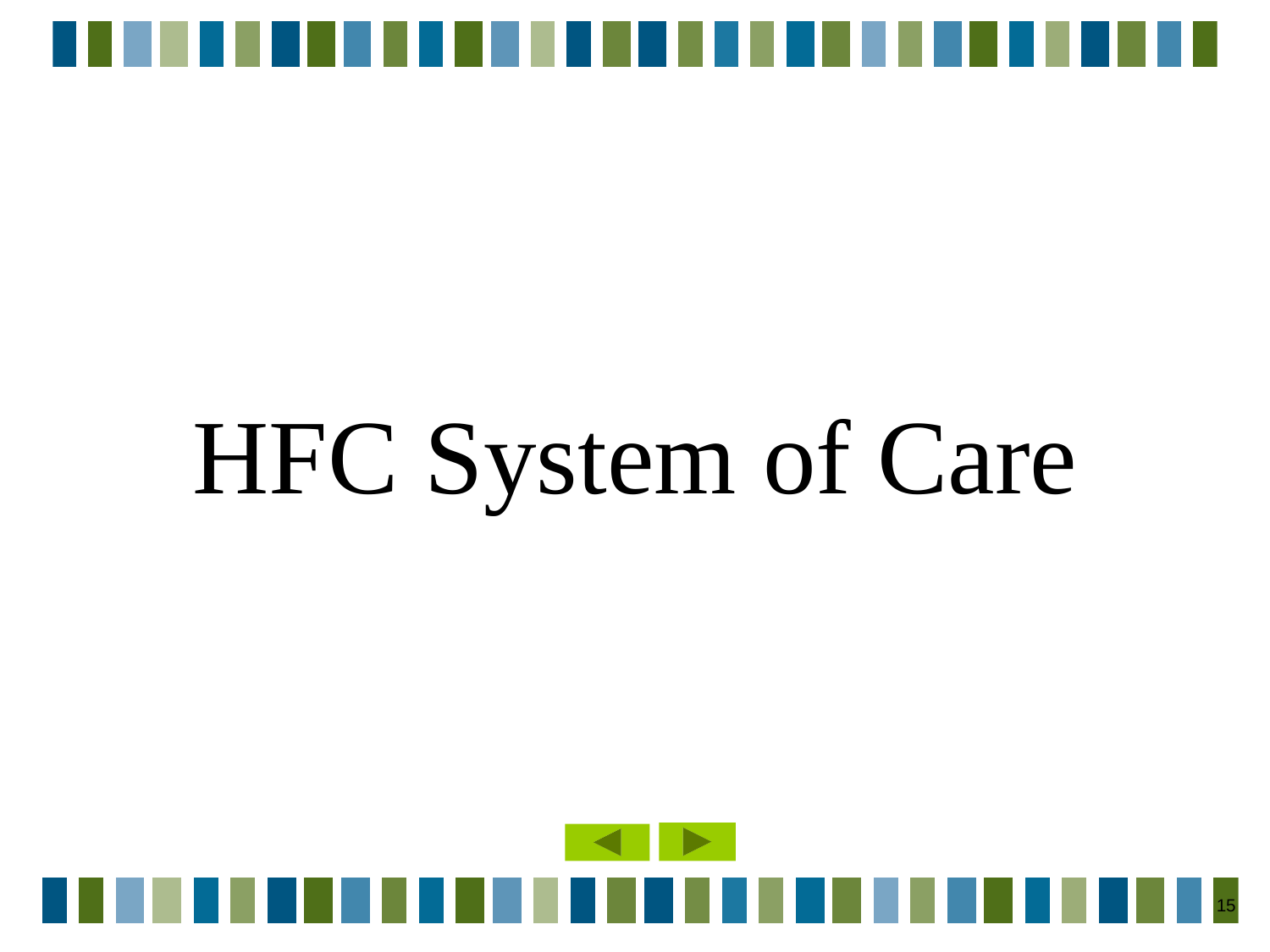# HFC System of Care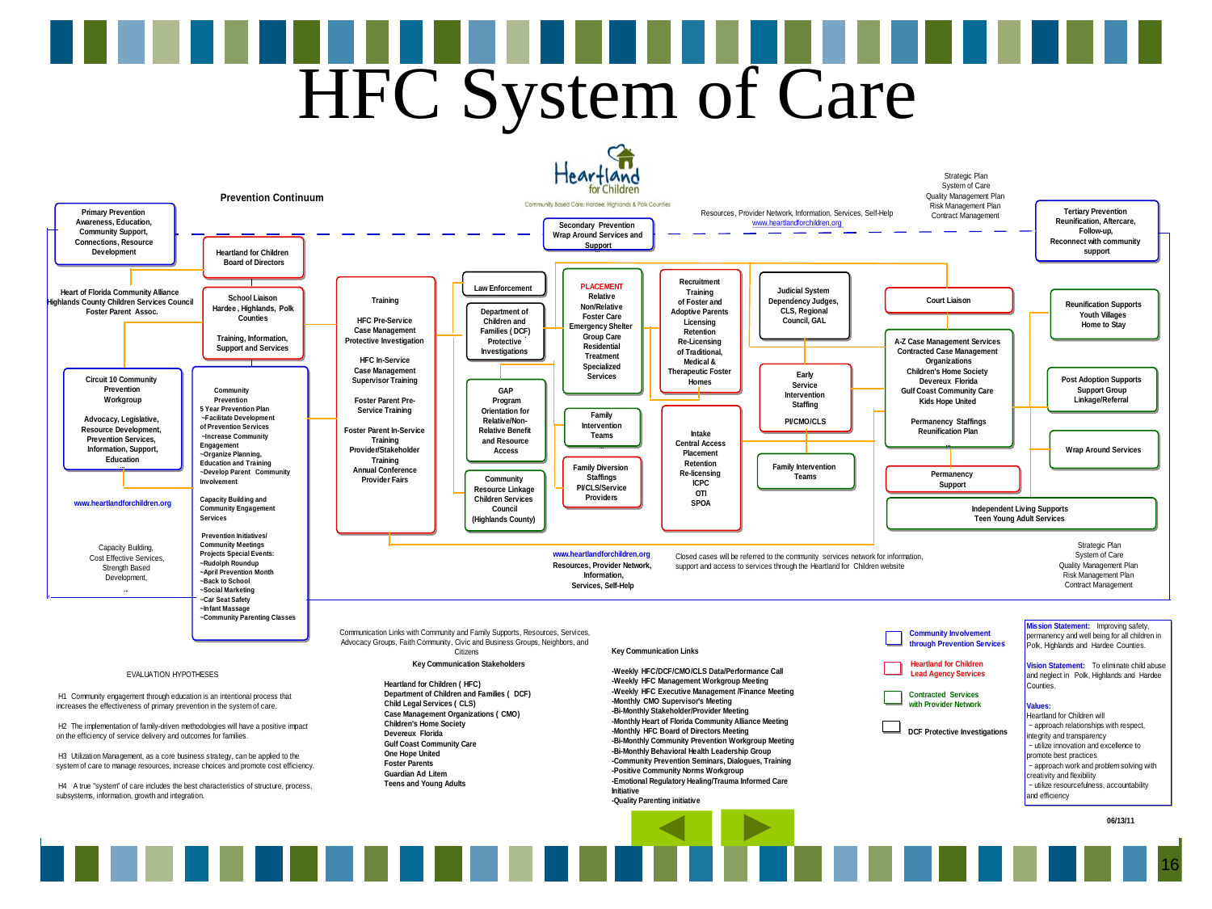# HFC System of Care

Heartland for Children
Community Based Care: Hardee, Highlands & Polk Counties

## Prevention Continuum

**Primary Prevention**
Awareness, Education, Community Support, Connections, Resource Development

**Secondary Prevention**
Wrap Around Services and Support

**Tertiary Prevention**
Reunification, Aftercare, Follow-up, Reconnect with community support

Resources, Provider Network, Information, Services, Self-Help
www.heartlandforchildren.org

Strategic Plan
System of Care
Quality Management Plan
Risk Management Plan
Contract Management

**Heartland for Children Board of Directors**

**Heart of Florida Community Alliance**
**Highlands County Children Services Council**
**Foster Parent Assoc.**

**School Liaison**
Hardee, Highlands, Polk Counties

Training, Information, Support and Services

**Circuit 10 Community Prevention Workgroup**

Advocacy, Legislative, Resource Development, Prevention Services, Information, Support, Education

www.heartlandforchildren.org

Capacity Building, Cost Effective Services, Strength Based Development,

**Community Prevention**
5 Year Prevention Plan
~Facilitate Development of Prevention Services
~Increase Community Engagement
~Organize Planning, Education and Training
~Develop Parent Community Involvement

Capacity Building and Community Engagement Services

Prevention Initiatives/ Community Meetings
Projects Special Events:
~Rudolph Roundup
~April Prevention Month
~Back to School
~Social Marketing
~Car Seat Safety
~Infant Massage
~Community Parenting Classes

**Training**

HFC Pre-Service Case Management Protective Investigation

HFC In-Service Case Management Supervisor Training

Foster Parent Pre-Service Training

Foster Parent In-Service Training
Provider/Stakeholder Training
Annual Conference
Provider Fairs

**Law Enforcement**

**Department of Children and Families (DCF)**
Protective Investigations

**GAP Program**
Orientation for Relative/Non-Relative Benefit and Resource Access

**Community Resource Linkage Children Services Council (Highlands County)**

**PLACEMENT**
Relative
Non/Relative
Foster Care
Emergency Shelter
Group Care
Residential Treatment
Specialized Services

**Family Intervention Teams**

**Family Diversion Staffings**
PI/CLS/Service Providers

**Recruitment Training**
of Foster and Adoptive Parents
Licensing
Retention
Re-Licensing of Traditional, Medical & Therapeutic Foster Homes

**Intake**
Central Access
Placement
Retention
Re-licensing
ICPC
OTI
SPOA

**Judicial System**
Dependency Judges, CLS, Regional Council, GAL

**Early Service Intervention Staffing**
PI/CMO/CLS

**Family Intervention Teams**

**Court Liaison**

**A-Z Case Management Services**
Contracted Case Management Organizations
Children's Home Society
Devereux Florida
Gulf Coast Community Care
Kids Hope United

Permanency Staffings
Reunification Plan

**Permanency Support**

**Reunification Supports**
Youth Villages
Home to Stay

**Post Adoption Supports**
Support Group
Linkage/Referral

**Wrap Around Services**

**Independent Living Supports**
Teen Young Adult Services

www.heartlandforchildren.org
Resources, Provider Network, Information, Services, Self-Help

Closed cases will be referred to the community services network for information, support and access to services through the Heartland for Children website

Strategic Plan
System of Care
Quality Management Plan
Risk Management Plan
Contract Management

Communication Links with Community and Family Supports, Resources, Services, Advocacy Groups, Faith Community, Civic and Business Groups, Neighbors, and Citizens

### EVALUATION HYPOTHESES

H1 Community engagement through education is an intentional process that increases the effectiveness of primary prevention in the system of care.

H2 The implementation of family-driven methodologies will have a positive impact on the efficiency of service delivery and outcomes for families.

H3 Utilization Management, as a core business strategy, can be applied to the system of care to manage resources, increase choices and promote cost efficiency.

H4 A true "system" of care includes the best characteristics of structure, process, subsystems, information, growth and integration.

### Key Communication Stakeholders

- Heartland for Children (HFC)
- Department of Children and Families (DCF)
- Child Legal Services (CLS)
- Case Management Organizations (CMO)
- Children's Home Society
- Devereux Florida
- Gulf Coast Community Care
- One Hope United
- Foster Parents
- Guardian Ad Litem
- Teens and Young Adults

### Key Communication Links

- -Weekly HFC/DCF/CMO/CLS Data/Performance Call
- -Weekly HFC Management Workgroup Meeting
- -Weekly HFC Executive Management /Finance Meeting
- -Monthly CMO Supervisor's Meeting
- -Bi-Monthly Stakeholder/Provider Meeting
- -Monthly Heart of Florida Community Alliance Meeting
- -Monthly HFC Board of Directors Meeting
- -Bi-Monthly Community Prevention Workgroup Meeting
- -Bi-Monthly Behavioral Health Leadership Group
- -Community Prevention Seminars, Dialogues, Training
- -Positive Community Norms Workgroup
- -Emotional Regulatory Healing/Trauma Informed Care Initiative
- -Quality Parenting initiative

### Legend

- Community Involvement through Prevention Services
- Heartland for Children Lead Agency Services
- Contracted Services with Provider Network
- DCF Protective Investigations

**Mission Statement:** Improving safety, permanency and well being for all children in Polk, Highlands and Hardee Counties.

**Vision Statement:** To eliminate child abuse and neglect in Polk, Highlands and Hardee Counties.

**Values:**
Heartland for Children will
~ approach relationships with respect, integrity and transparency
~ utilize innovation and excellence to promote best practices
~ approach work and problem solving with creativity and flexibility
~ utilize resourcefulness, accountability and efficiency

06/13/11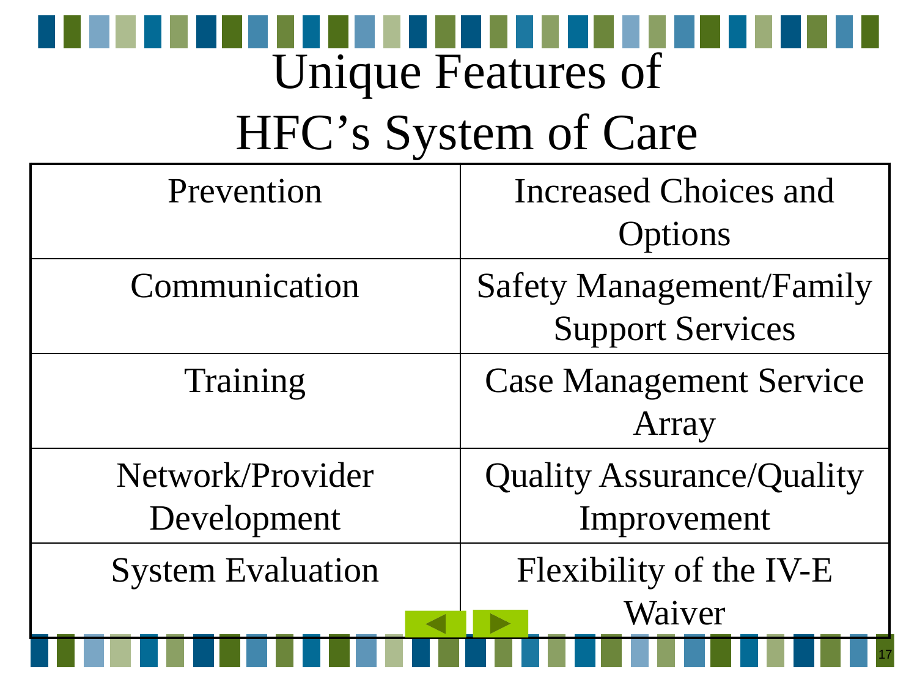# Unique Features of HFC's System of Care

| | |
|---|---|
| Prevention | Increased Choices and Options |
| Communication | Safety Management/Family Support Services |
| Training | Case Management Service Array |
| Network/Provider Development | Quality Assurance/Quality Improvement |
| System Evaluation | Flexibility of the IV-E Waiver |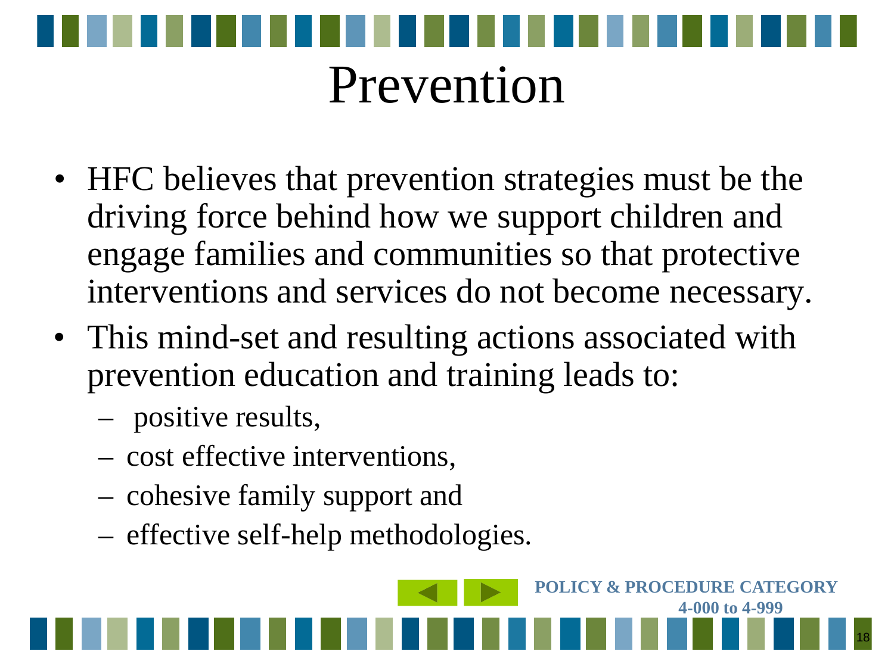# Prevention

- HFC believes that prevention strategies must be the driving force behind how we support children and engage families and communities so that protective interventions and services do not become necessary.
- This mind-set and resulting actions associated with prevention education and training leads to:
  - positive results,
  - cost effective interventions,
  - cohesive family support and
  - effective self-help methodologies.

**POLICY & PROCEDURE CATEGORY 4-000 to 4-999**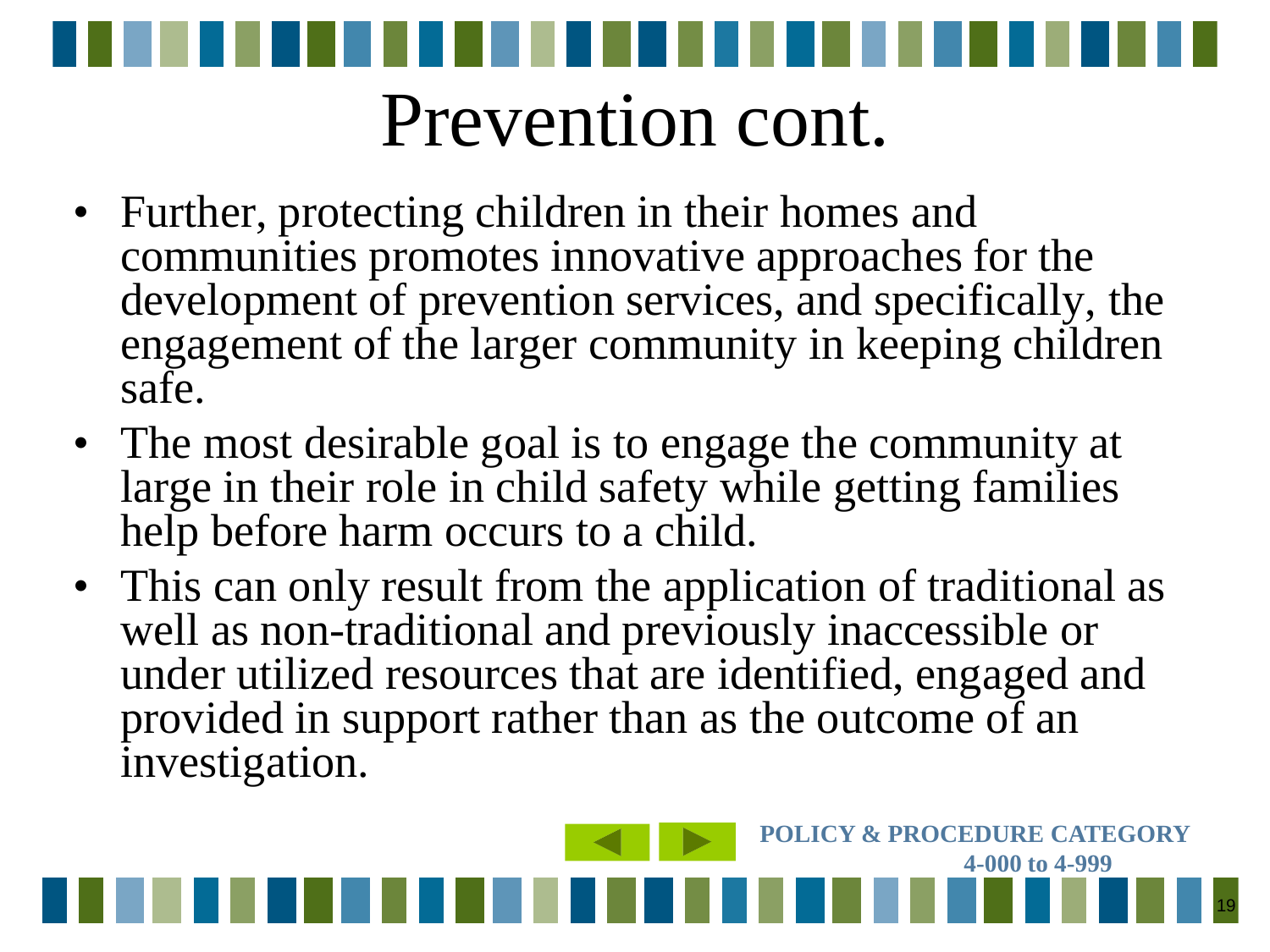# Prevention cont.

- Further, protecting children in their homes and communities promotes innovative approaches for the development of prevention services, and specifically, the engagement of the larger community in keeping children safe.
- The most desirable goal is to engage the community at large in their role in child safety while getting families help before harm occurs to a child.
- This can only result from the application of traditional as well as non-traditional and previously inaccessible or under utilized resources that are identified, engaged and provided in support rather than as the outcome of an investigation.

**POLICY & PROCEDURE CATEGORY 4-000 to 4-999**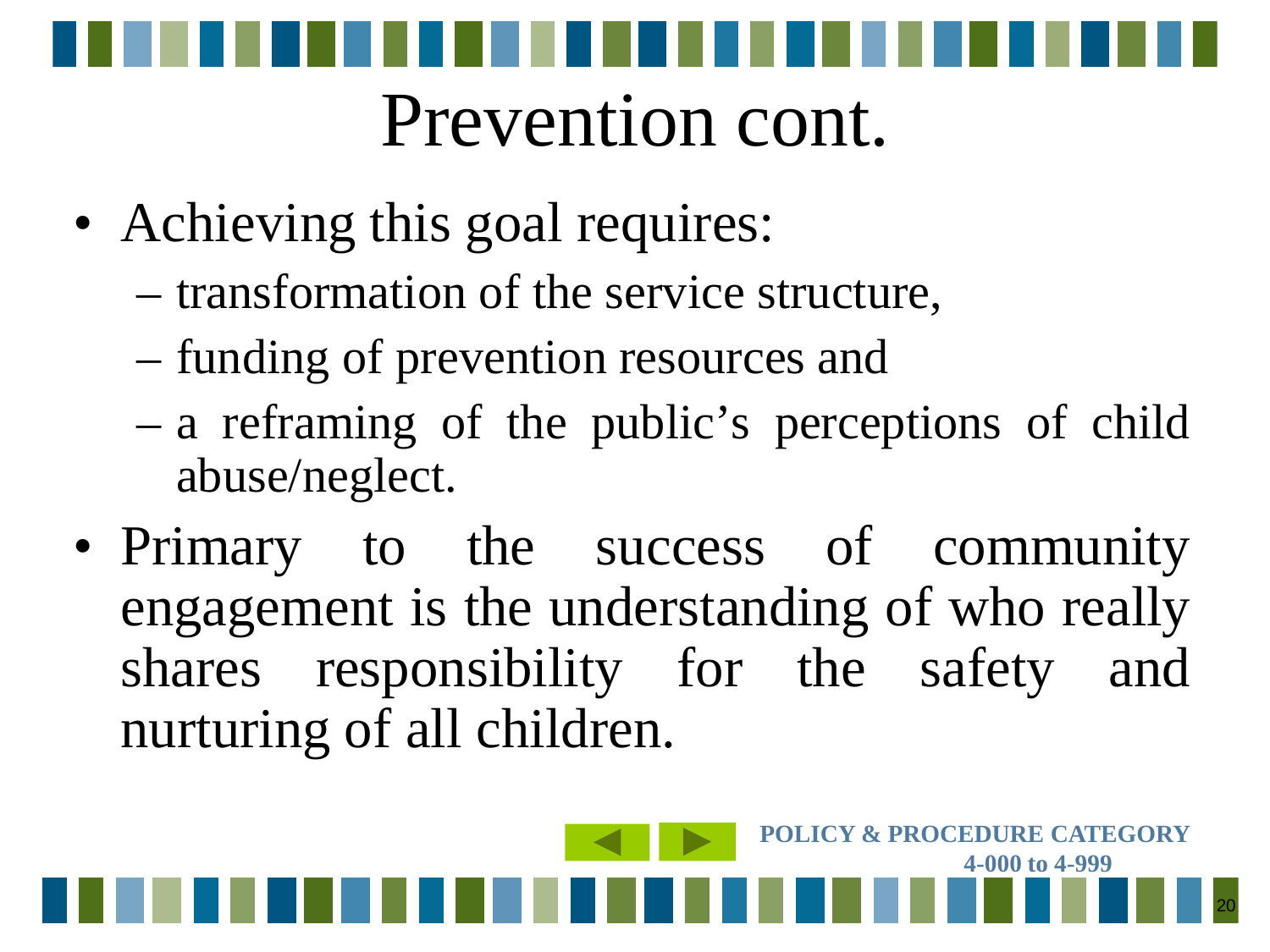# Prevention cont.

- Achieving this goal requires:
  - transformation of the service structure,
  - funding of prevention resources and
  - a reframing of the public's perceptions of child abuse/neglect.
- Primary to the success of community engagement is the understanding of who really shares responsibility for the safety and nurturing of all children.

**POLICY & PROCEDURE CATEGORY 4-000 to 4-999**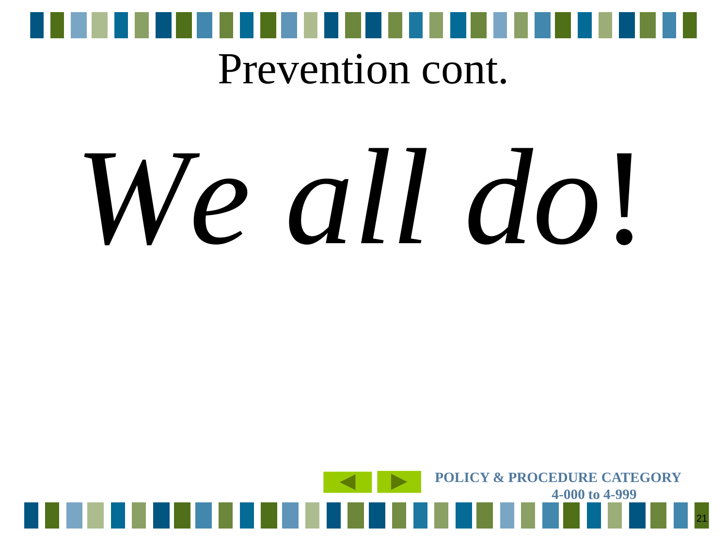# Prevention cont.

*We all do!*

POLICY & PROCEDURE CATEGORY
4-000 to 4-999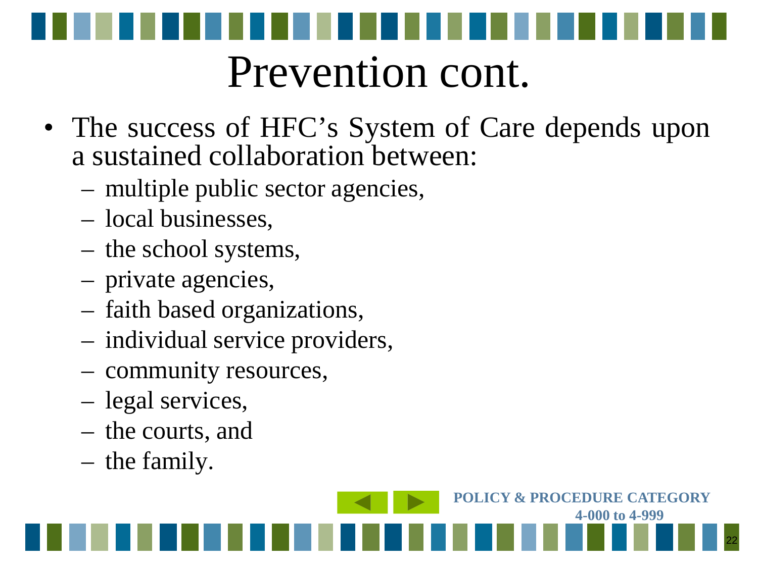# Prevention cont.

- The success of HFC’s System of Care depends upon a sustained collaboration between:
  - multiple public sector agencies,
  - local businesses,
  - the school systems,
  - private agencies,
  - faith based organizations,
  - individual service providers,
  - community resources,
  - legal services,
  - the courts, and
  - the family.

**POLICY & PROCEDURE CATEGORY 4-000 to 4-999**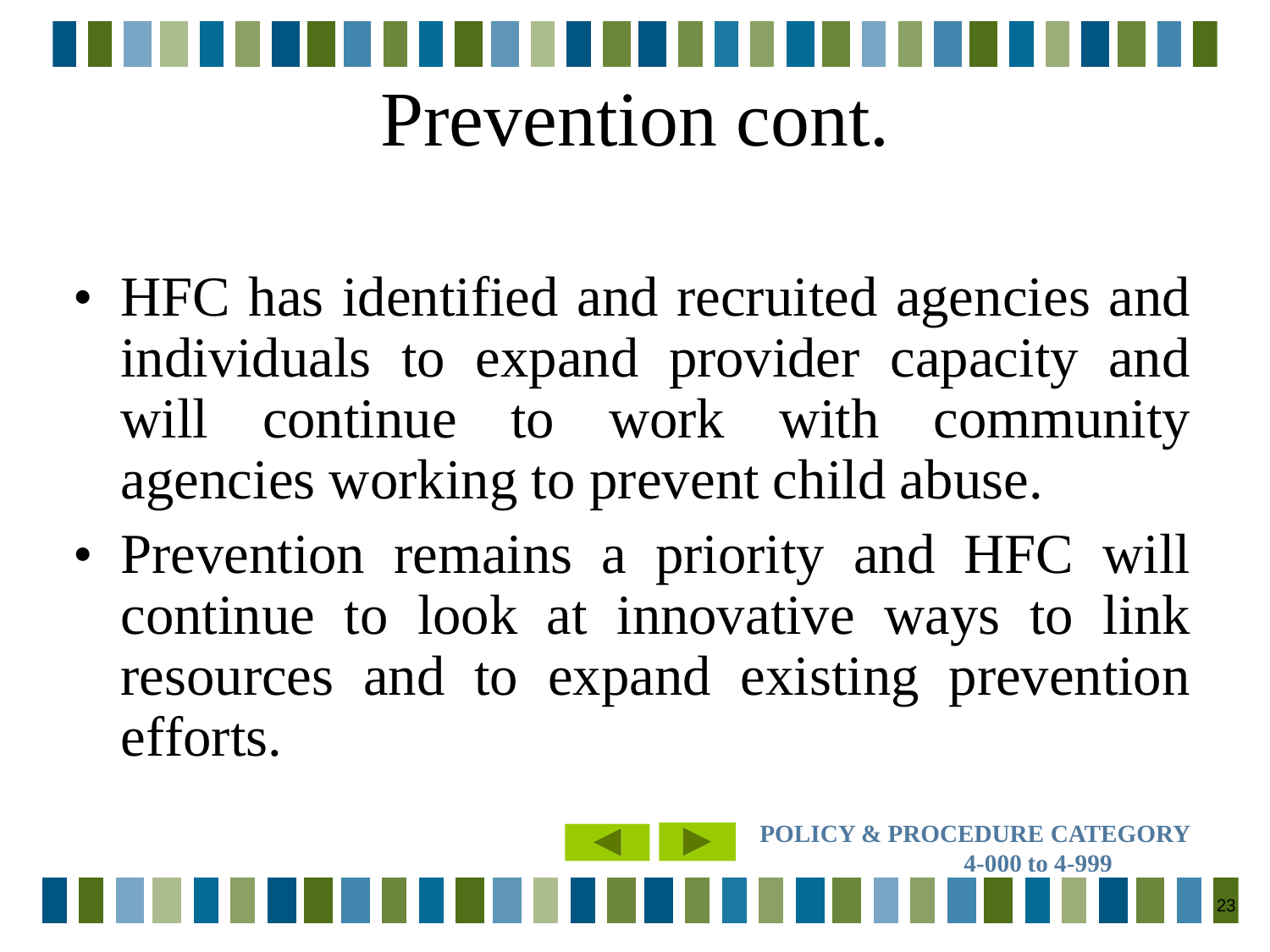# Prevention cont.

- HFC has identified and recruited agencies and individuals to expand provider capacity and will continue to work with community agencies working to prevent child abuse.
- Prevention remains a priority and HFC will continue to look at innovative ways to link resources and to expand existing prevention efforts.

**POLICY & PROCEDURE CATEGORY 4-000 to 4-999**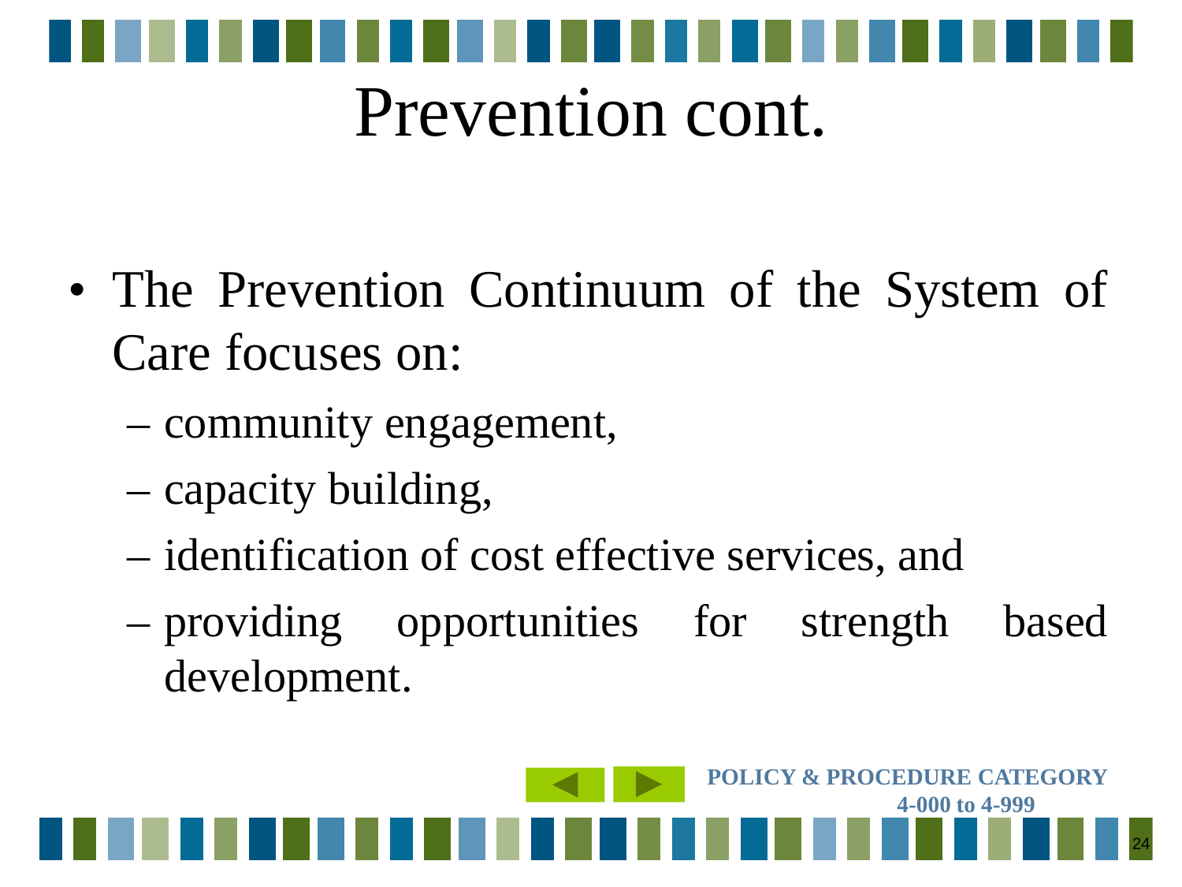# Prevention cont.

- The Prevention Continuum of the System of Care focuses on:
  - community engagement,
  - capacity building,
  - identification of cost effective services, and
  - providing opportunities for strength based development.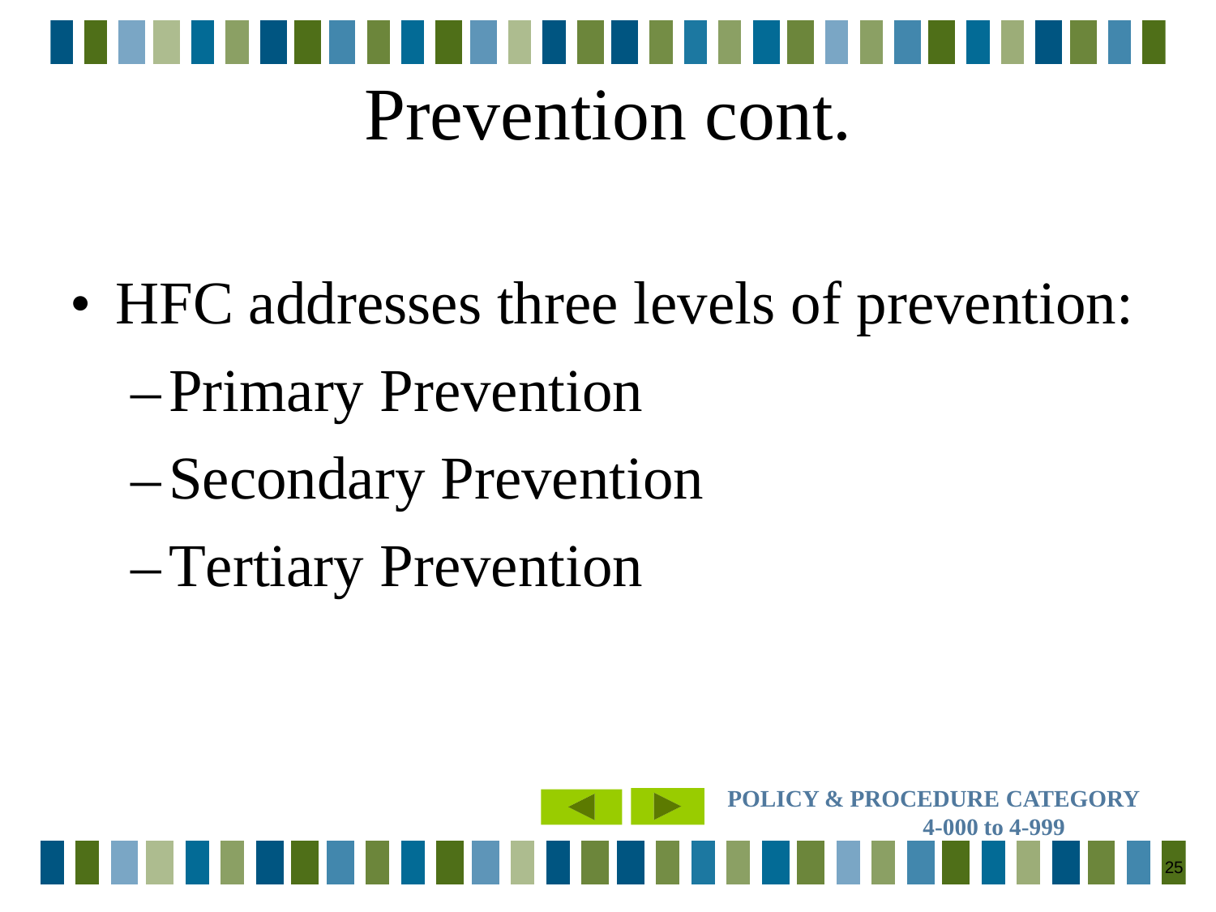# Prevention cont.

- HFC addresses three levels of prevention:
  - Primary Prevention
  - Secondary Prevention
  - Tertiary Prevention

**POLICY & PROCEDURE CATEGORY 4-000 to 4-999**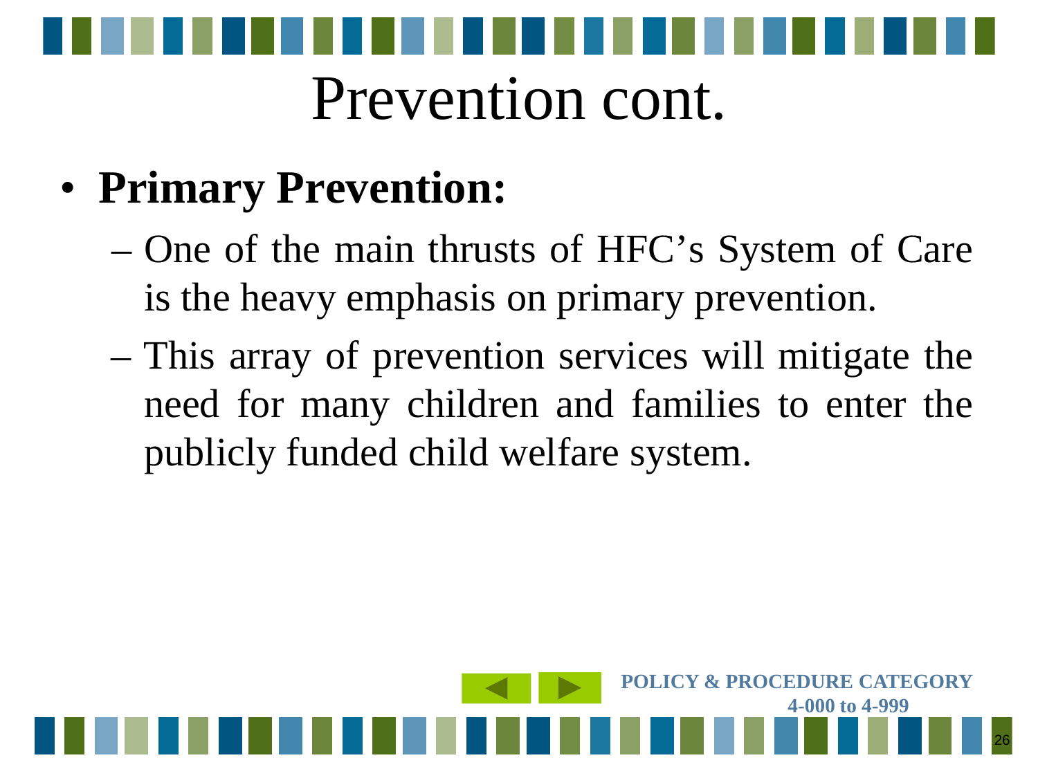# Prevention cont.

- **Primary Prevention:**
  - One of the main thrusts of HFC's System of Care is the heavy emphasis on primary prevention.
  - This array of prevention services will mitigate the need for many children and families to enter the publicly funded child welfare system.

**POLICY & PROCEDURE CATEGORY 4-000 to 4-999**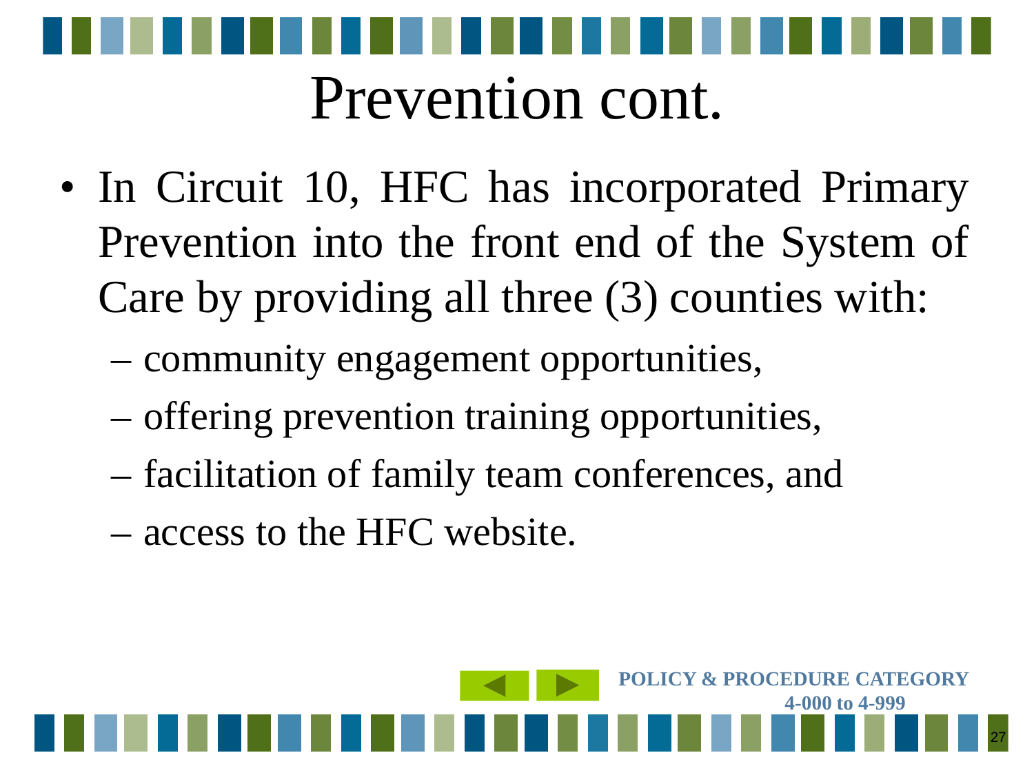# Prevention cont.

- In Circuit 10, HFC has incorporated Primary Prevention into the front end of the System of Care by providing all three (3) counties with:
  - community engagement opportunities,
  - offering prevention training opportunities,
  - facilitation of family team conferences, and
  - access to the HFC website.

**POLICY & PROCEDURE CATEGORY 4-000 to 4-999**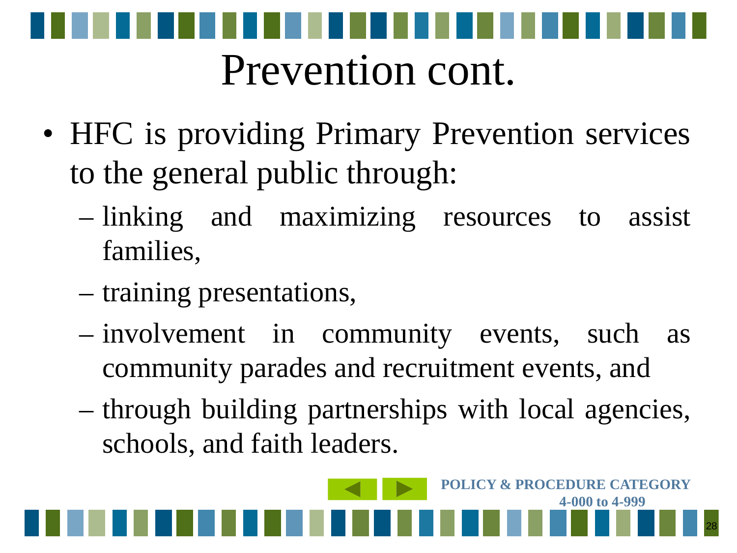# Prevention cont.

- HFC is providing Primary Prevention services to the general public through:
  - linking and maximizing resources to assist families,
  - training presentations,
  - involvement in community events, such as community parades and recruitment events, and
  - through building partnerships with local agencies, schools, and faith leaders.

**POLICY & PROCEDURE CATEGORY 4-000 to 4-999**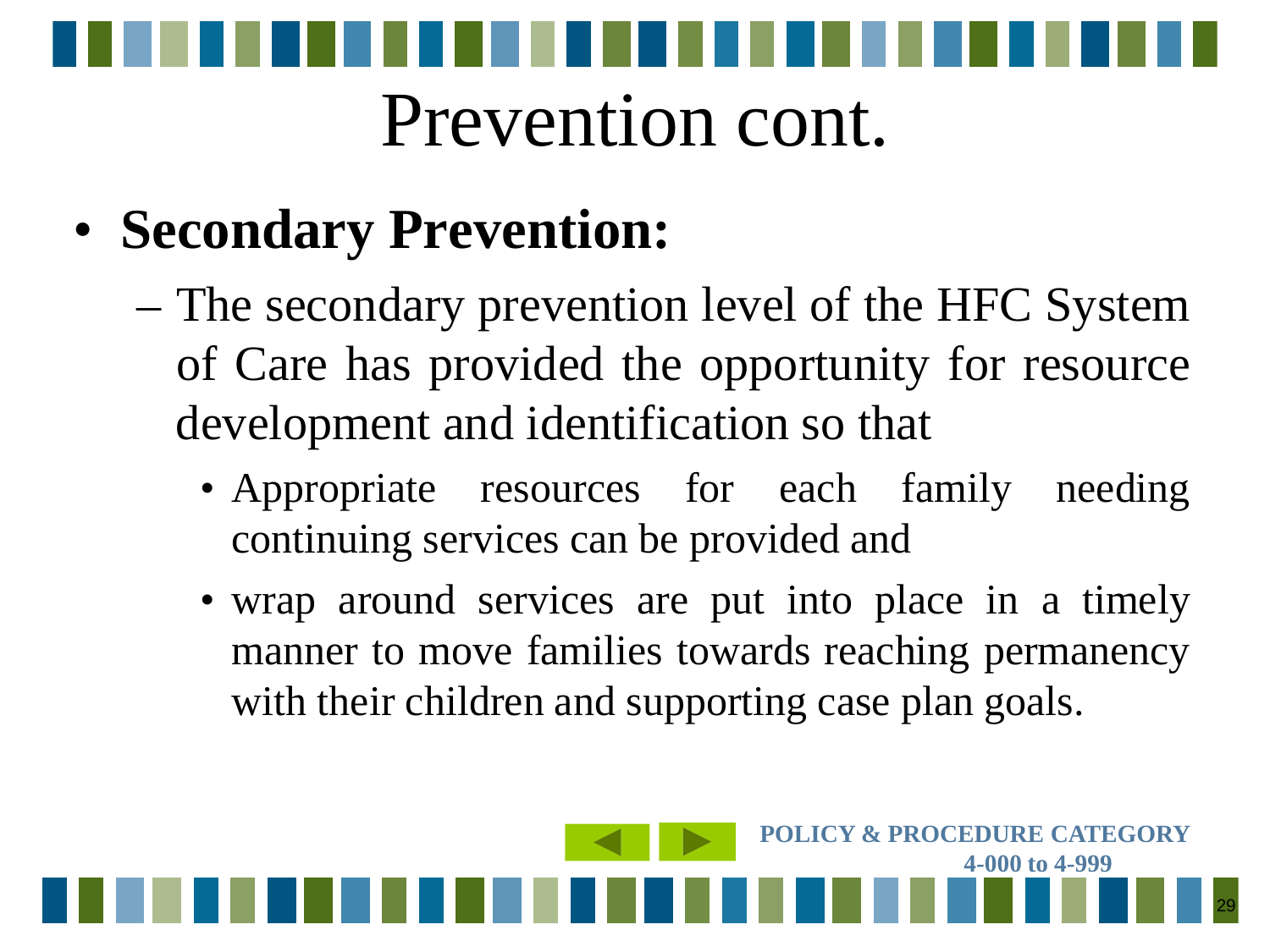# Prevention cont.

- **Secondary Prevention:**
  - The secondary prevention level of the HFC System of Care has provided the opportunity for resource development and identification so that
    - Appropriate resources for each family needing continuing services can be provided and
    - wrap around services are put into place in a timely manner to move families towards reaching permanency with their children and supporting case plan goals.

POLICY & PROCEDURE CATEGORY 4-000 to 4-999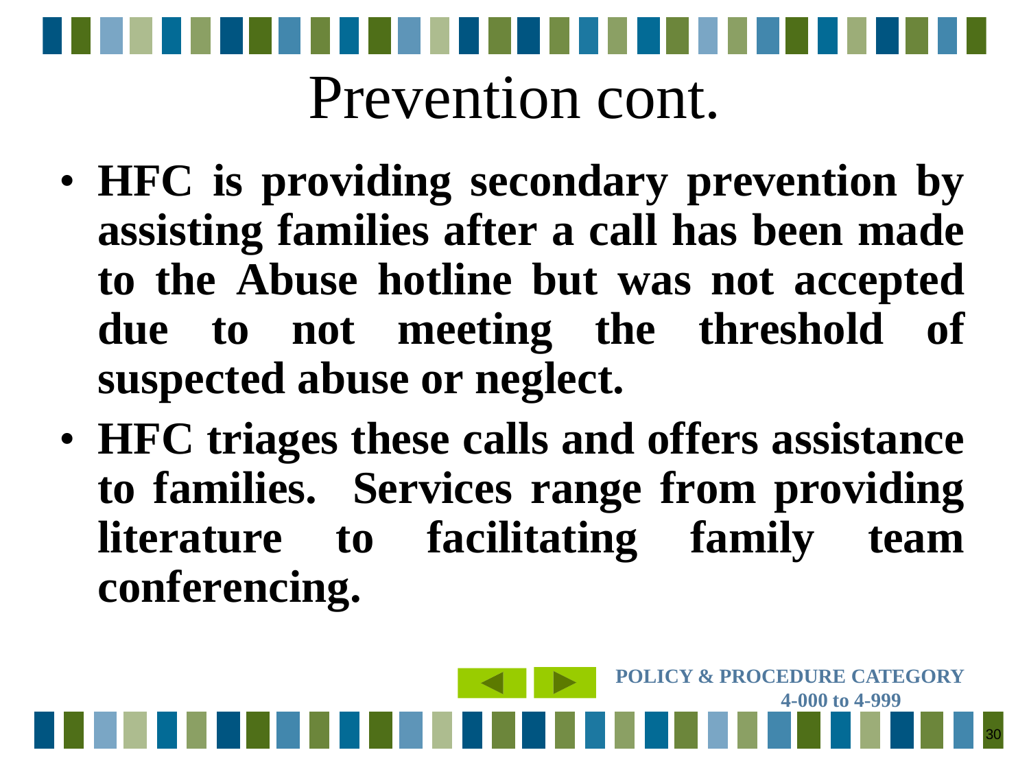# Prevention cont.

- **HFC is providing secondary prevention by assisting families after a call has been made to the Abuse hotline but was not accepted due to not meeting the threshold of suspected abuse or neglect.**
- **HFC triages these calls and offers assistance to families. Services range from providing literature to facilitating family team conferencing.**

**POLICY & PROCEDURE CATEGORY 4-000 to 4-999**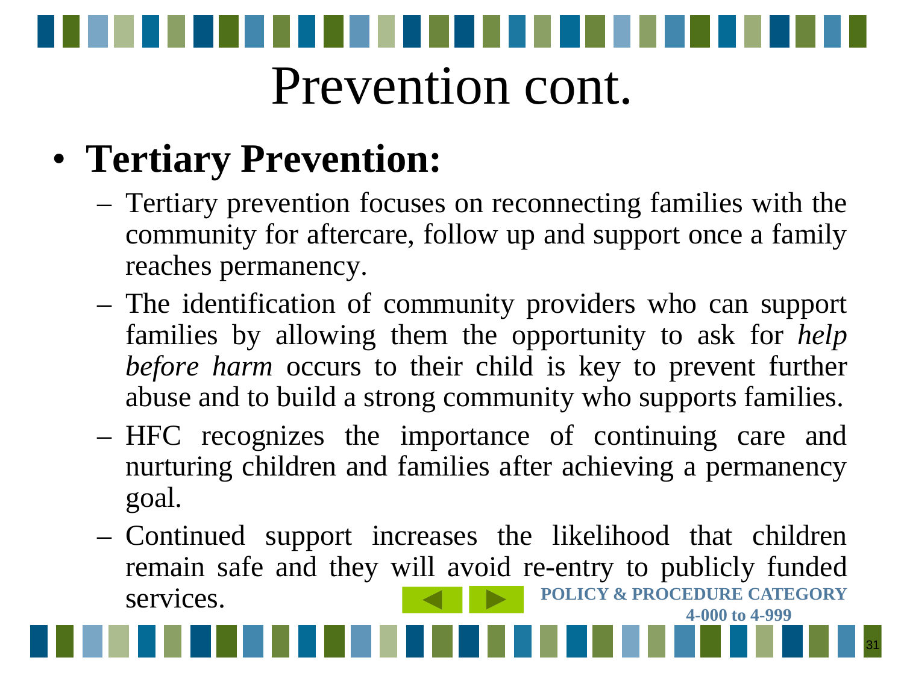# Prevention cont.

- **Tertiary Prevention:**
  - Tertiary prevention focuses on reconnecting families with the community for aftercare, follow up and support once a family reaches permanency.
  - The identification of community providers who can support families by allowing them the opportunity to ask for *help before harm* occurs to their child is key to prevent further abuse and to build a strong community who supports families.
  - HFC recognizes the importance of continuing care and nurturing children and families after achieving a permanency goal.
  - Continued support increases the likelihood that children remain safe and they will avoid re-entry to publicly funded services.

**POLICY & PROCEDURE CATEGORY 4-000 to 4-999**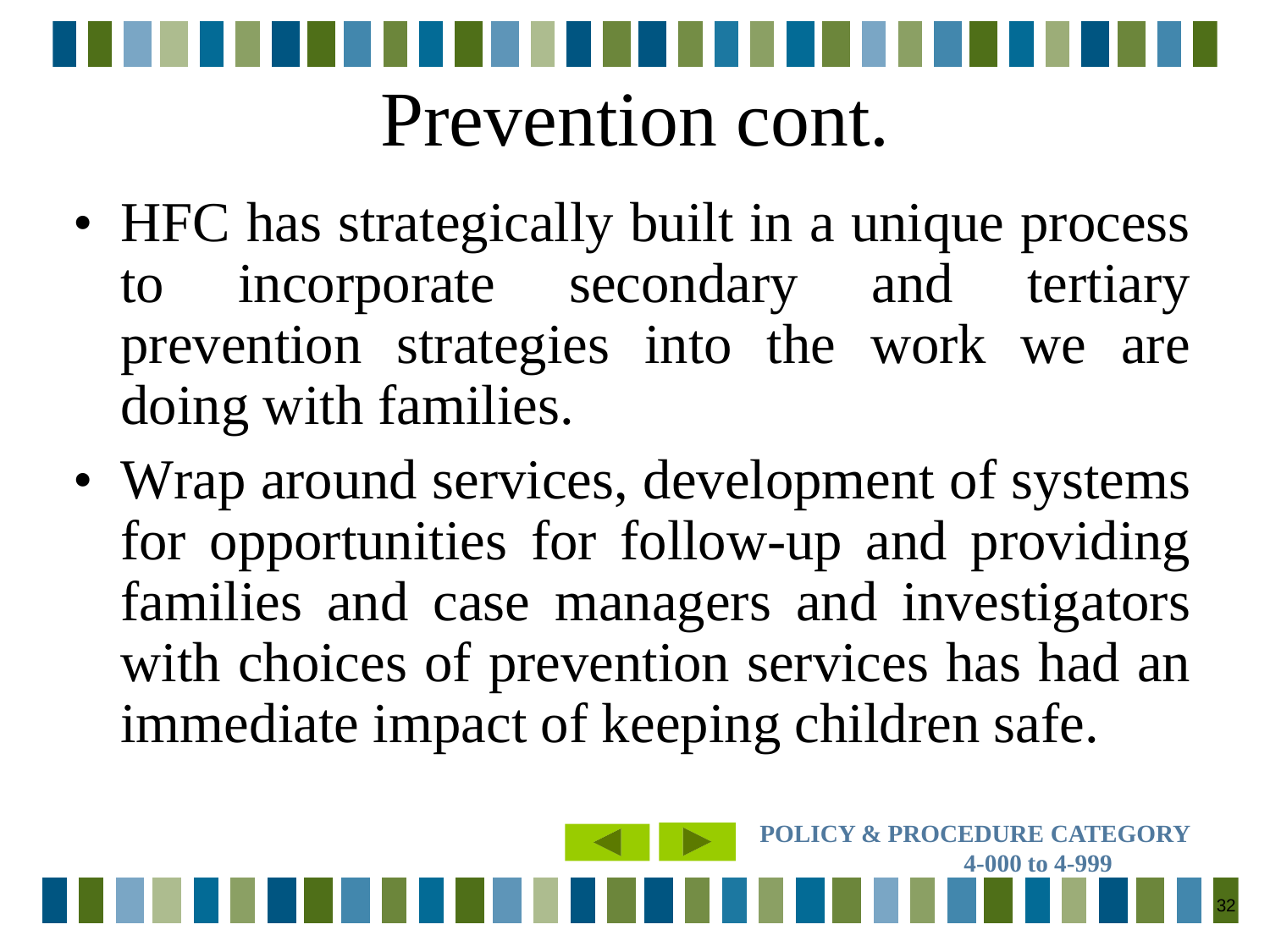# Prevention cont.

- HFC has strategically built in a unique process to incorporate secondary and tertiary prevention strategies into the work we are doing with families.
- Wrap around services, development of systems for opportunities for follow-up and providing families and case managers and investigators with choices of prevention services has had an immediate impact of keeping children safe.

**POLICY & PROCEDURE CATEGORY 4-000 to 4-999**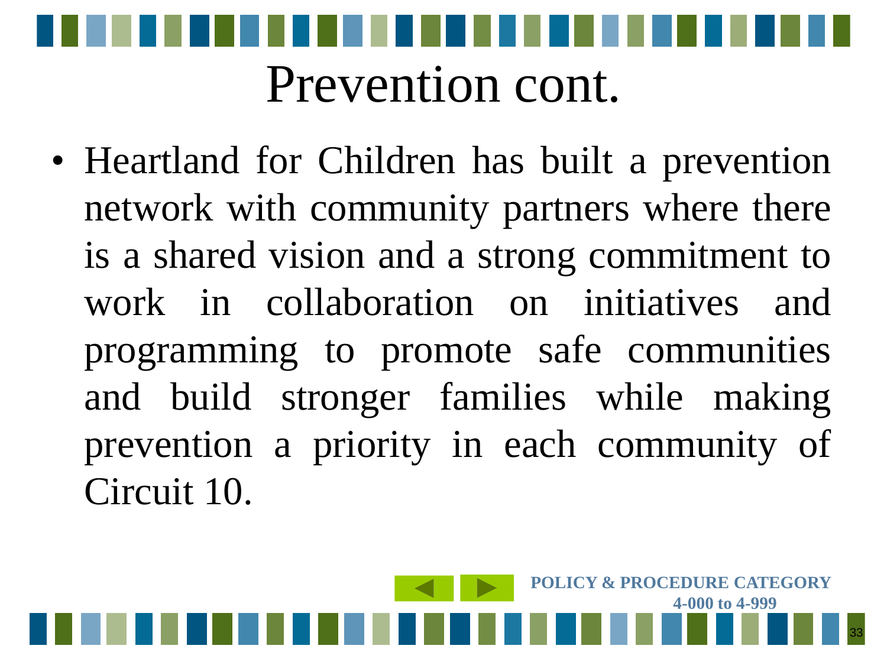# Prevention cont.

- Heartland for Children has built a prevention network with community partners where there is a shared vision and a strong commitment to work in collaboration on initiatives and programming to promote safe communities and build stronger families while making prevention a priority in each community of Circuit 10.

**POLICY & PROCEDURE CATEGORY 4-000 to 4-999**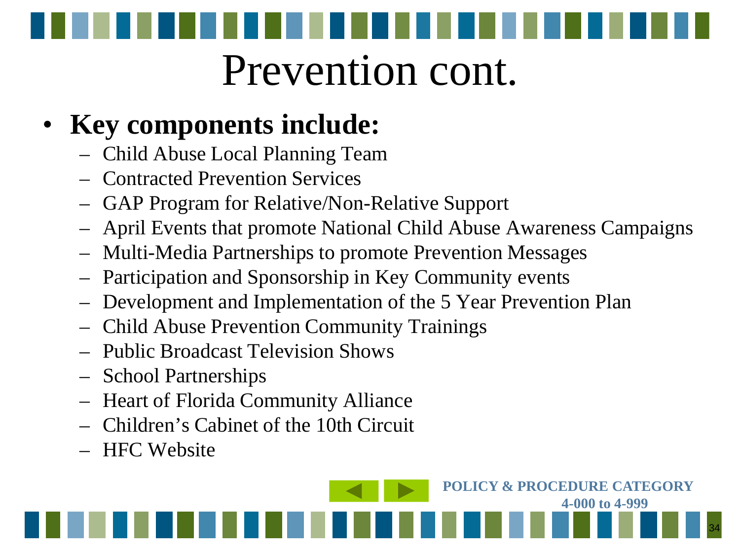# Prevention cont.

- **Key components include:**
  - Child Abuse Local Planning Team
  - Contracted Prevention Services
  - GAP Program for Relative/Non-Relative Support
  - April Events that promote National Child Abuse Awareness Campaigns
  - Multi-Media Partnerships to promote Prevention Messages
  - Participation and Sponsorship in Key Community events
  - Development and Implementation of the 5 Year Prevention Plan
  - Child Abuse Prevention Community Trainings
  - Public Broadcast Television Shows
  - School Partnerships
  - Heart of Florida Community Alliance
  - Children's Cabinet of the 10th Circuit
  - HFC Website

**POLICY & PROCEDURE CATEGORY 4-000 to 4-999**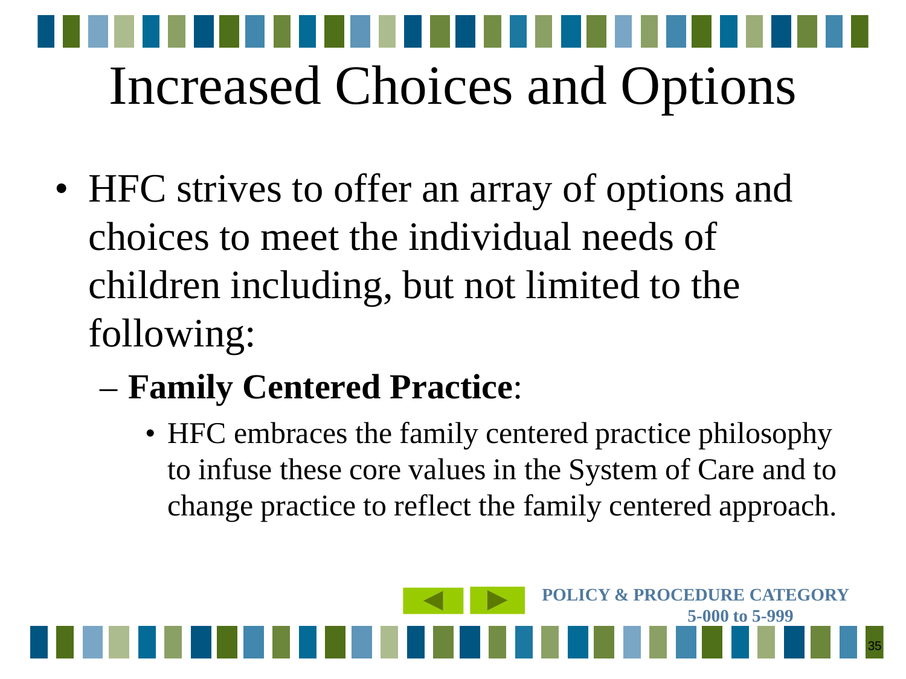# Increased Choices and Options

- HFC strives to offer an array of options and choices to meet the individual needs of children including, but not limited to the following:
  - **Family Centered Practice**:
    - HFC embraces the family centered practice philosophy to infuse these core values in the System of Care and to change practice to reflect the family centered approach.

POLICY & PROCEDURE CATEGORY
5-000 to 5-999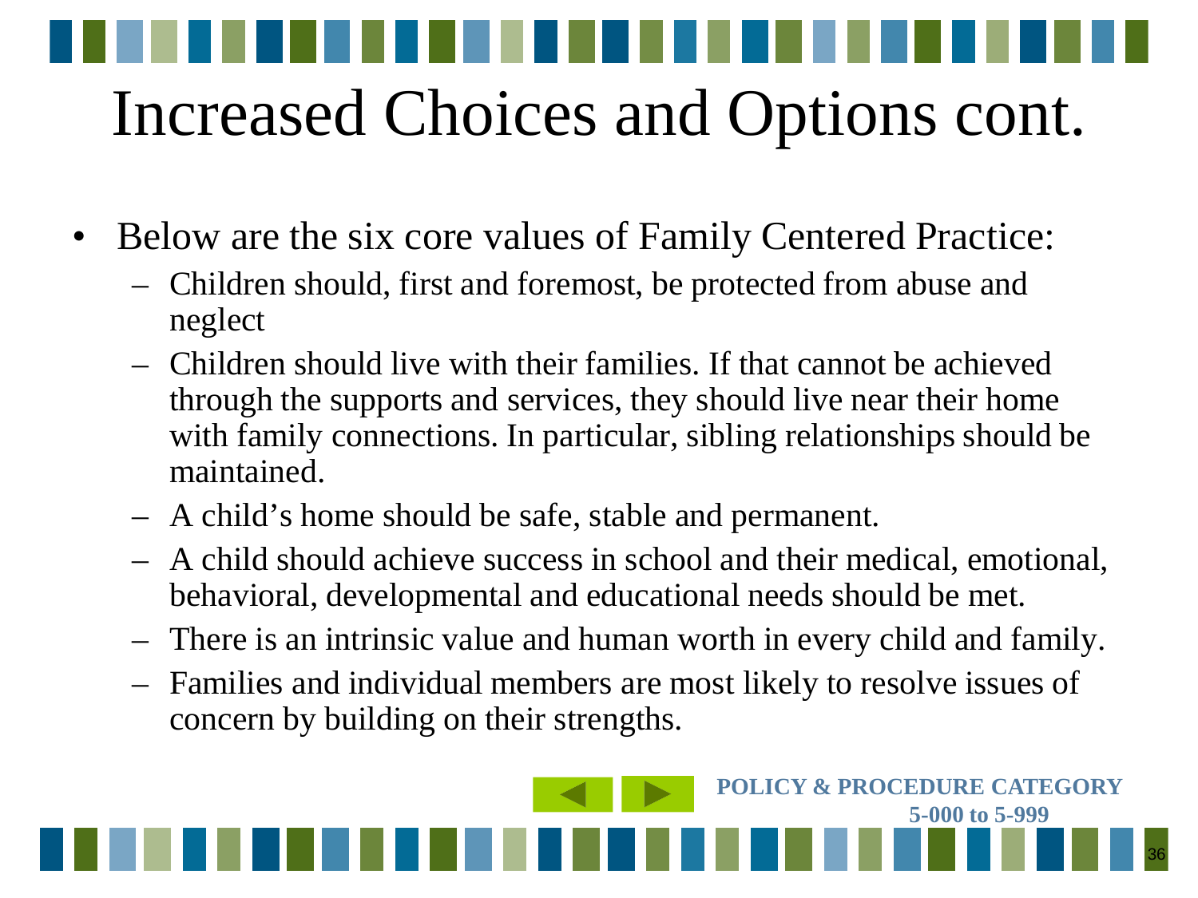# Increased Choices and Options cont.

- Below are the six core values of Family Centered Practice:
  - Children should, first and foremost, be protected from abuse and neglect
  - Children should live with their families. If that cannot be achieved through the supports and services, they should live near their home with family connections. In particular, sibling relationships should be maintained.
  - A child's home should be safe, stable and permanent.
  - A child should achieve success in school and their medical, emotional, behavioral, developmental and educational needs should be met.
  - There is an intrinsic value and human worth in every child and family.
  - Families and individual members are most likely to resolve issues of concern by building on their strengths.

**POLICY & PROCEDURE CATEGORY 5-000 to 5-999**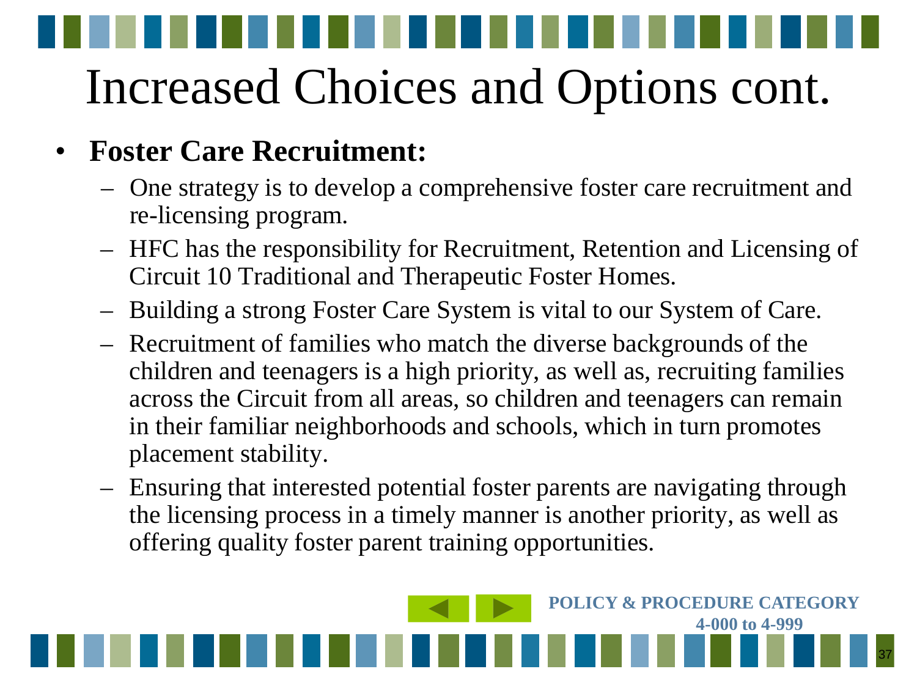# Increased Choices and Options cont.

- **Foster Care Recruitment:**
  - One strategy is to develop a comprehensive foster care recruitment and re-licensing program.
  - HFC has the responsibility for Recruitment, Retention and Licensing of Circuit 10 Traditional and Therapeutic Foster Homes.
  - Building a strong Foster Care System is vital to our System of Care.
  - Recruitment of families who match the diverse backgrounds of the children and teenagers is a high priority, as well as, recruiting families across the Circuit from all areas, so children and teenagers can remain in their familiar neighborhoods and schools, which in turn promotes placement stability.
  - Ensuring that interested potential foster parents are navigating through the licensing process in a timely manner is another priority, as well as offering quality foster parent training opportunities.

**POLICY & PROCEDURE CATEGORY 4-000 to 4-999**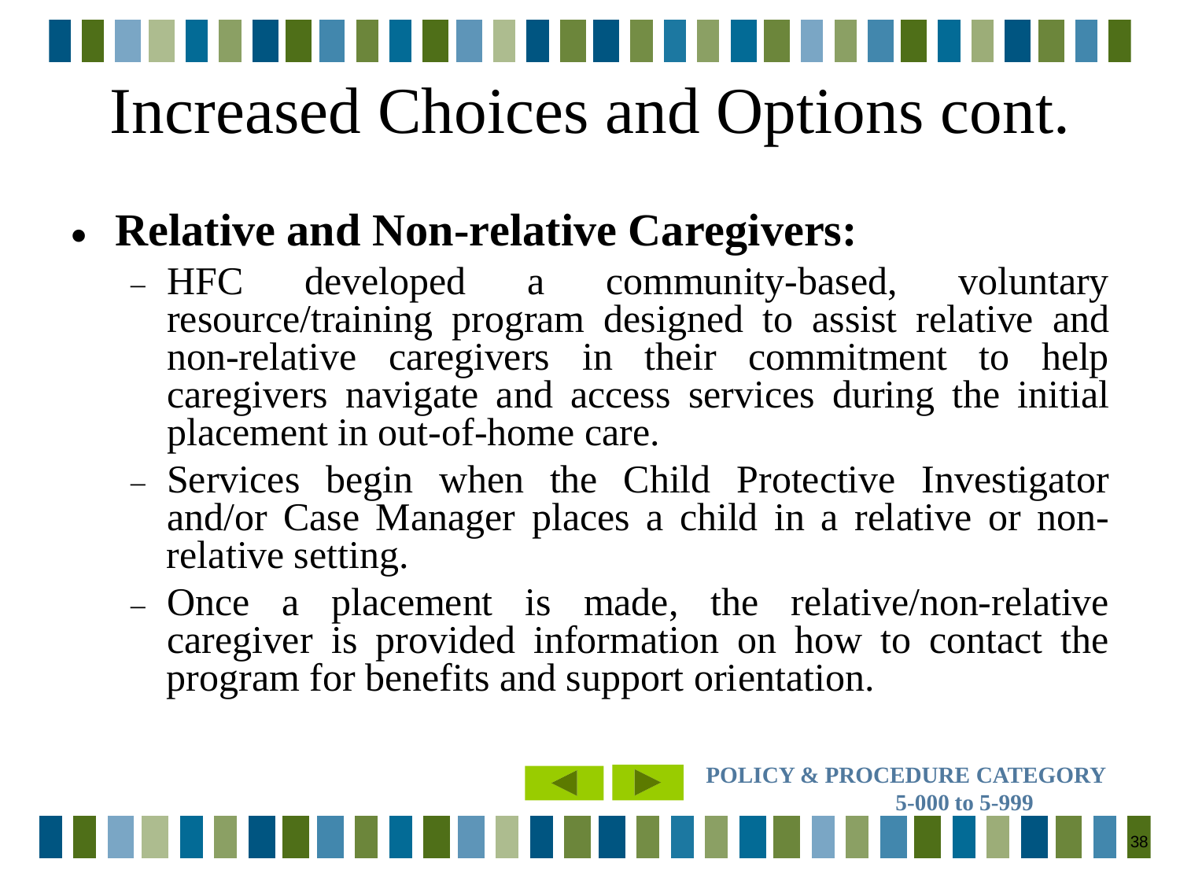# Increased Choices and Options cont.

- **Relative and Non-relative Caregivers:**
  - HFC developed a community-based, voluntary resource/training program designed to assist relative and non-relative caregivers in their commitment to help caregivers navigate and access services during the initial placement in out-of-home care.
  - Services begin when the Child Protective Investigator and/or Case Manager places a child in a relative or non-relative setting.
  - Once a placement is made, the relative/non-relative caregiver is provided information on how to contact the program for benefits and support orientation.

**POLICY & PROCEDURE CATEGORY 5-000 to 5-999**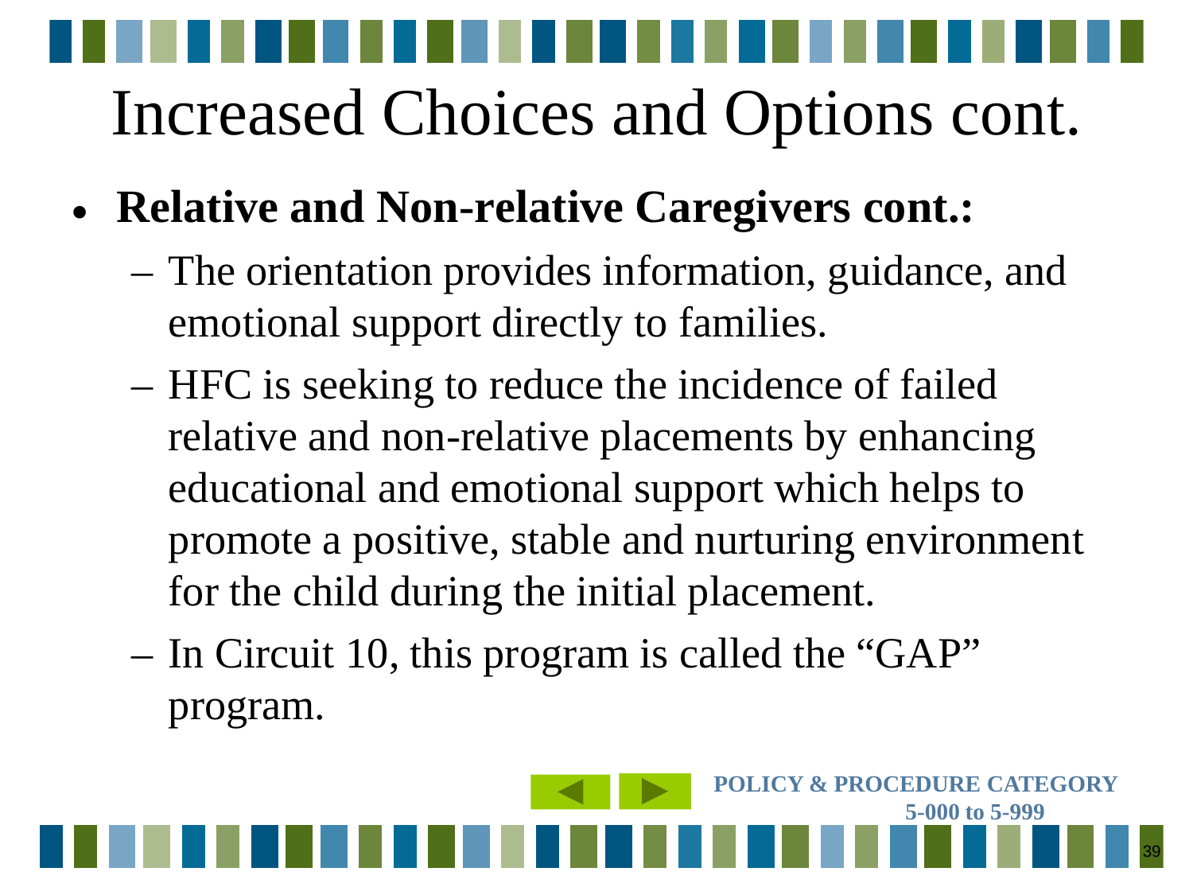# Increased Choices and Options cont.

- **Relative and Non-relative Caregivers cont.:**
  - The orientation provides information, guidance, and emotional support directly to families.
  - HFC is seeking to reduce the incidence of failed relative and non-relative placements by enhancing educational and emotional support which helps to promote a positive, stable and nurturing environment for the child during the initial placement.
  - In Circuit 10, this program is called the "GAP" program.

**POLICY & PROCEDURE CATEGORY 5-000 to 5-999**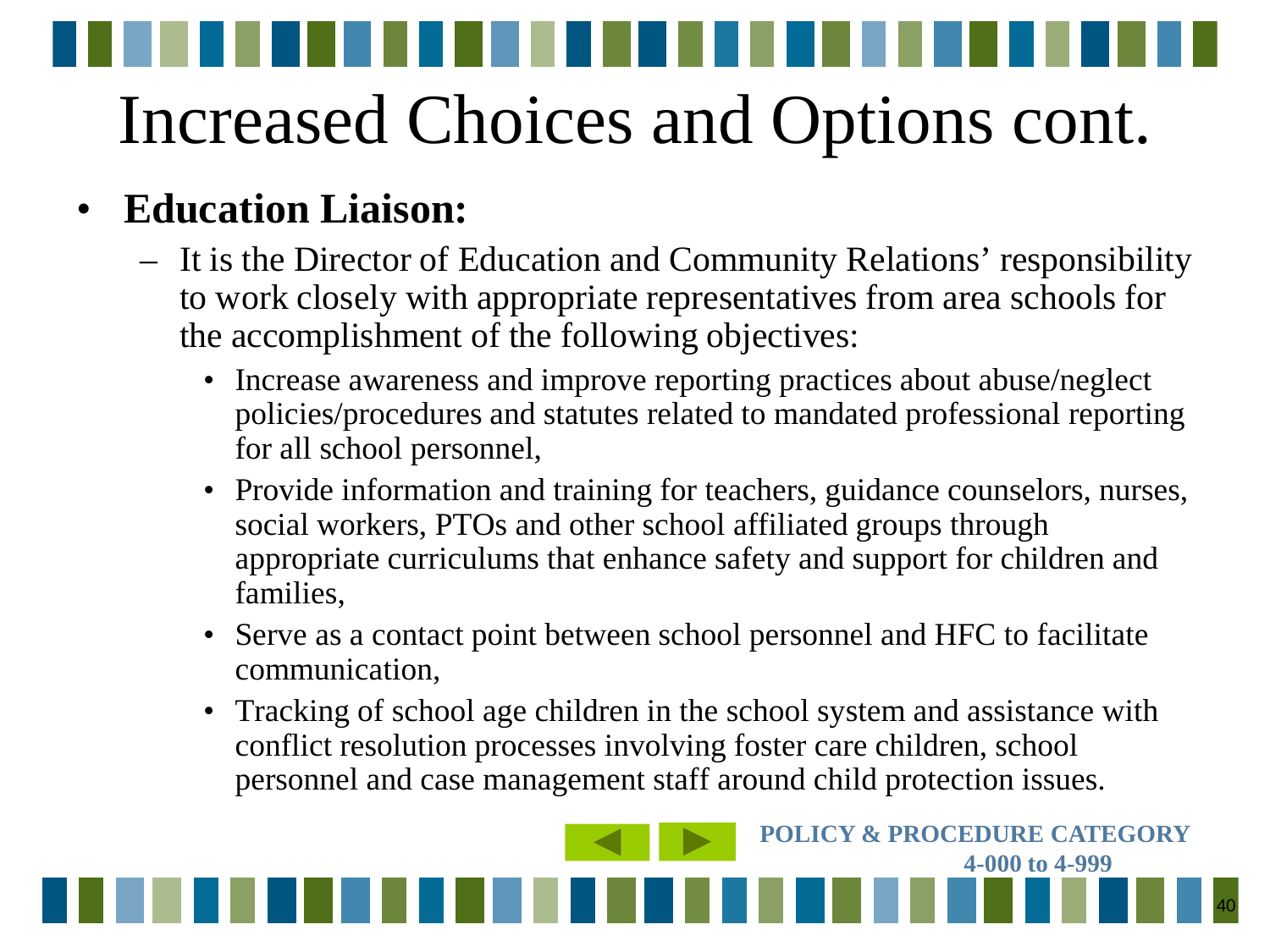# Increased Choices and Options cont.

- **Education Liaison:**
  - It is the Director of Education and Community Relations' responsibility to work closely with appropriate representatives from area schools for the accomplishment of the following objectives:
    - Increase awareness and improve reporting practices about abuse/neglect policies/procedures and statutes related to mandated professional reporting for all school personnel,
    - Provide information and training for teachers, guidance counselors, nurses, social workers, PTOs and other school affiliated groups through appropriate curriculums that enhance safety and support for children and families,
    - Serve as a contact point between school personnel and HFC to facilitate communication,
    - Tracking of school age children in the school system and assistance with conflict resolution processes involving foster care children, school personnel and case management staff around child protection issues.

**POLICY & PROCEDURE CATEGORY 4-000 to 4-999**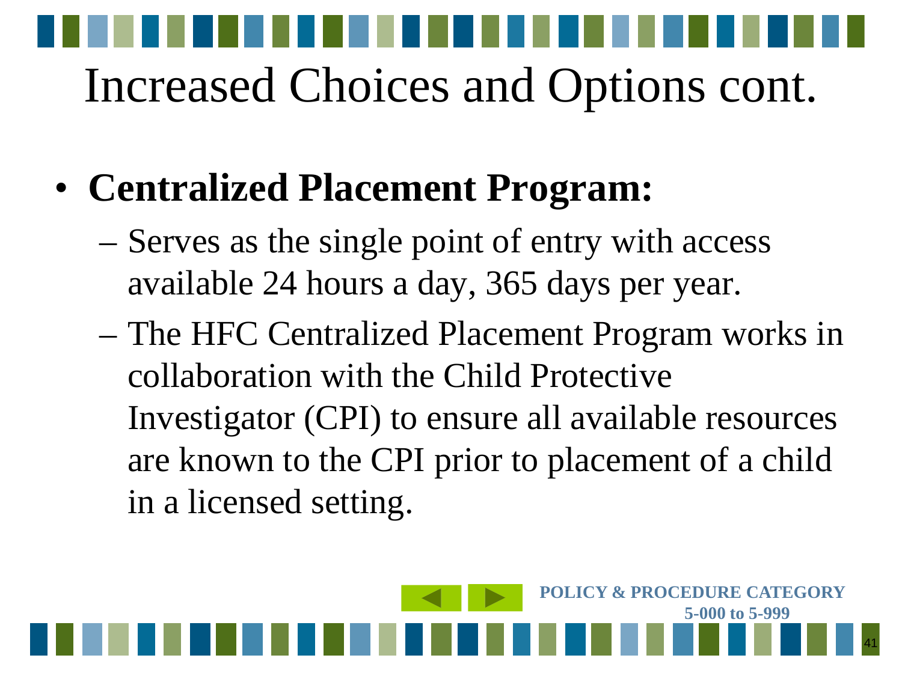# Increased Choices and Options cont.

- **Centralized Placement Program:**
  - Serves as the single point of entry with access available 24 hours a day, 365 days per year.
  - The HFC Centralized Placement Program works in collaboration with the Child Protective Investigator (CPI) to ensure all available resources are known to the CPI prior to placement of a child in a licensed setting.

POLICY & PROCEDURE CATEGORY 5-000 to 5-999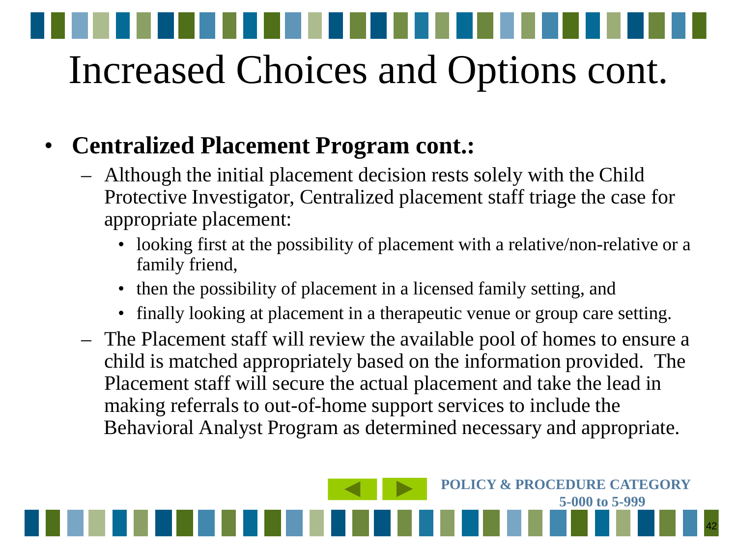# Increased Choices and Options cont.

- **Centralized Placement Program cont.:**
  - Although the initial placement decision rests solely with the Child Protective Investigator, Centralized placement staff triage the case for appropriate placement:
    - looking first at the possibility of placement with a relative/non-relative or a family friend,
    - then the possibility of placement in a licensed family setting, and
    - finally looking at placement in a therapeutic venue or group care setting.
  - The Placement staff will review the available pool of homes to ensure a child is matched appropriately based on the information provided. The Placement staff will secure the actual placement and take the lead in making referrals to out-of-home support services to include the Behavioral Analyst Program as determined necessary and appropriate.

**POLICY & PROCEDURE CATEGORY 5-000 to 5-999**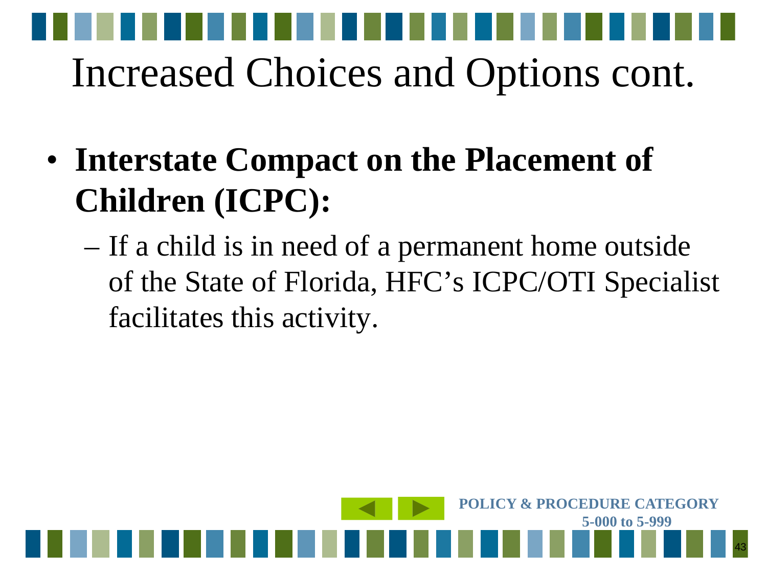# Increased Choices and Options cont.

- **Interstate Compact on the Placement of Children (ICPC):**
  - If a child is in need of a permanent home outside of the State of Florida, HFC's ICPC/OTI Specialist facilitates this activity.

**POLICY & PROCEDURE CATEGORY 5-000 to 5-999**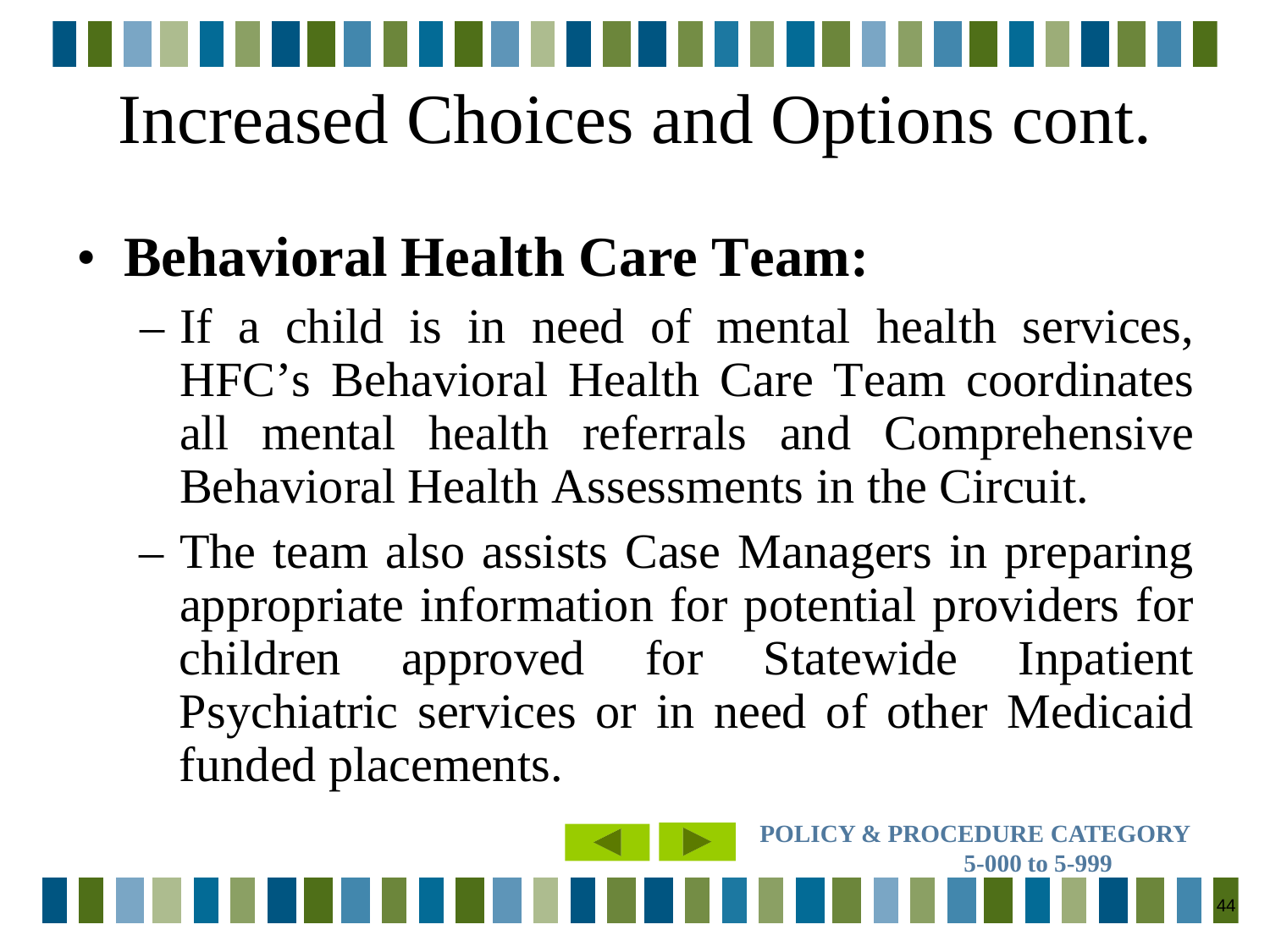# Increased Choices and Options cont.

- **Behavioral Health Care Team:**
  - If a child is in need of mental health services, HFC's Behavioral Health Care Team coordinates all mental health referrals and Comprehensive Behavioral Health Assessments in the Circuit.
  - The team also assists Case Managers in preparing appropriate information for potential providers for children approved for Statewide Inpatient Psychiatric services or in need of other Medicaid funded placements.

**POLICY & PROCEDURE CATEGORY 5-000 to 5-999**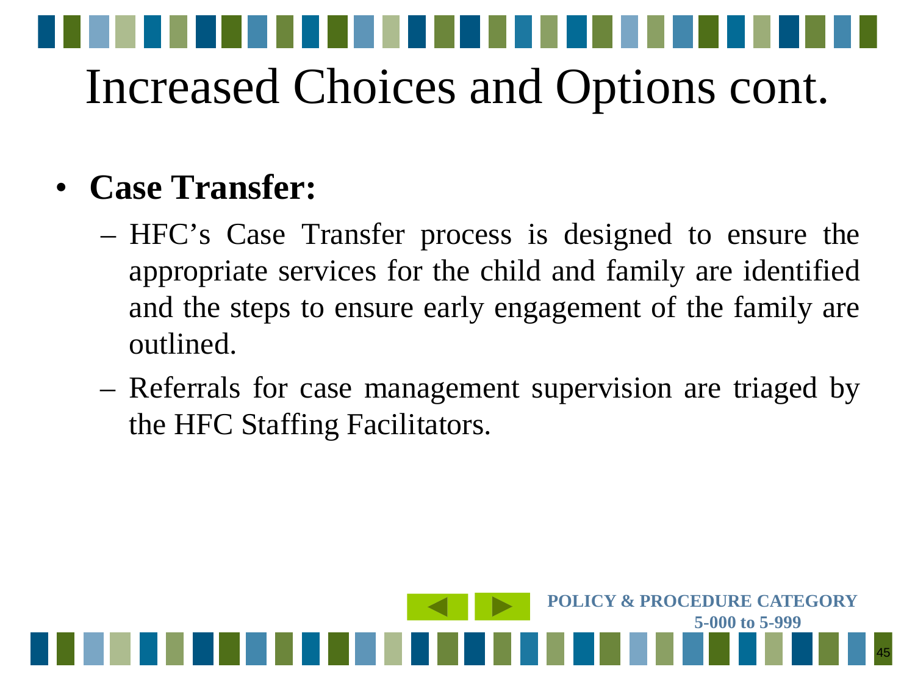# Increased Choices and Options cont.

- **Case Transfer:**
  - HFC's Case Transfer process is designed to ensure the appropriate services for the child and family are identified and the steps to ensure early engagement of the family are outlined.
  - Referrals for case management supervision are triaged by the HFC Staffing Facilitators.

POLICY & PROCEDURE CATEGORY 5-000 to 5-999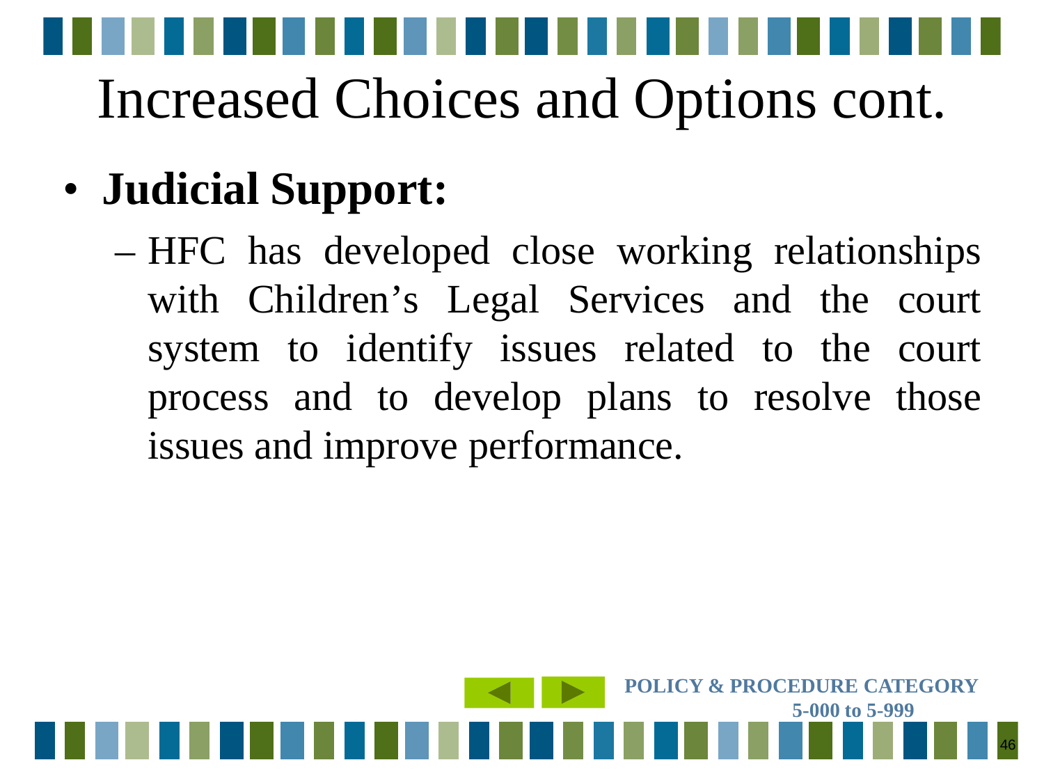# Increased Choices and Options cont.

- **Judicial Support:**
  - HFC has developed close working relationships with Children's Legal Services and the court system to identify issues related to the court process and to develop plans to resolve those issues and improve performance.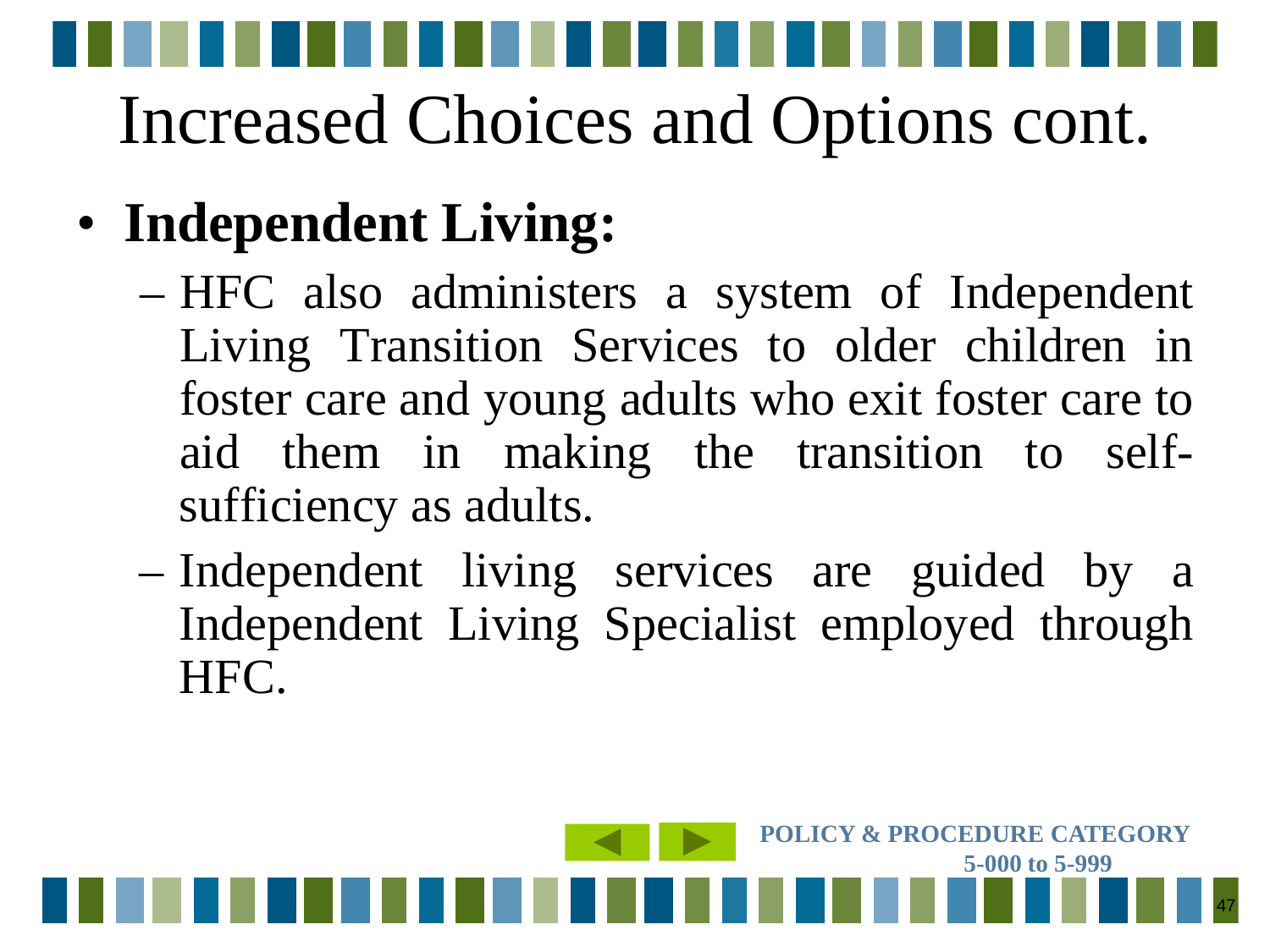# Increased Choices and Options cont.

- **Independent Living:**
  - HFC also administers a system of Independent Living Transition Services to older children in foster care and young adults who exit foster care to aid them in making the transition to self-sufficiency as adults.
  - Independent living services are guided by a Independent Living Specialist employed through HFC.

**POLICY & PROCEDURE CATEGORY 5-000 to 5-999**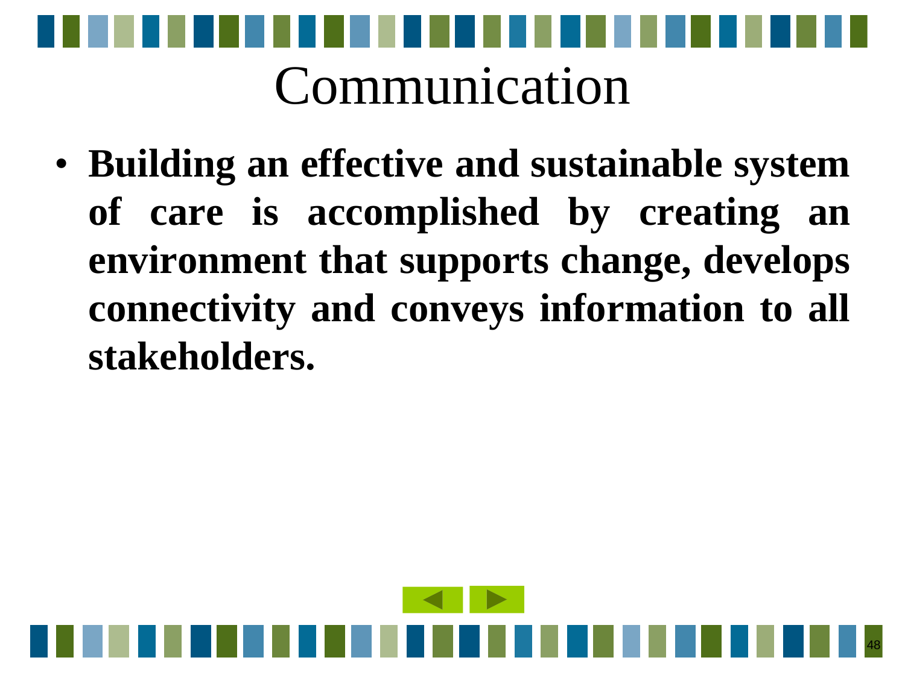# Communication

- **Building an effective and sustainable system of care is accomplished by creating an environment that supports change, develops connectivity and conveys information to all stakeholders.**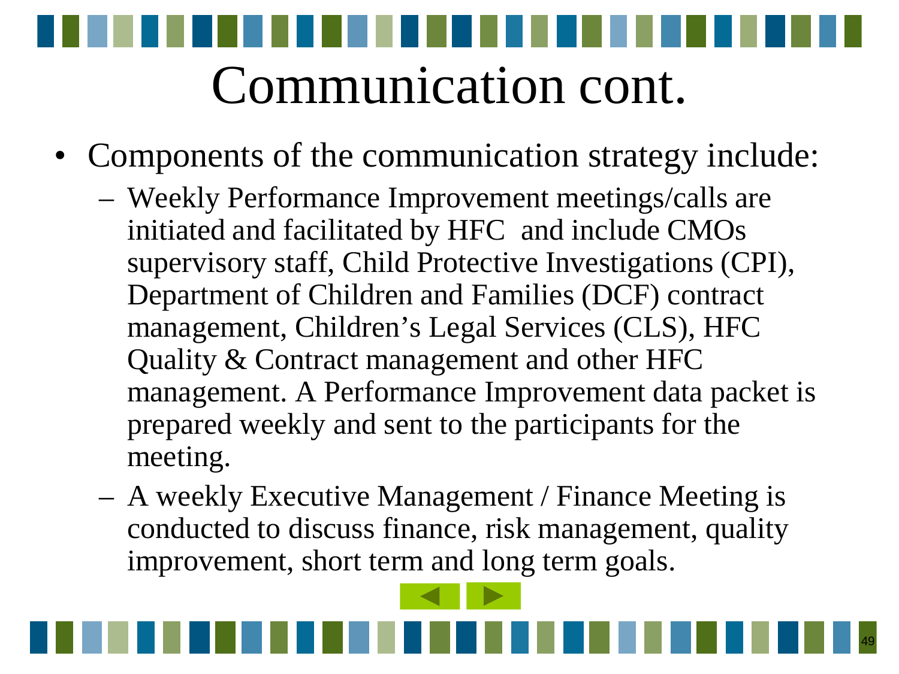# Communication cont.

- Components of the communication strategy include:
  - Weekly Performance Improvement meetings/calls are initiated and facilitated by HFC and include CMOs supervisory staff, Child Protective Investigations (CPI), Department of Children and Families (DCF) contract management, Children's Legal Services (CLS), HFC Quality & Contract management and other HFC management. A Performance Improvement data packet is prepared weekly and sent to the participants for the meeting.
  - A weekly Executive Management / Finance Meeting is conducted to discuss finance, risk management, quality improvement, short term and long term goals.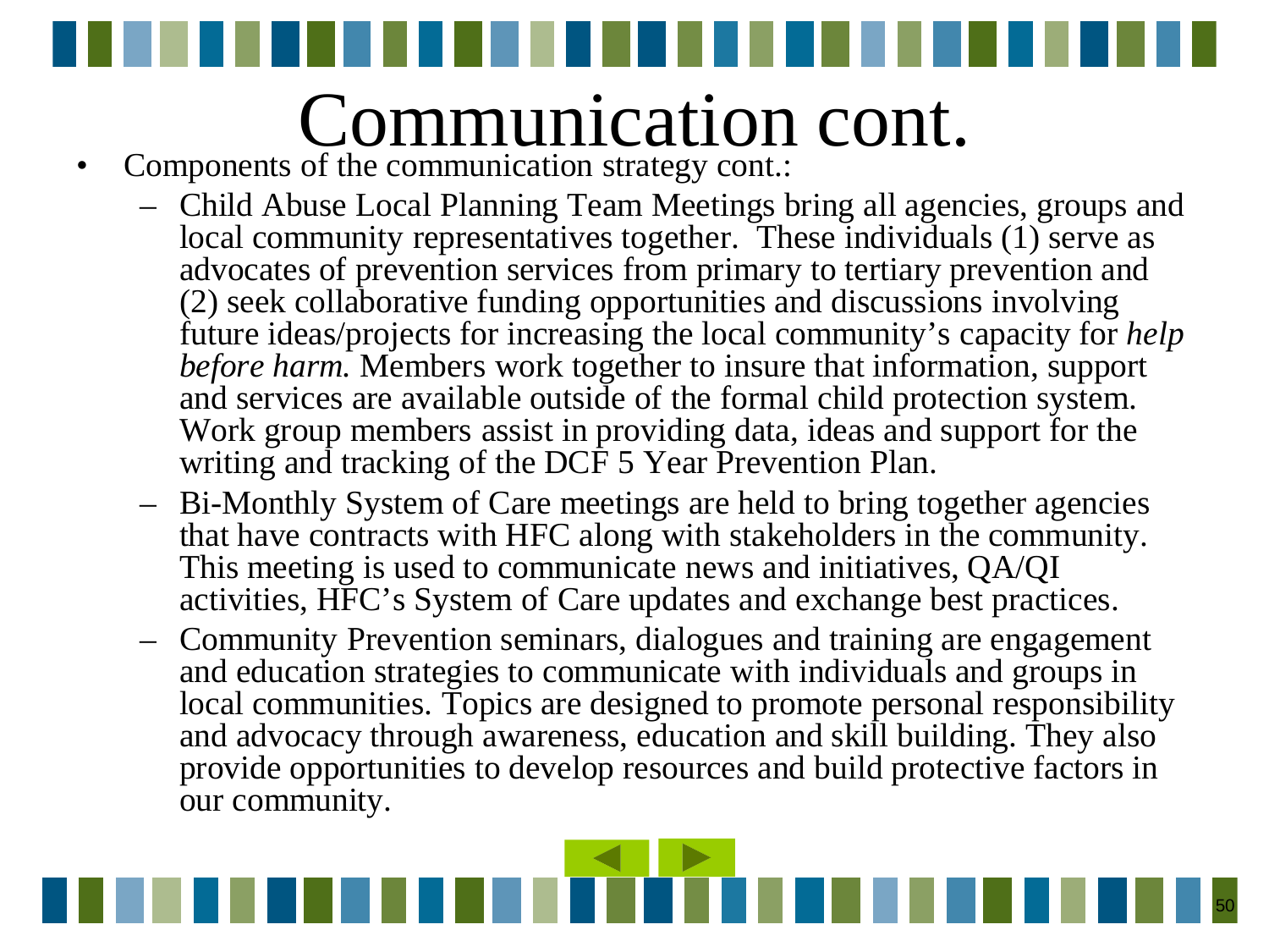# Communication cont.

- Components of the communication strategy cont.:
  - Child Abuse Local Planning Team Meetings bring all agencies, groups and local community representatives together. These individuals (1) serve as advocates of prevention services from primary to tertiary prevention and (2) seek collaborative funding opportunities and discussions involving future ideas/projects for increasing the local community's capacity for *help before harm.* Members work together to insure that information, support and services are available outside of the formal child protection system. Work group members assist in providing data, ideas and support for the writing and tracking of the DCF 5 Year Prevention Plan.
  - Bi-Monthly System of Care meetings are held to bring together agencies that have contracts with HFC along with stakeholders in the community. This meeting is used to communicate news and initiatives, QA/QI activities, HFC's System of Care updates and exchange best practices.
  - Community Prevention seminars, dialogues and training are engagement and education strategies to communicate with individuals and groups in local communities. Topics are designed to promote personal responsibility and advocacy through awareness, education and skill building. They also provide opportunities to develop resources and build protective factors in our community.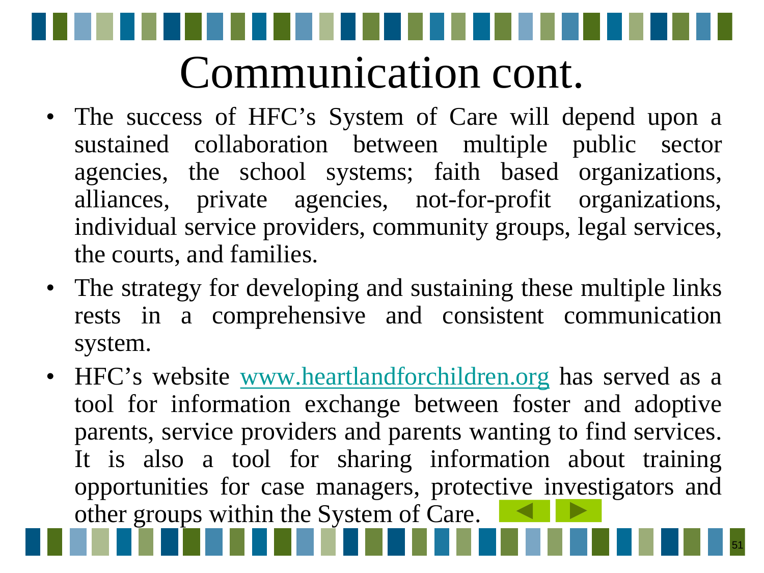# Communication cont.

- The success of HFC's System of Care will depend upon a sustained collaboration between multiple public sector agencies, the school systems; faith based organizations, alliances, private agencies, not-for-profit organizations, individual service providers, community groups, legal services, the courts, and families.
- The strategy for developing and sustaining these multiple links rests in a comprehensive and consistent communication system.
- HFC's website www.heartlandforchildren.org has served as a tool for information exchange between foster and adoptive parents, service providers and parents wanting to find services. It is also a tool for sharing information about training opportunities for case managers, protective investigators and other groups within the System of Care.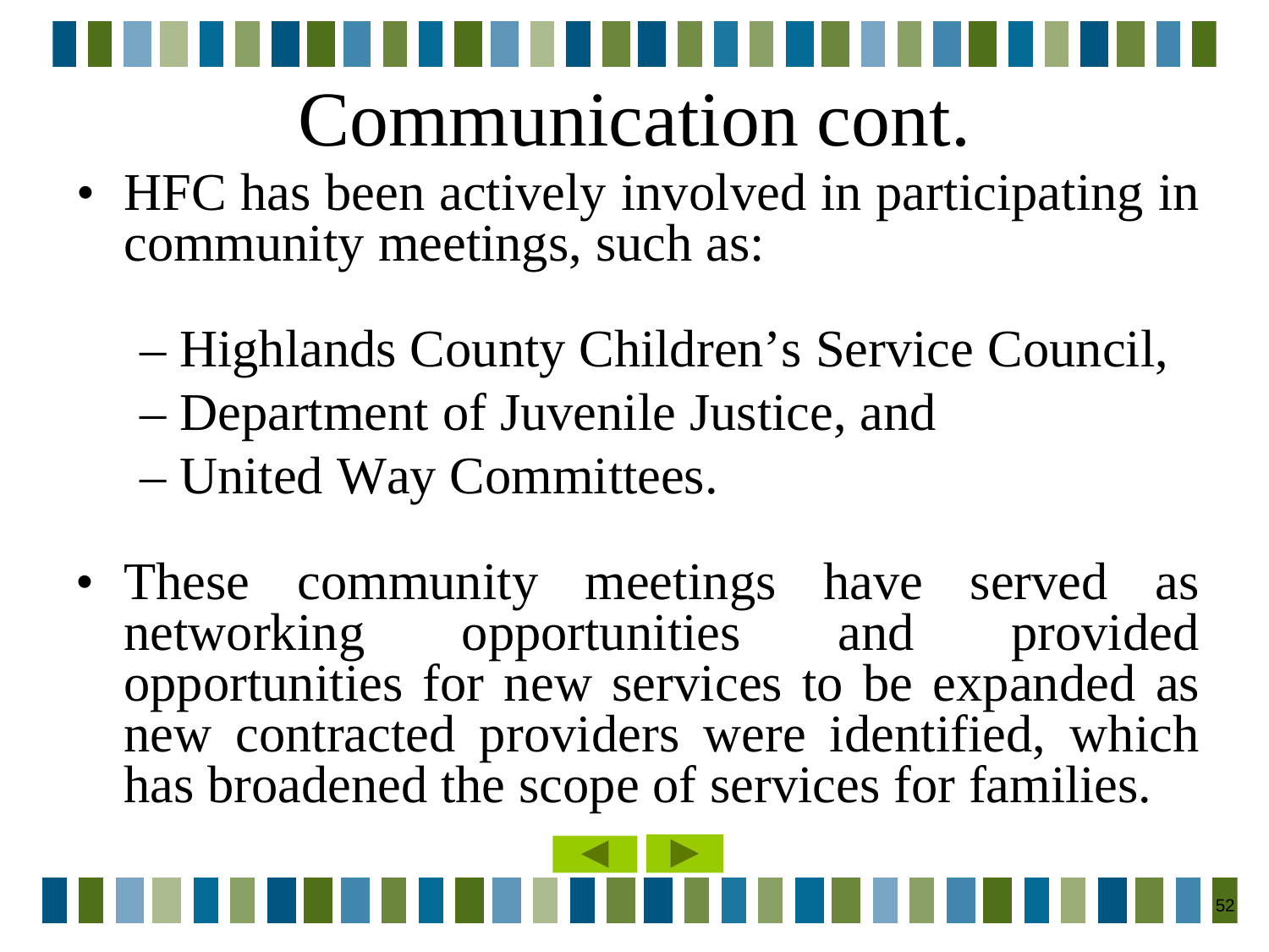# Communication cont.

- HFC has been actively involved in participating in community meetings, such as:
  - Highlands County Children's Service Council,
  - Department of Juvenile Justice, and
  - United Way Committees.
- These community meetings have served as networking opportunities and provided opportunities for new services to be expanded as new contracted providers were identified, which has broadened the scope of services for families.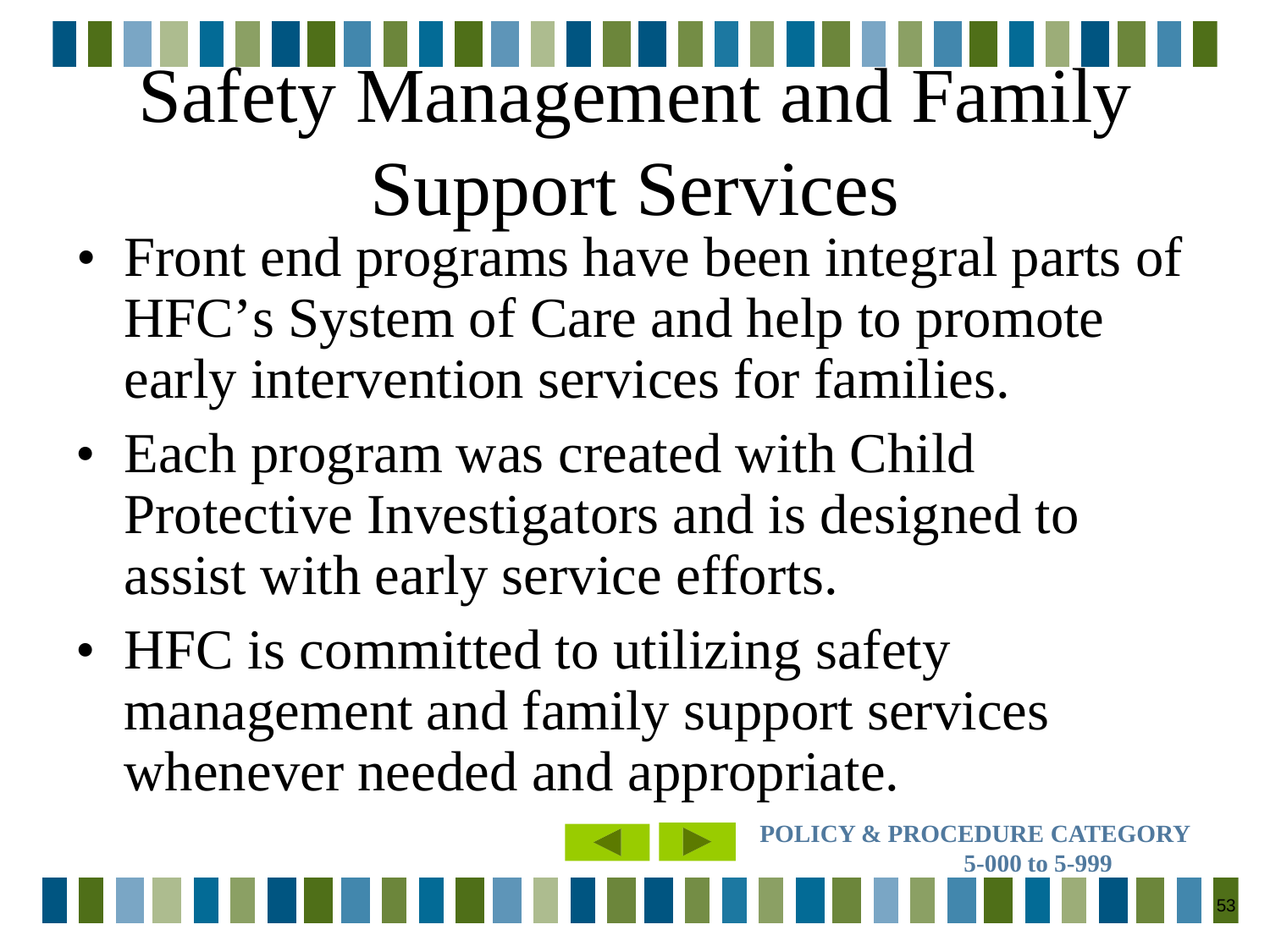# Safety Management and Family Support Services

- Front end programs have been integral parts of HFC's System of Care and help to promote early intervention services for families.
- Each program was created with Child Protective Investigators and is designed to assist with early service efforts.
- HFC is committed to utilizing safety management and family support services whenever needed and appropriate.

**POLICY & PROCEDURE CATEGORY 5-000 to 5-999**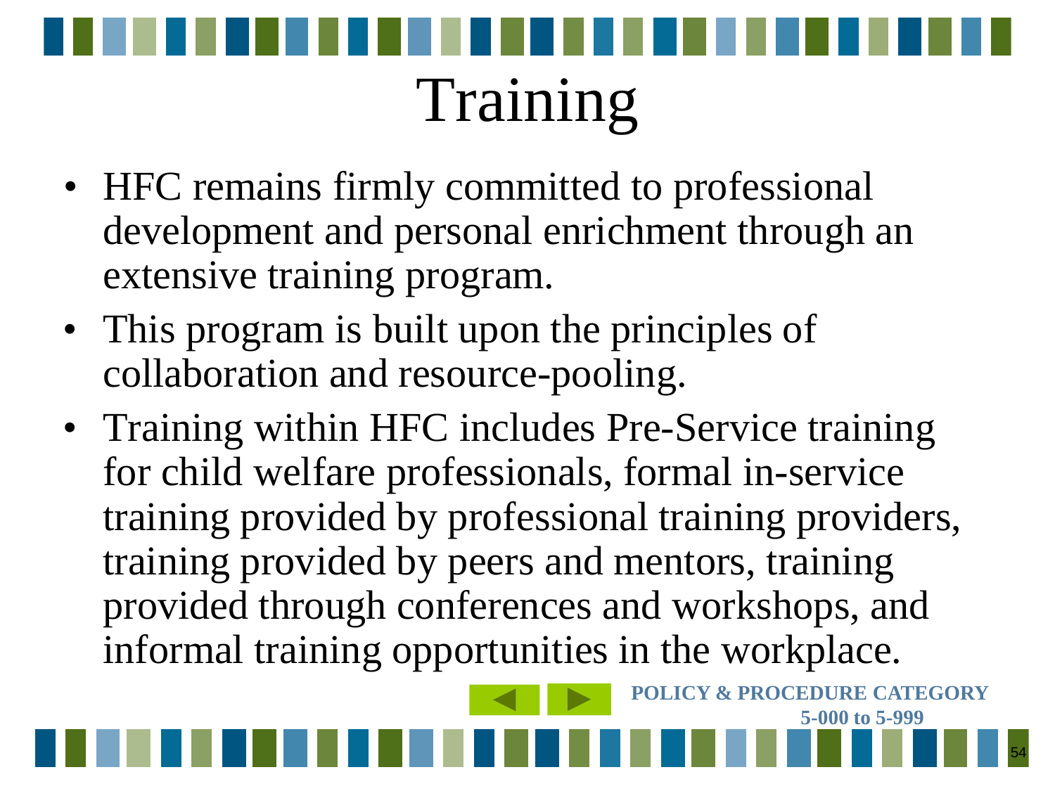# Training

- HFC remains firmly committed to professional development and personal enrichment through an extensive training program.
- This program is built upon the principles of collaboration and resource-pooling.
- Training within HFC includes Pre-Service training for child welfare professionals, formal in-service training provided by professional training providers, training provided by peers and mentors, training provided through conferences and workshops, and informal training opportunities in the workplace.

**POLICY & PROCEDURE CATEGORY 5-000 to 5-999**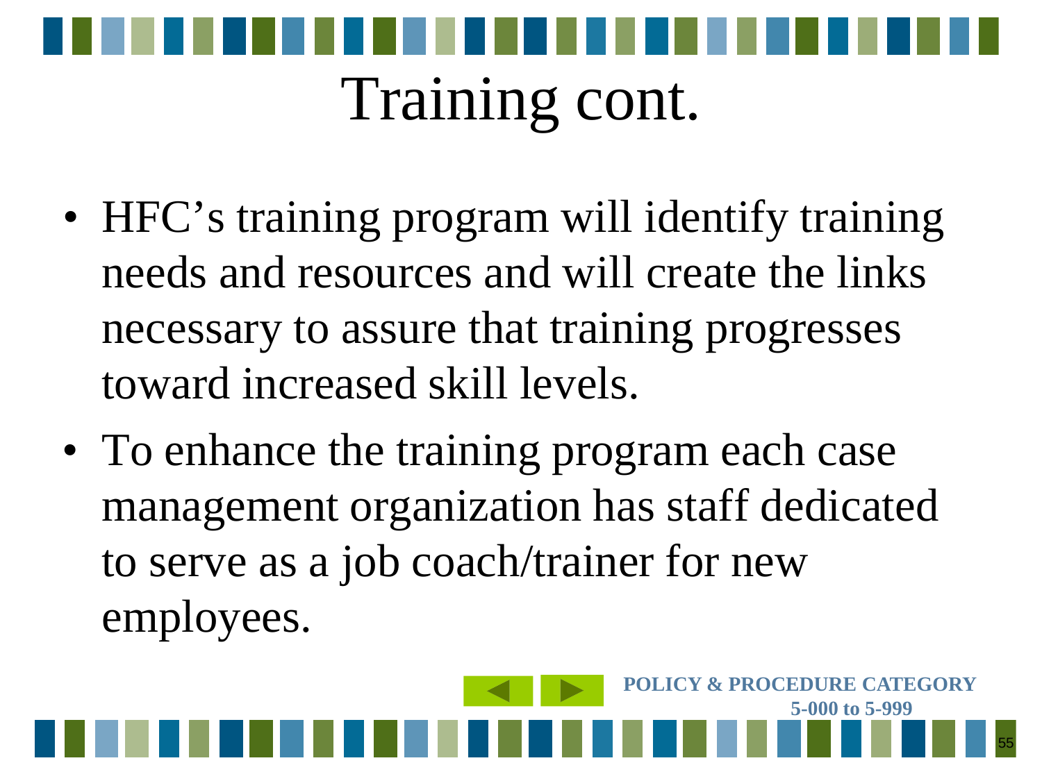# Training cont.

- HFC's training program will identify training needs and resources and will create the links necessary to assure that training progresses toward increased skill levels.
- To enhance the training program each case management organization has staff dedicated to serve as a job coach/trainer for new employees.

**POLICY & PROCEDURE CATEGORY 5-000 to 5-999**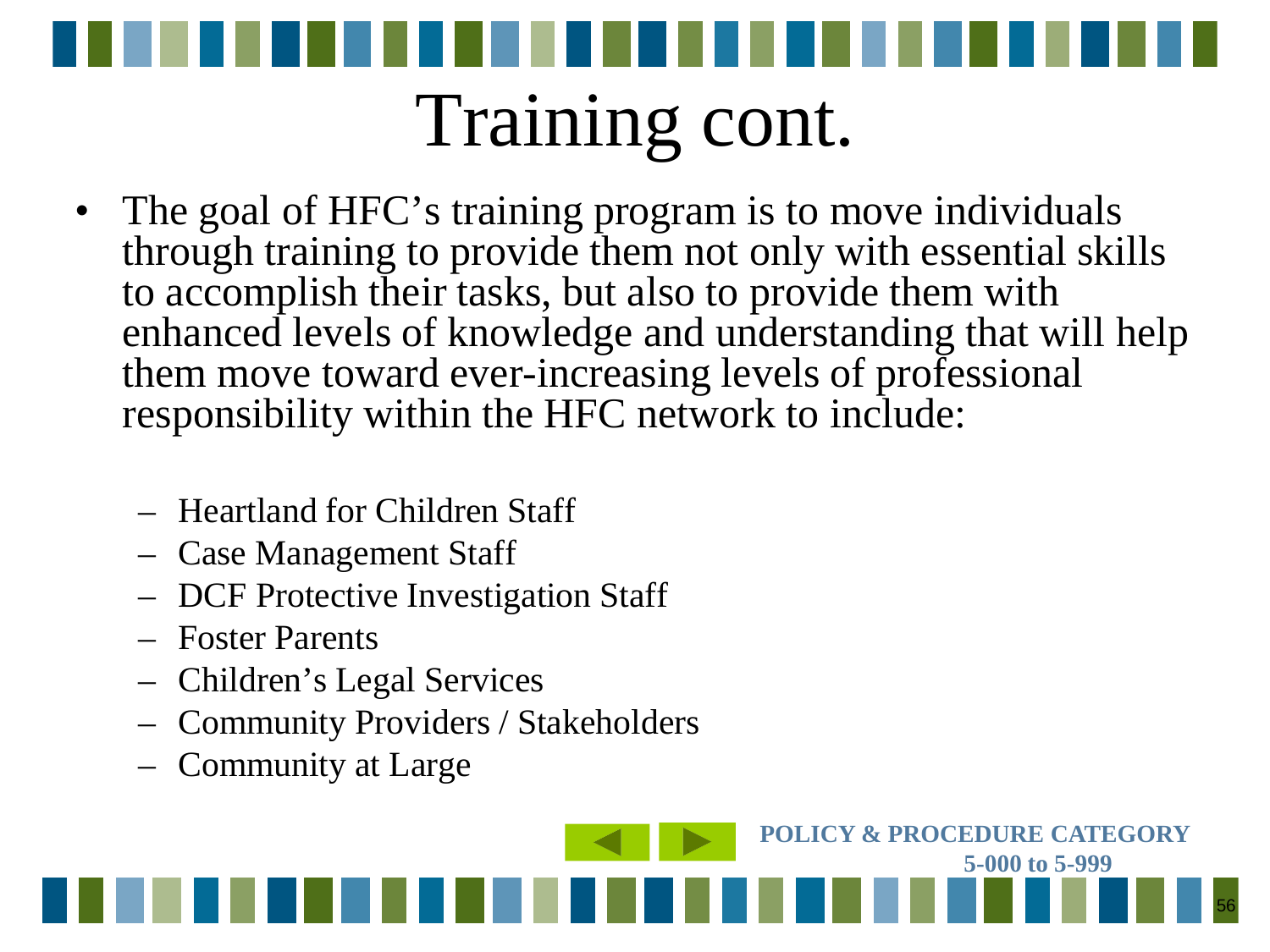# Training cont.

- The goal of HFC’s training program is to move individuals through training to provide them not only with essential skills to accomplish their tasks, but also to provide them with enhanced levels of knowledge and understanding that will help them move toward ever-increasing levels of professional responsibility within the HFC network to include:
  - Heartland for Children Staff
  - Case Management Staff
  - DCF Protective Investigation Staff
  - Foster Parents
  - Children’s Legal Services
  - Community Providers / Stakeholders
  - Community at Large

**POLICY & PROCEDURE CATEGORY 5-000 to 5-999**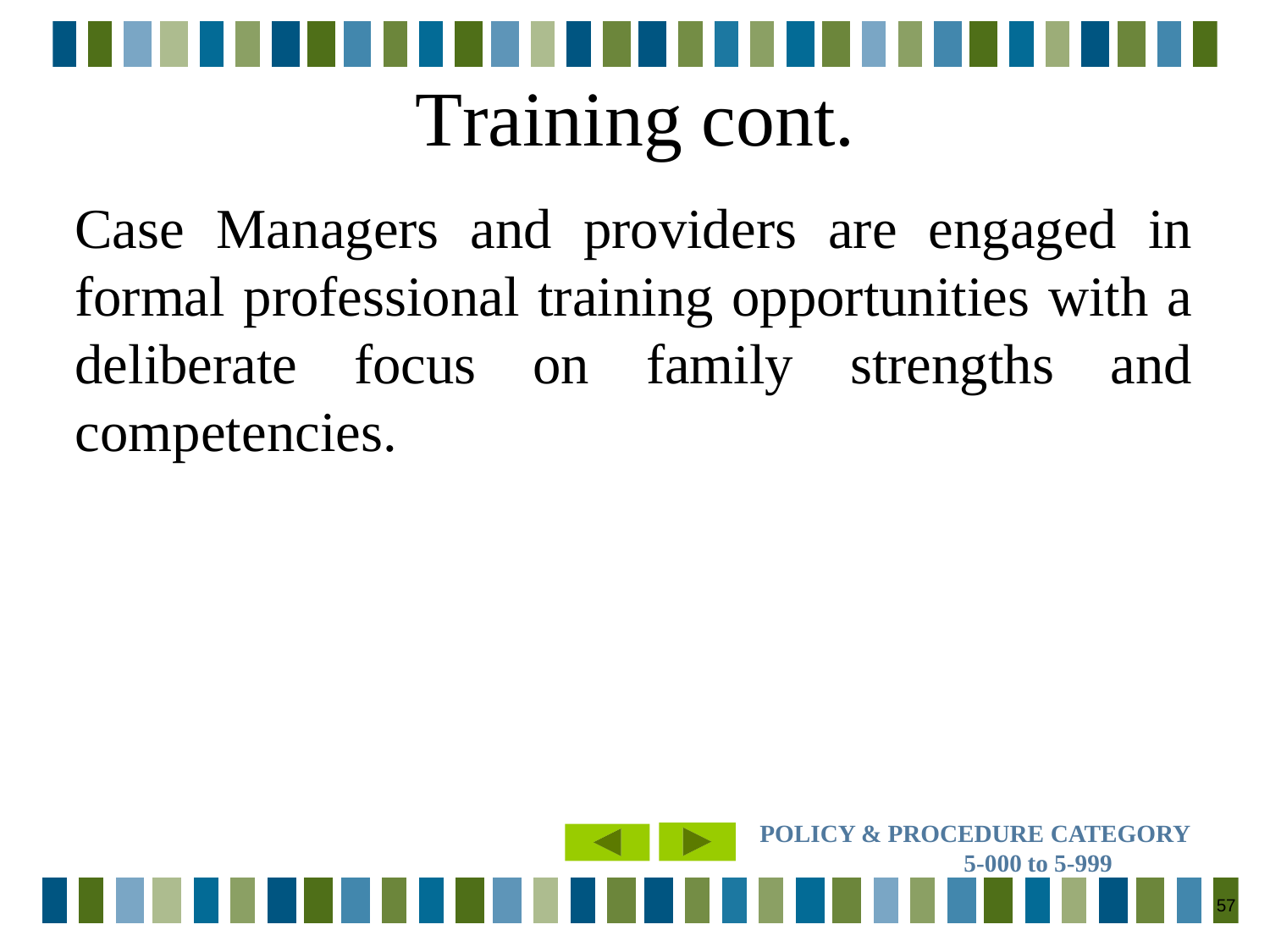# Training cont.

Case Managers and providers are engaged in formal professional training opportunities with a deliberate focus on family strengths and competencies.

**POLICY & PROCEDURE CATEGORY 5-000 to 5-999**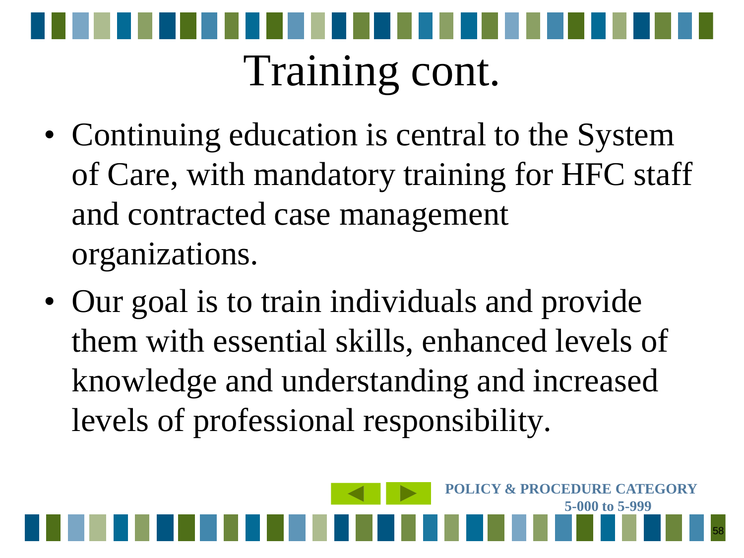# Training cont.

- Continuing education is central to the System of Care, with mandatory training for HFC staff and contracted case management organizations.
- Our goal is to train individuals and provide them with essential skills, enhanced levels of knowledge and understanding and increased levels of professional responsibility.

**POLICY & PROCEDURE CATEGORY 5-000 to 5-999**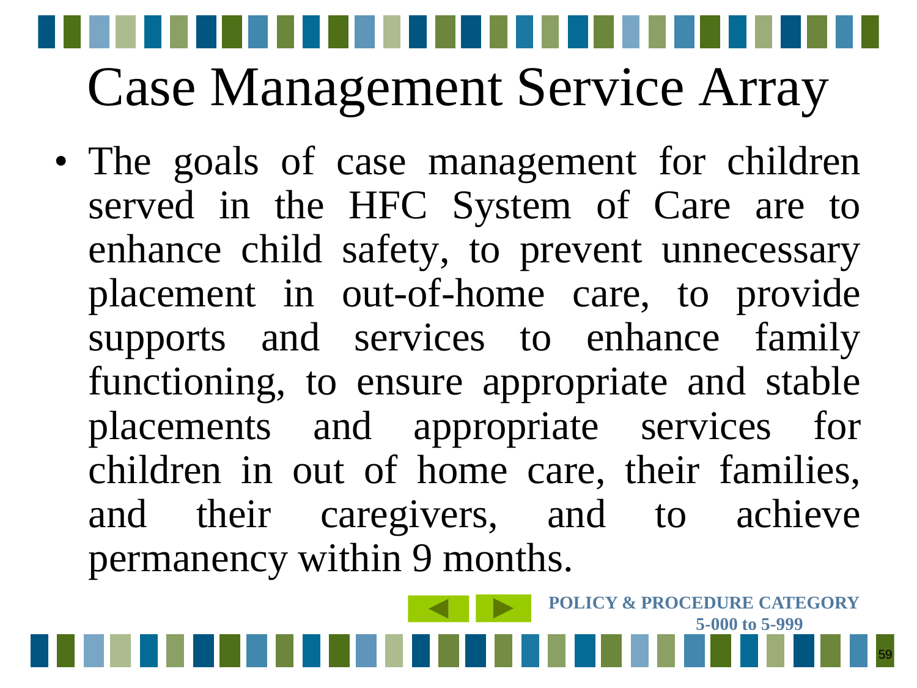# Case Management Service Array

- The goals of case management for children served in the HFC System of Care are to enhance child safety, to prevent unnecessary placement in out-of-home care, to provide supports and services to enhance family functioning, to ensure appropriate and stable placements and appropriate services for children in out of home care, their families, and their caregivers, and to achieve permanency within 9 months.

**POLICY & PROCEDURE CATEGORY 5-000 to 5-999**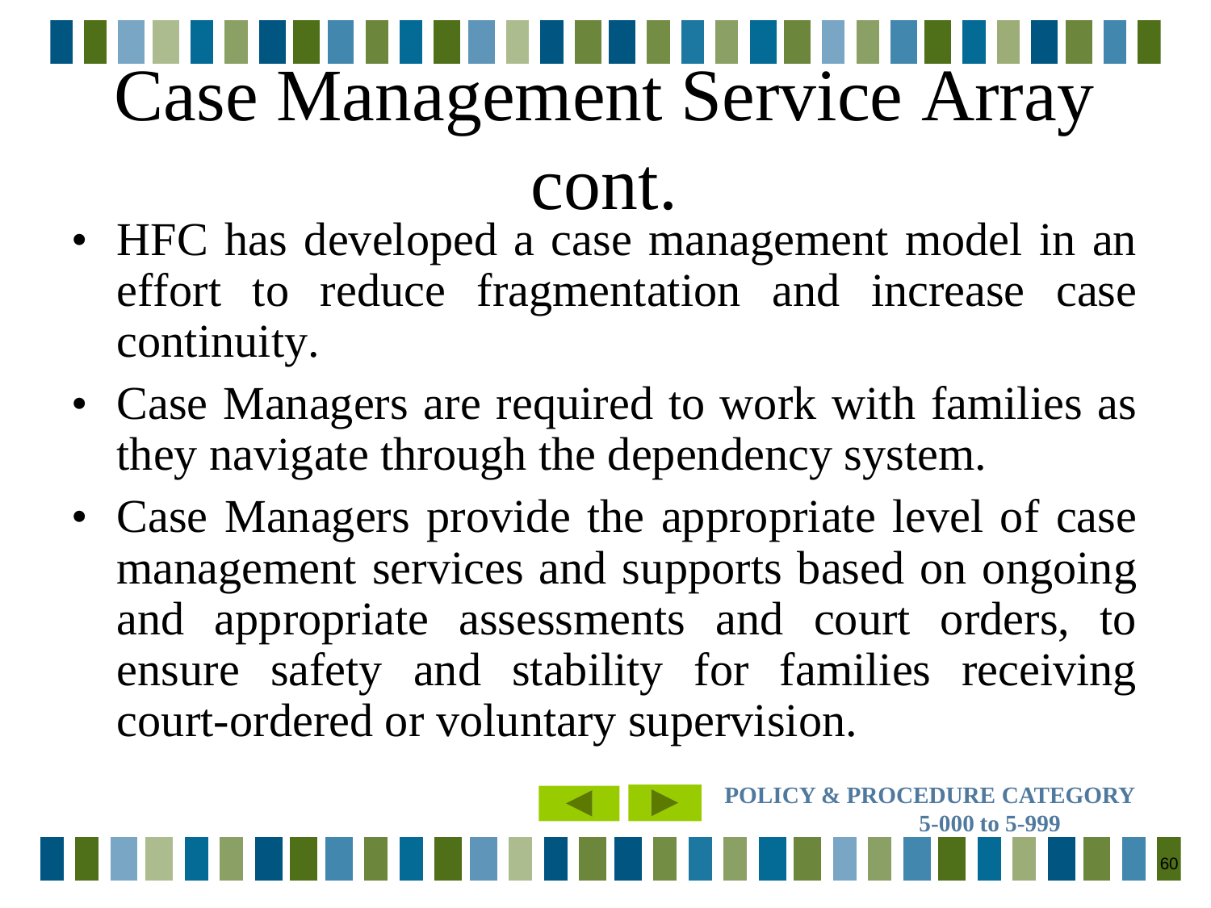# Case Management Service Array cont.

- HFC has developed a case management model in an effort to reduce fragmentation and increase case continuity.
- Case Managers are required to work with families as they navigate through the dependency system.
- Case Managers provide the appropriate level of case management services and supports based on ongoing and appropriate assessments and court orders, to ensure safety and stability for families receiving court-ordered or voluntary supervision.

**POLICY & PROCEDURE CATEGORY 5-000 to 5-999**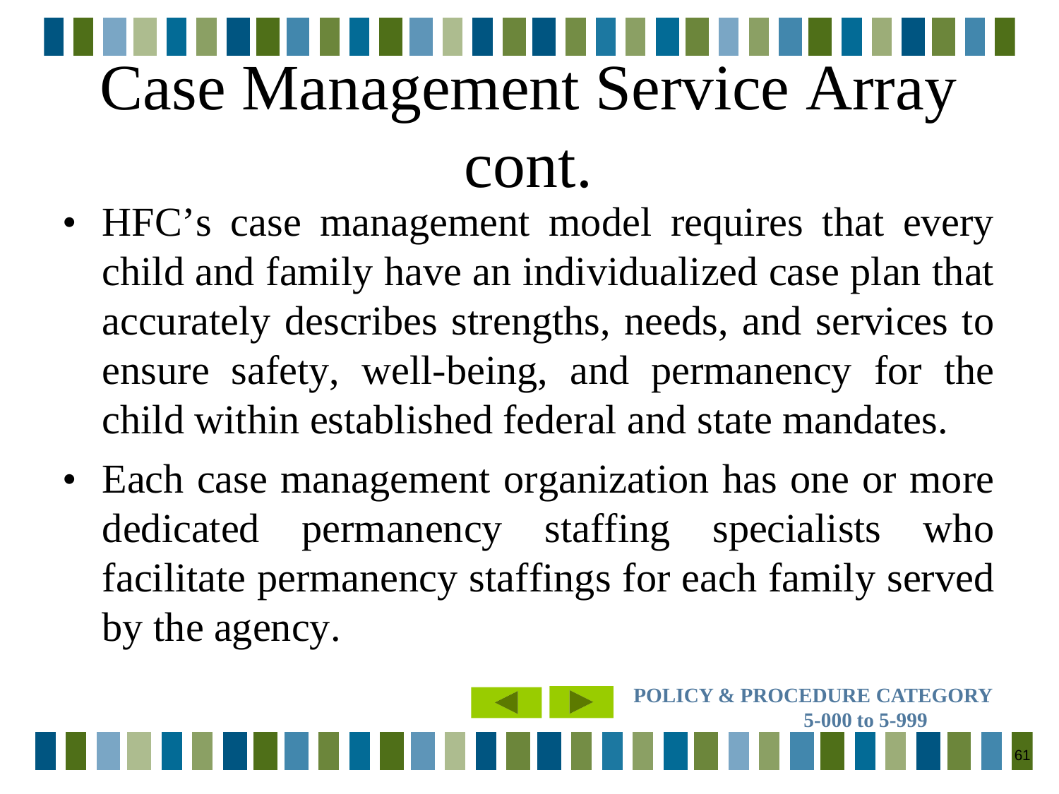# Case Management Service Array cont.

- HFC's case management model requires that every child and family have an individualized case plan that accurately describes strengths, needs, and services to ensure safety, well-being, and permanency for the child within established federal and state mandates.
- Each case management organization has one or more dedicated permanency staffing specialists who facilitate permanency staffings for each family served by the agency.

**POLICY & PROCEDURE CATEGORY 5-000 to 5-999**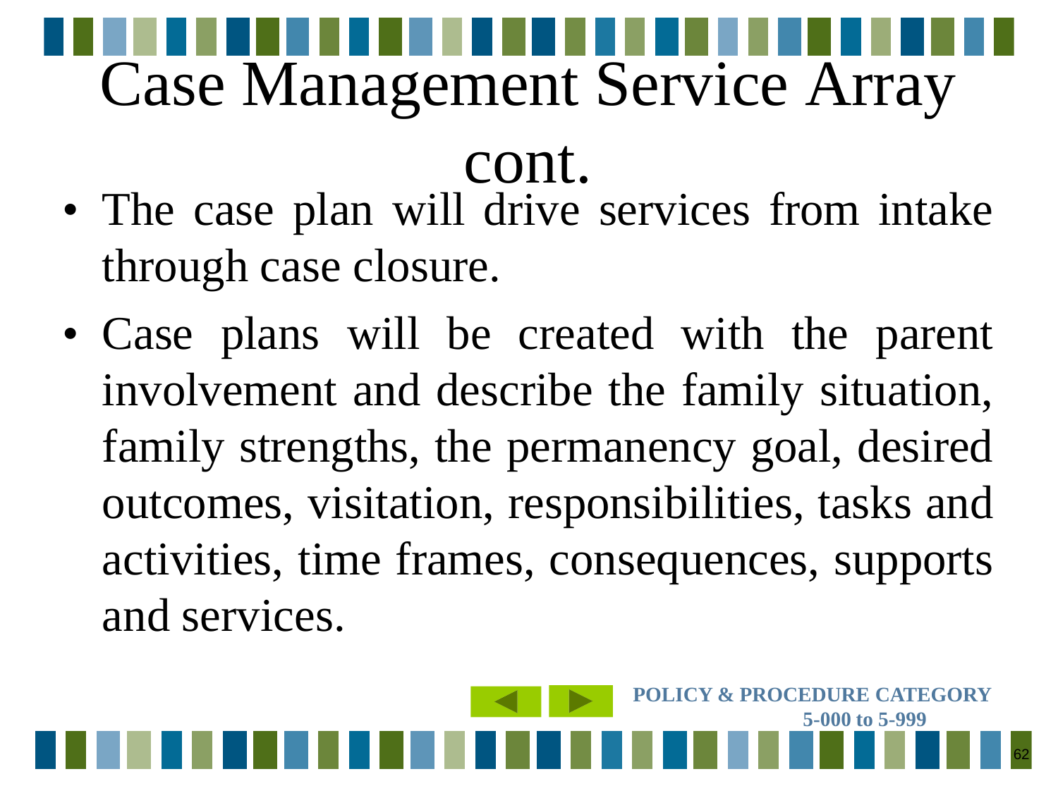# Case Management Service Array cont.

- The case plan will drive services from intake through case closure.
- Case plans will be created with the parent involvement and describe the family situation, family strengths, the permanency goal, desired outcomes, visitation, responsibilities, tasks and activities, time frames, consequences, supports and services.

**POLICY & PROCEDURE CATEGORY 5-000 to 5-999**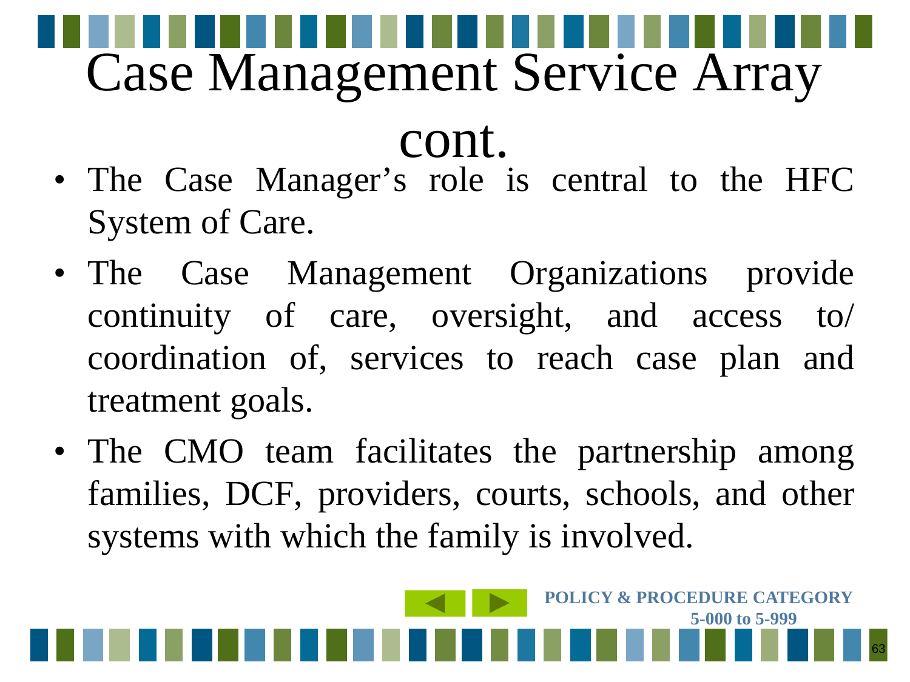# Case Management Service Array cont.

- The Case Manager's role is central to the HFC System of Care.
- The Case Management Organizations provide continuity of care, oversight, and access to/ coordination of, services to reach case plan and treatment goals.
- The CMO team facilitates the partnership among families, DCF, providers, courts, schools, and other systems with which the family is involved.

**POLICY & PROCEDURE CATEGORY**
**5-000 to 5-999**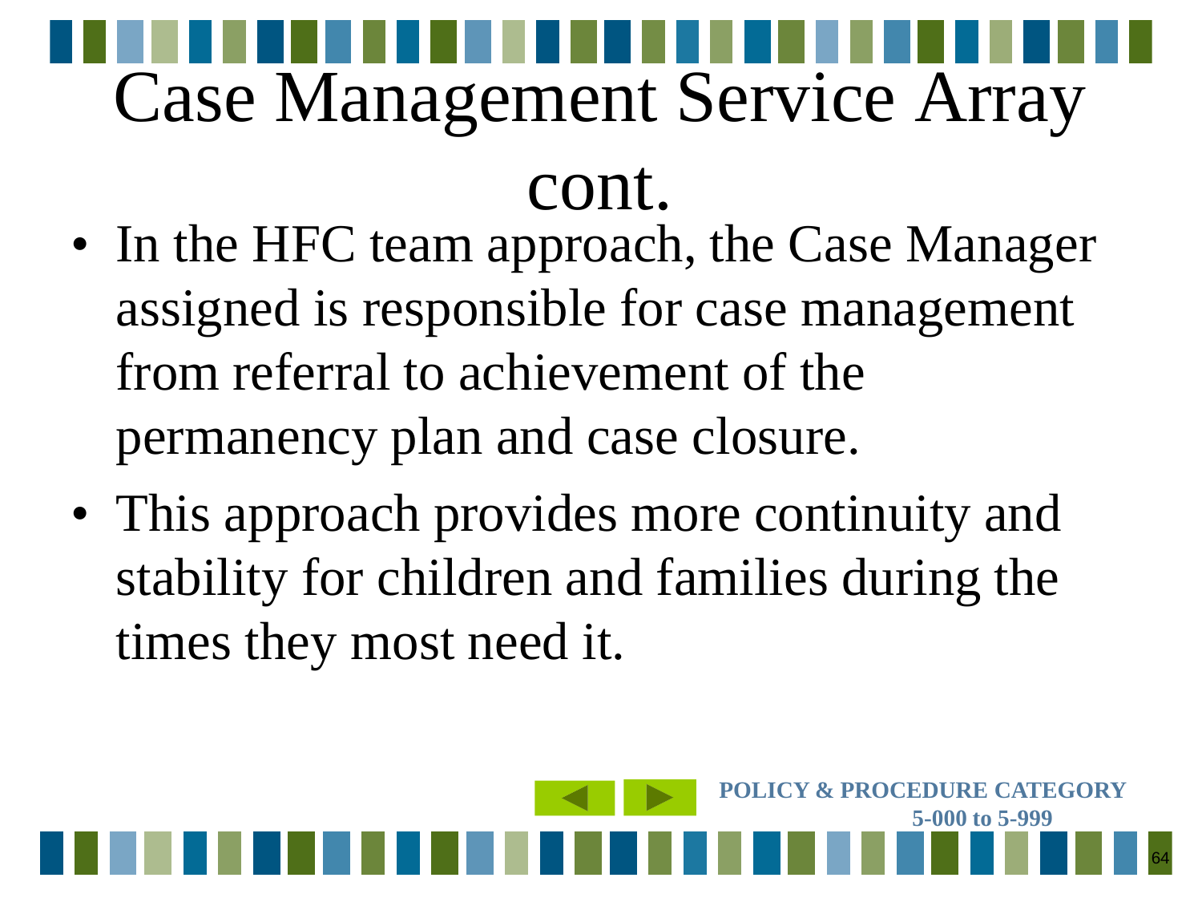# Case Management Service Array cont.

- In the HFC team approach, the Case Manager assigned is responsible for case management from referral to achievement of the permanency plan and case closure.
- This approach provides more continuity and stability for children and families during the times they most need it.

**POLICY & PROCEDURE CATEGORY 5-000 to 5-999**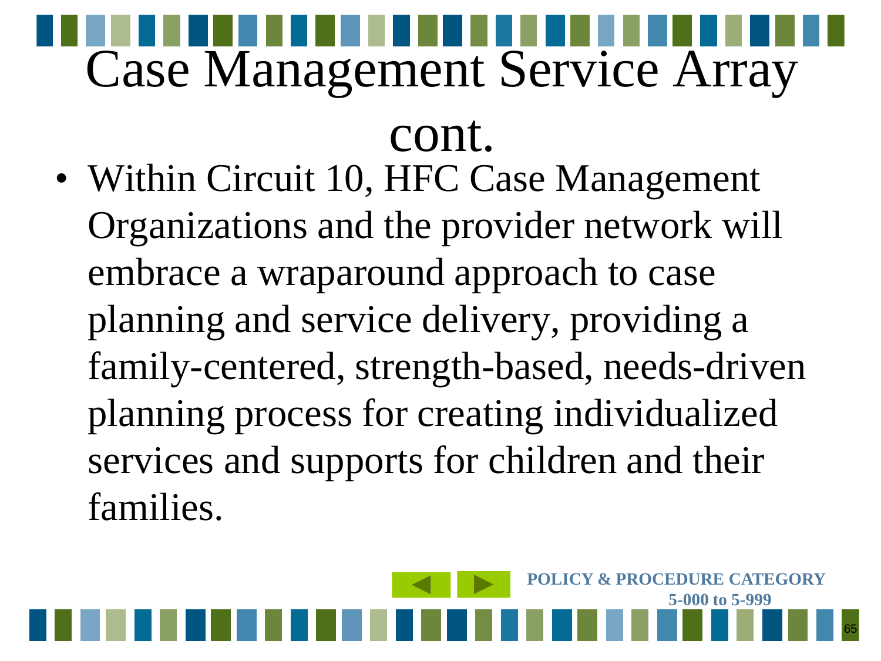# Case Management Service Array cont.

- Within Circuit 10, HFC Case Management Organizations and the provider network will embrace a wraparound approach to case planning and service delivery, providing a family-centered, strength-based, needs-driven planning process for creating individualized services and supports for children and their families.

**POLICY & PROCEDURE CATEGORY 5-000 to 5-999**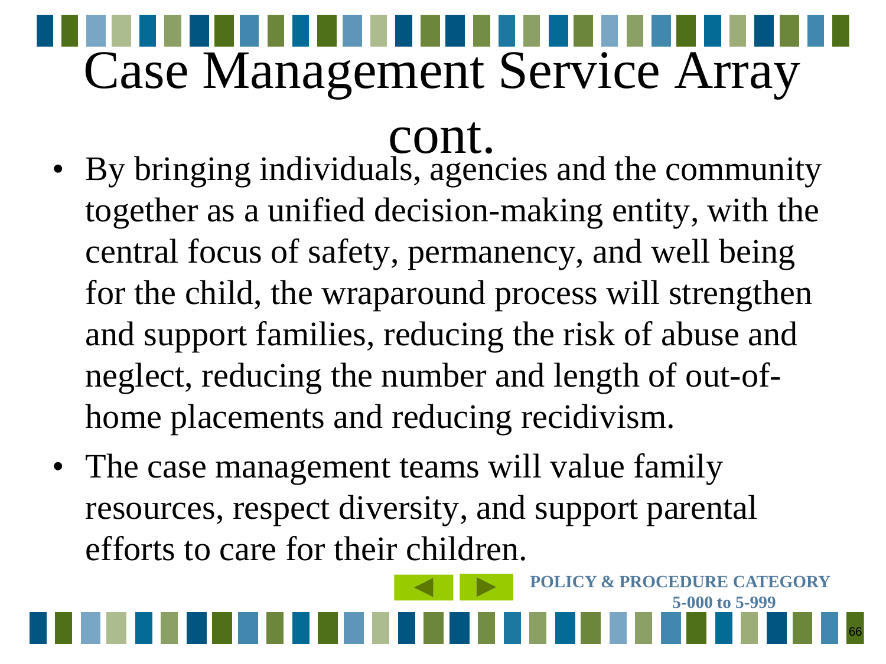# Case Management Service Array cont.

- By bringing individuals, agencies and the community together as a unified decision-making entity, with the central focus of safety, permanency, and well being for the child, the wraparound process will strengthen and support families, reducing the risk of abuse and neglect, reducing the number and length of out-of-home placements and reducing recidivism.
- The case management teams will value family resources, respect diversity, and support parental efforts to care for their children.

**POLICY & PROCEDURE CATEGORY 5-000 to 5-999**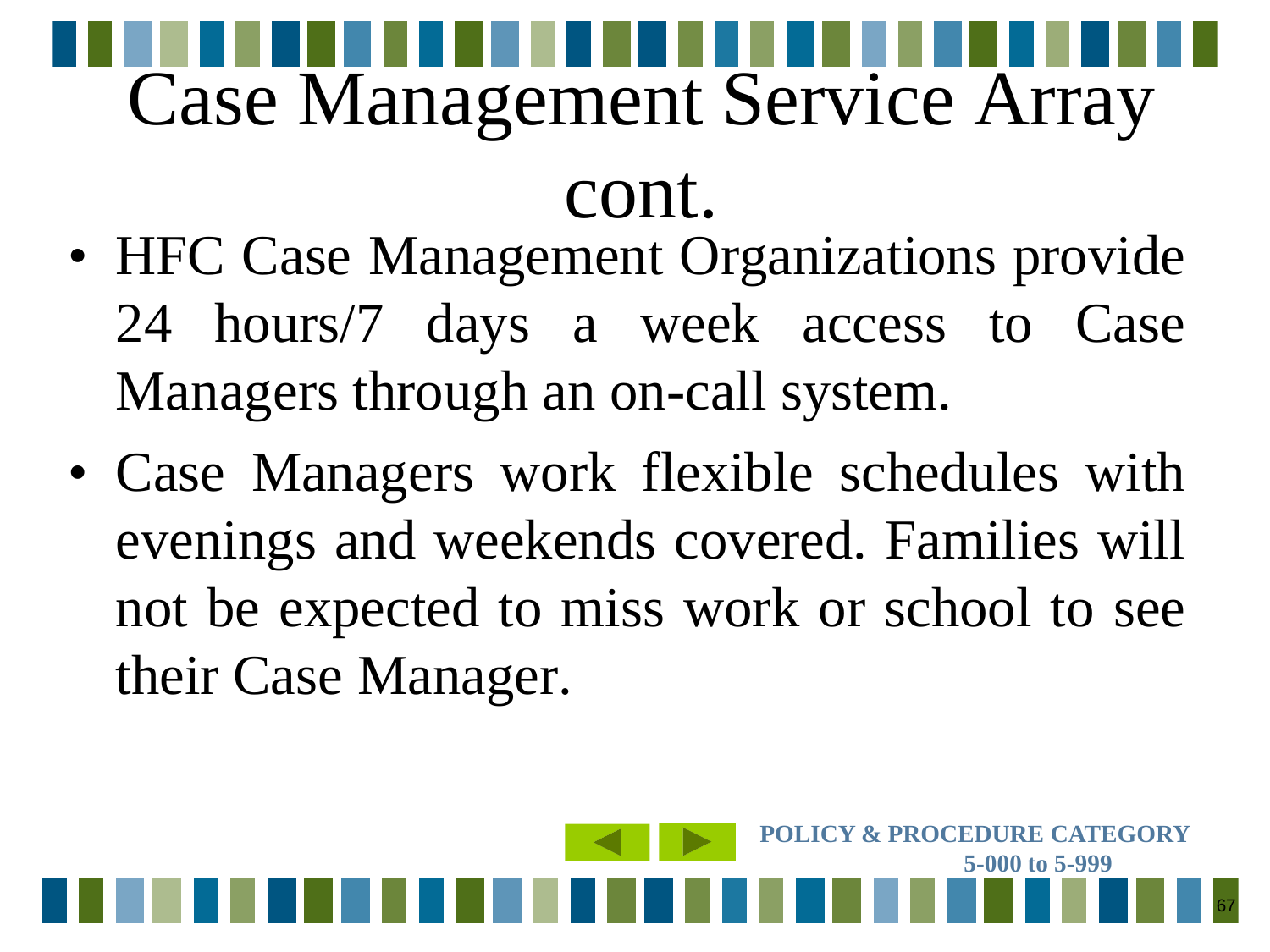# Case Management Service Array cont.

- HFC Case Management Organizations provide 24 hours/7 days a week access to Case Managers through an on-call system.
- Case Managers work flexible schedules with evenings and weekends covered. Families will not be expected to miss work or school to see their Case Manager.

**POLICY & PROCEDURE CATEGORY 5-000 to 5-999**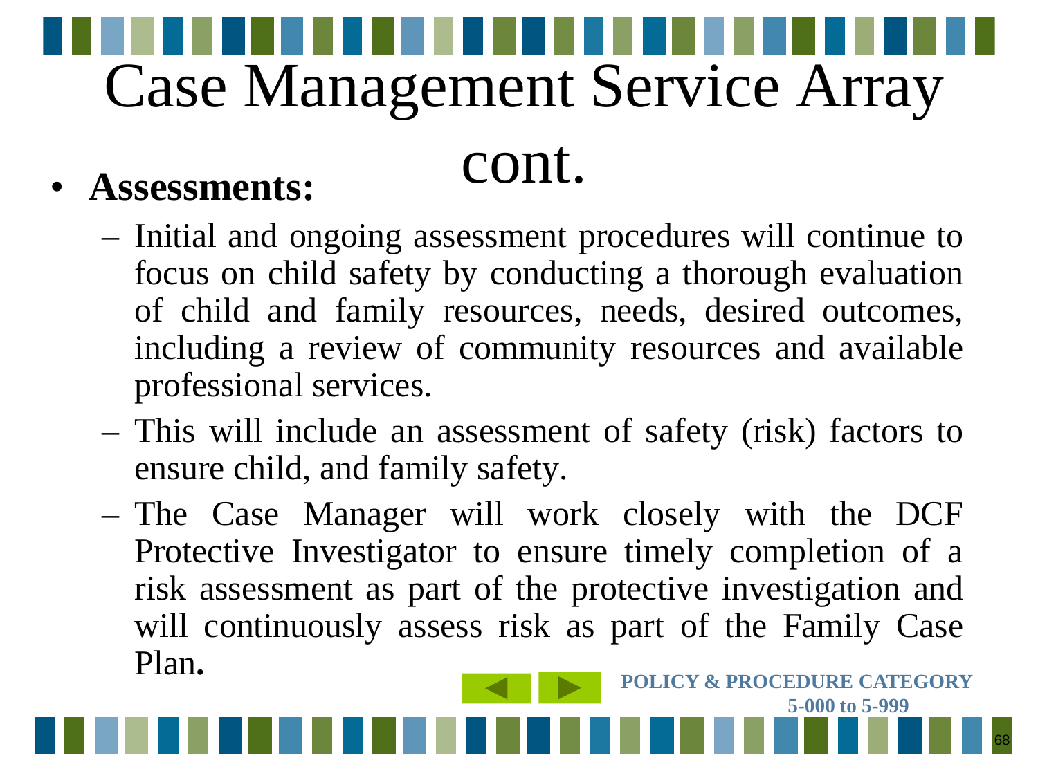# Case Management Service Array cont.

- **Assessments:**
  - Initial and ongoing assessment procedures will continue to focus on child safety by conducting a thorough evaluation of child and family resources, needs, desired outcomes, including a review of community resources and available professional services.
  - This will include an assessment of safety (risk) factors to ensure child, and family safety.
  - The Case Manager will work closely with the DCF Protective Investigator to ensure timely completion of a risk assessment as part of the protective investigation and will continuously assess risk as part of the Family Case Plan.

**POLICY & PROCEDURE CATEGORY 5-000 to 5-999**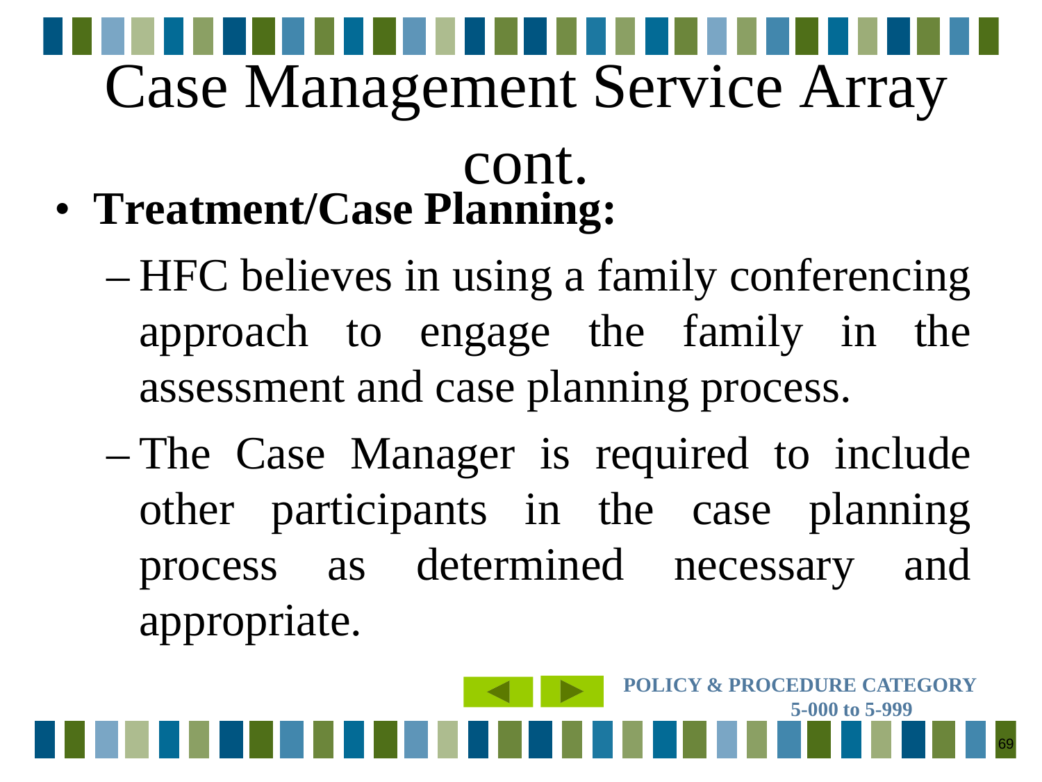# Case Management Service Array cont.

- **Treatment/Case Planning:**
  - HFC believes in using a family conferencing approach to engage the family in the assessment and case planning process.
  - The Case Manager is required to include other participants in the case planning process as determined necessary and appropriate.

**POLICY & PROCEDURE CATEGORY 5-000 to 5-999**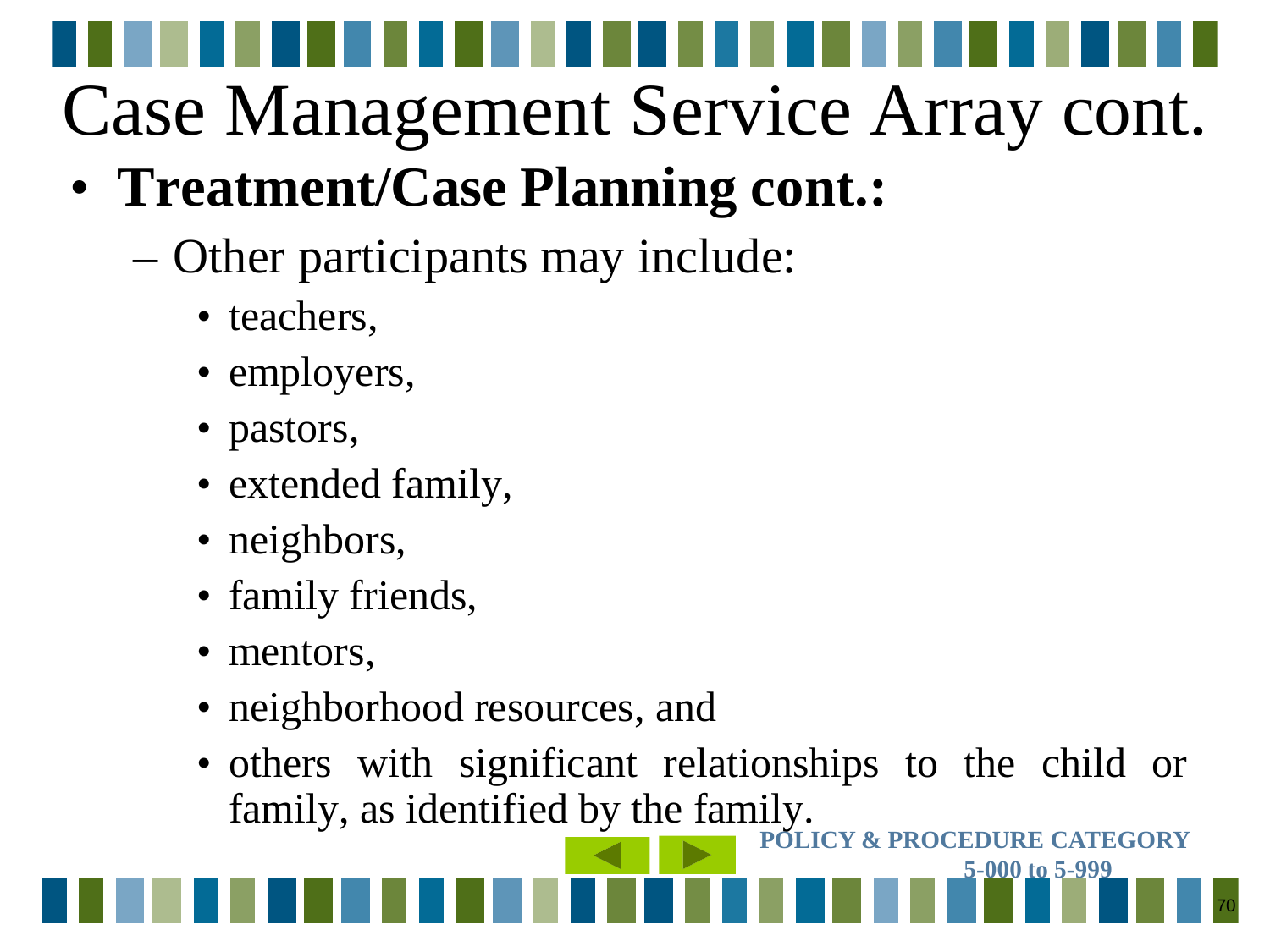# Case Management Service Array cont.

- **Treatment/Case Planning cont.:**
  - Other participants may include:
    - teachers,
    - employers,
    - pastors,
    - extended family,
    - neighbors,
    - family friends,
    - mentors,
    - neighborhood resources, and
    - others with significant relationships to the child or family, as identified by the family.

**POLICY & PROCEDURE CATEGORY 5-000 to 5-999**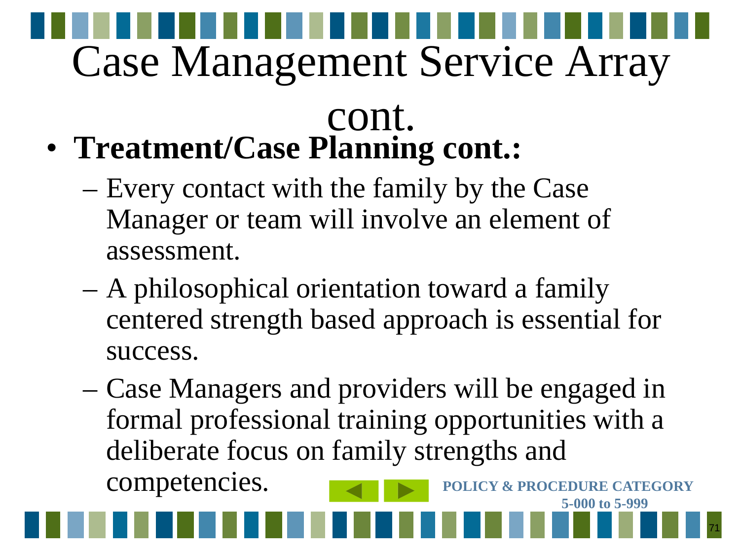# Case Management Service Array cont.

- **Treatment/Case Planning cont.:**
  - Every contact with the family by the Case Manager or team will involve an element of assessment.
  - A philosophical orientation toward a family centered strength based approach is essential for success.
  - Case Managers and providers will be engaged in formal professional training opportunities with a deliberate focus on family strengths and competencies.

**POLICY & PROCEDURE CATEGORY 5-000 to 5-999**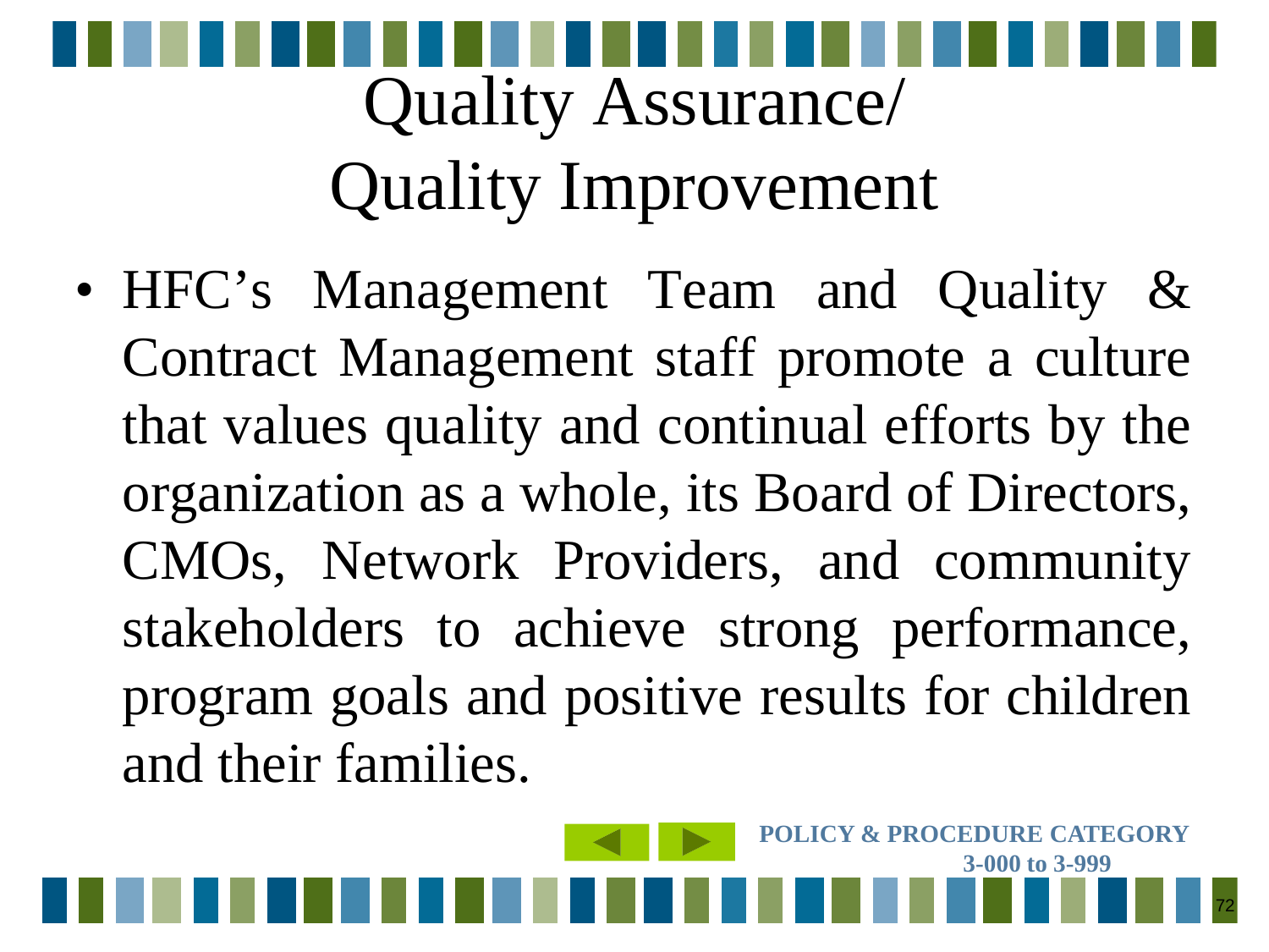# Quality Assurance/ Quality Improvement

- HFC's Management Team and Quality & Contract Management staff promote a culture that values quality and continual efforts by the organization as a whole, its Board of Directors, CMOs, Network Providers, and community stakeholders to achieve strong performance, program goals and positive results for children and their families.

**POLICY & PROCEDURE CATEGORY 3-000 to 3-999**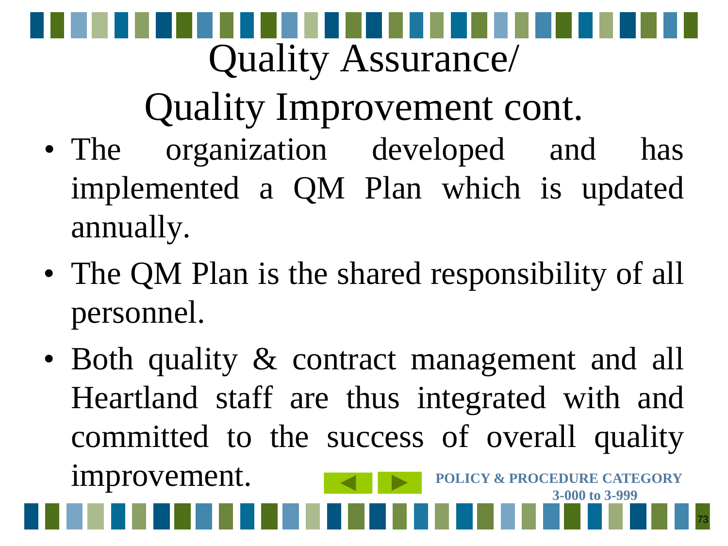# Quality Assurance/ Quality Improvement cont.

- The organization developed and has implemented a QM Plan which is updated annually.
- The QM Plan is the shared responsibility of all personnel.
- Both quality & contract management and all Heartland staff are thus integrated with and committed to the success of overall quality improvement.

**POLICY & PROCEDURE CATEGORY 3-000 to 3-999**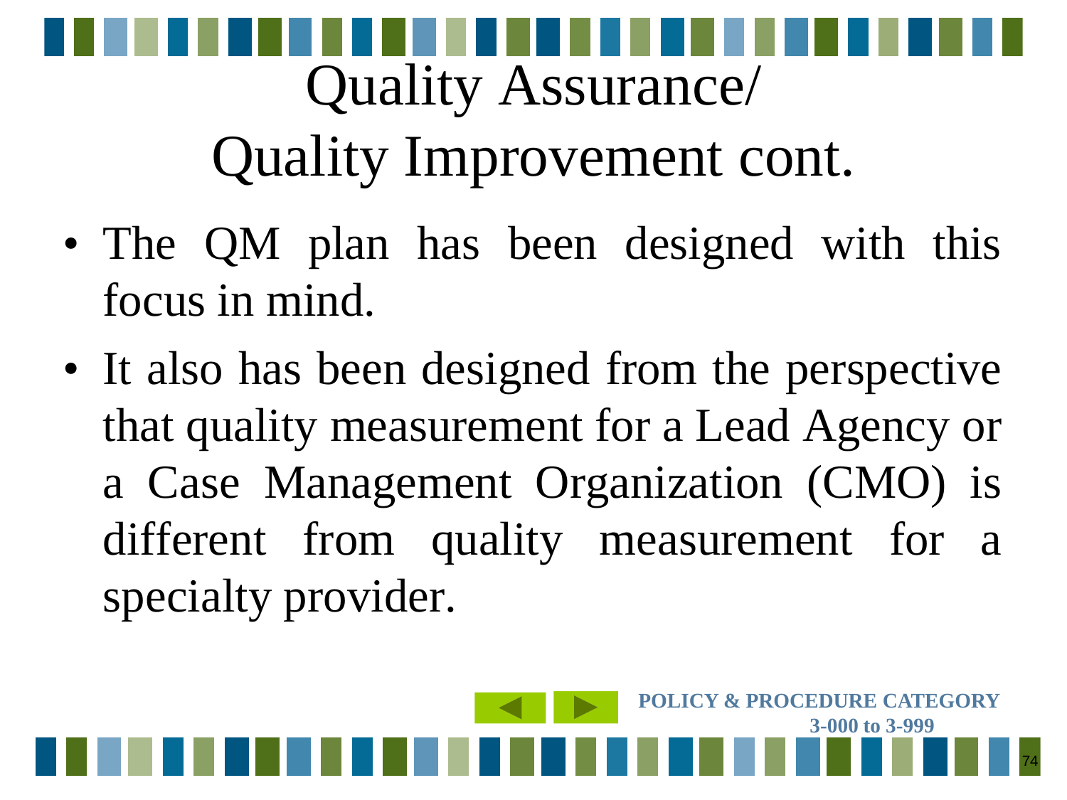# Quality Assurance/ Quality Improvement cont.

- The QM plan has been designed with this focus in mind.
- It also has been designed from the perspective that quality measurement for a Lead Agency or a Case Management Organization (CMO) is different from quality measurement for a specialty provider.

POLICY & PROCEDURE CATEGORY 3-000 to 3-999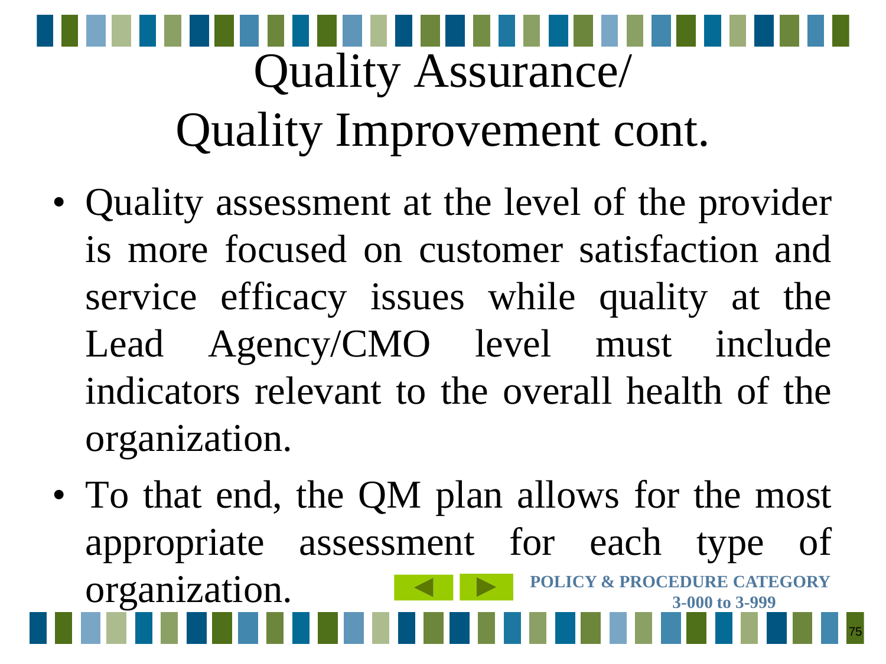# Quality Assurance/ Quality Improvement cont.

- Quality assessment at the level of the provider is more focused on customer satisfaction and service efficacy issues while quality at the Lead Agency/CMO level must include indicators relevant to the overall health of the organization.
- To that end, the QM plan allows for the most appropriate assessment for each type of organization.

**POLICY & PROCEDURE CATEGORY 3-000 to 3-999**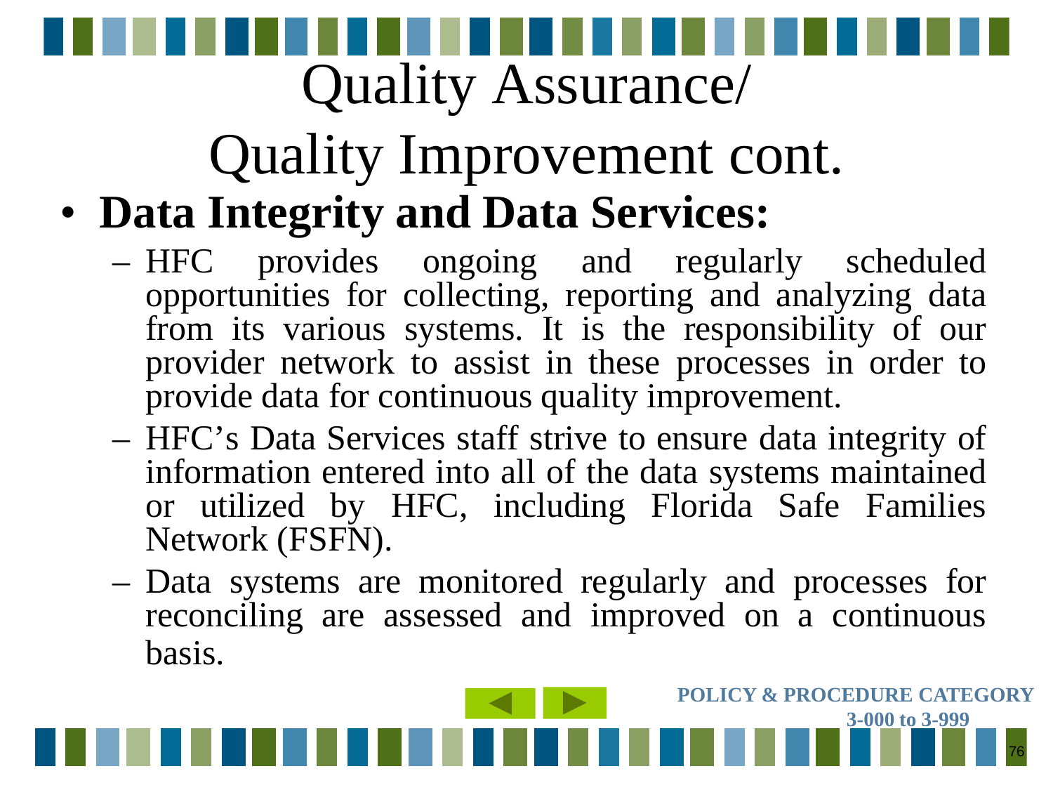# Quality Assurance/ Quality Improvement cont.

- **Data Integrity and Data Services:**
  - HFC provides ongoing and regularly scheduled opportunities for collecting, reporting and analyzing data from its various systems. It is the responsibility of our provider network to assist in these processes in order to provide data for continuous quality improvement.
  - HFC's Data Services staff strive to ensure data integrity of information entered into all of the data systems maintained or utilized by HFC, including Florida Safe Families Network (FSFN).
  - Data systems are monitored regularly and processes for reconciling are assessed and improved on a continuous basis.

**POLICY & PROCEDURE CATEGORY 3-000 to 3-999**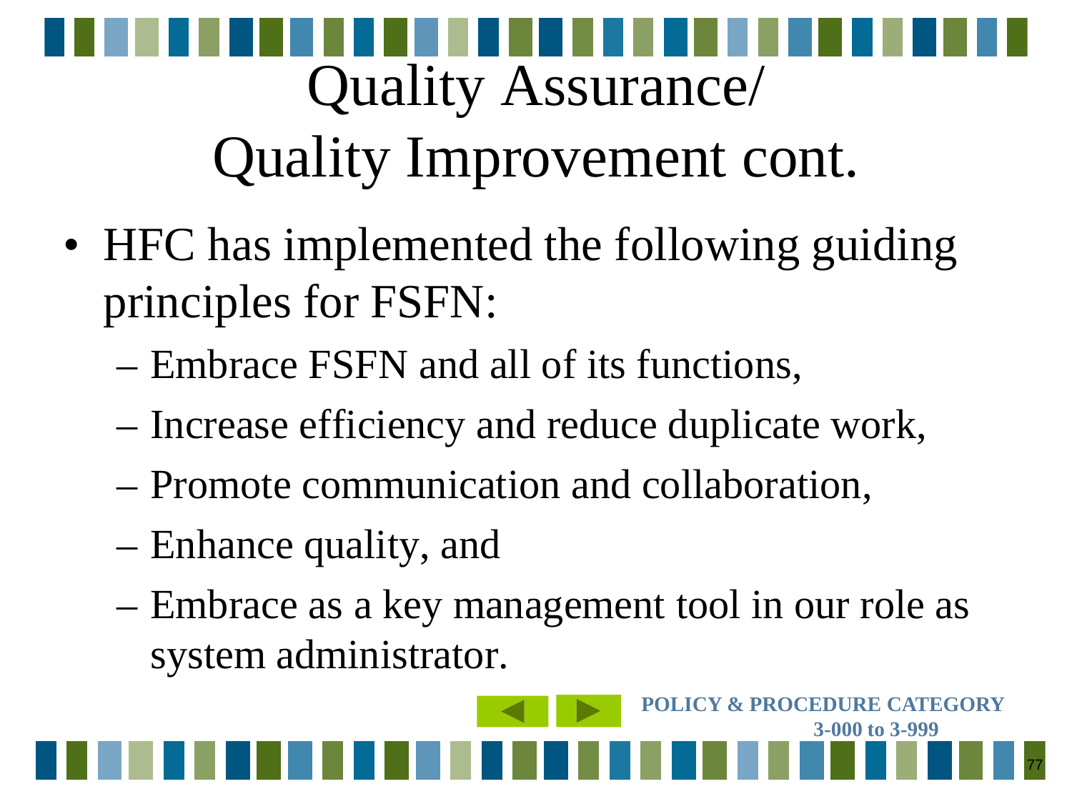# Quality Assurance/ Quality Improvement cont.

- HFC has implemented the following guiding principles for FSFN:
  - Embrace FSFN and all of its functions,
  - Increase efficiency and reduce duplicate work,
  - Promote communication and collaboration,
  - Enhance quality, and
  - Embrace as a key management tool in our role as system administrator.

**POLICY & PROCEDURE CATEGORY 3-000 to 3-999**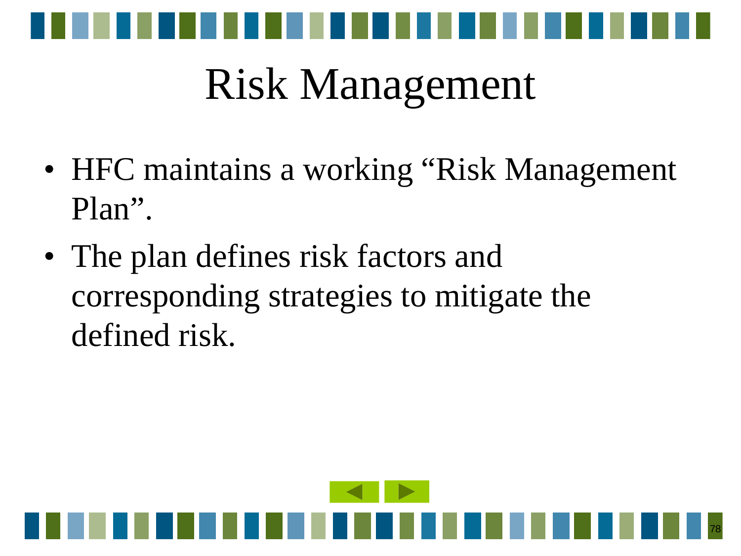# Risk Management

- HFC maintains a working “Risk Management Plan”.
- The plan defines risk factors and corresponding strategies to mitigate the defined risk.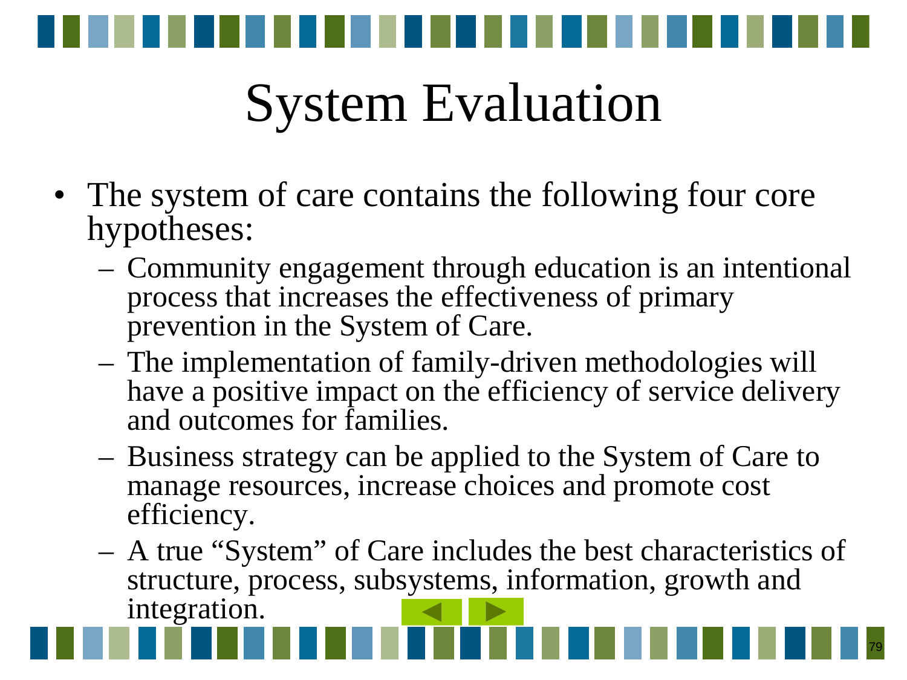# System Evaluation

- The system of care contains the following four core hypotheses:
  - Community engagement through education is an intentional process that increases the effectiveness of primary prevention in the System of Care.
  - The implementation of family-driven methodologies will have a positive impact on the efficiency of service delivery and outcomes for families.
  - Business strategy can be applied to the System of Care to manage resources, increase choices and promote cost efficiency.
  - A true "System" of Care includes the best characteristics of structure, process, subsystems, information, growth and integration.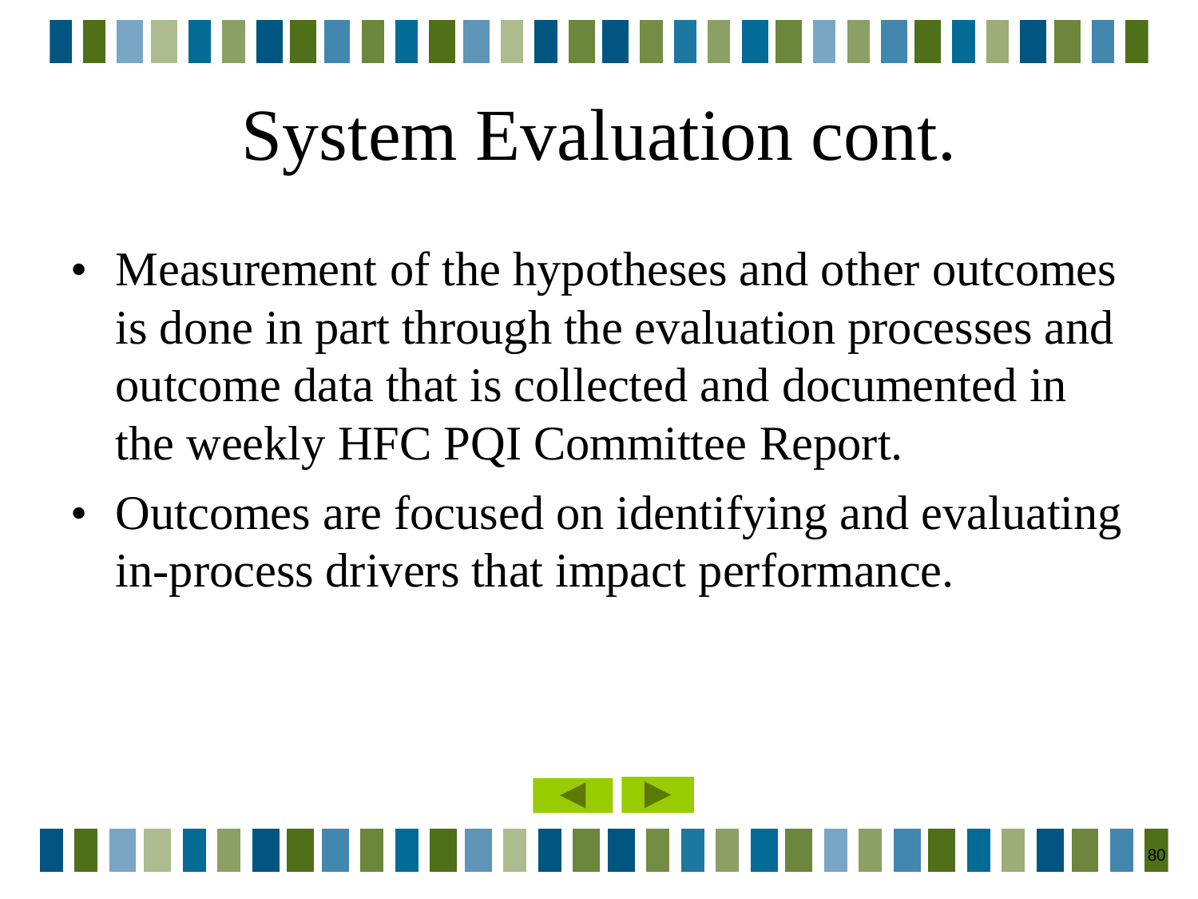# System Evaluation cont.

- Measurement of the hypotheses and other outcomes is done in part through the evaluation processes and outcome data that is collected and documented in the weekly HFC PQI Committee Report.
- Outcomes are focused on identifying and evaluating in-process drivers that impact performance.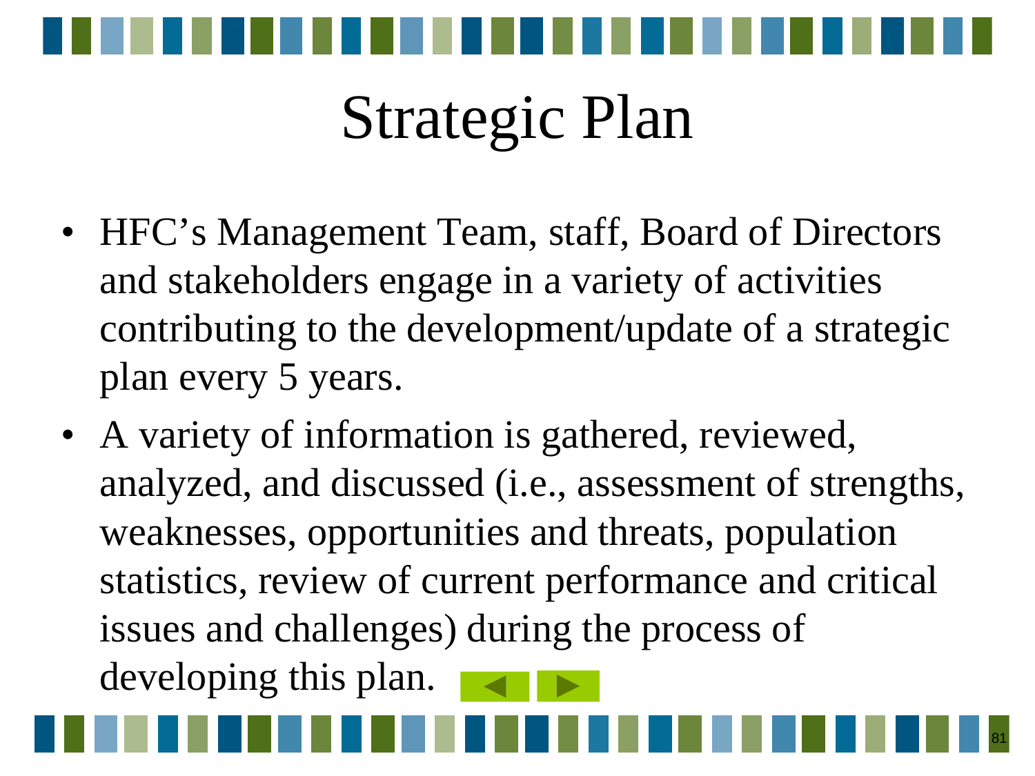# Strategic Plan

- HFC's Management Team, staff, Board of Directors and stakeholders engage in a variety of activities contributing to the development/update of a strategic plan every 5 years.
- A variety of information is gathered, reviewed, analyzed, and discussed (i.e., assessment of strengths, weaknesses, opportunities and threats, population statistics, review of current performance and critical issues and challenges) during the process of developing this plan.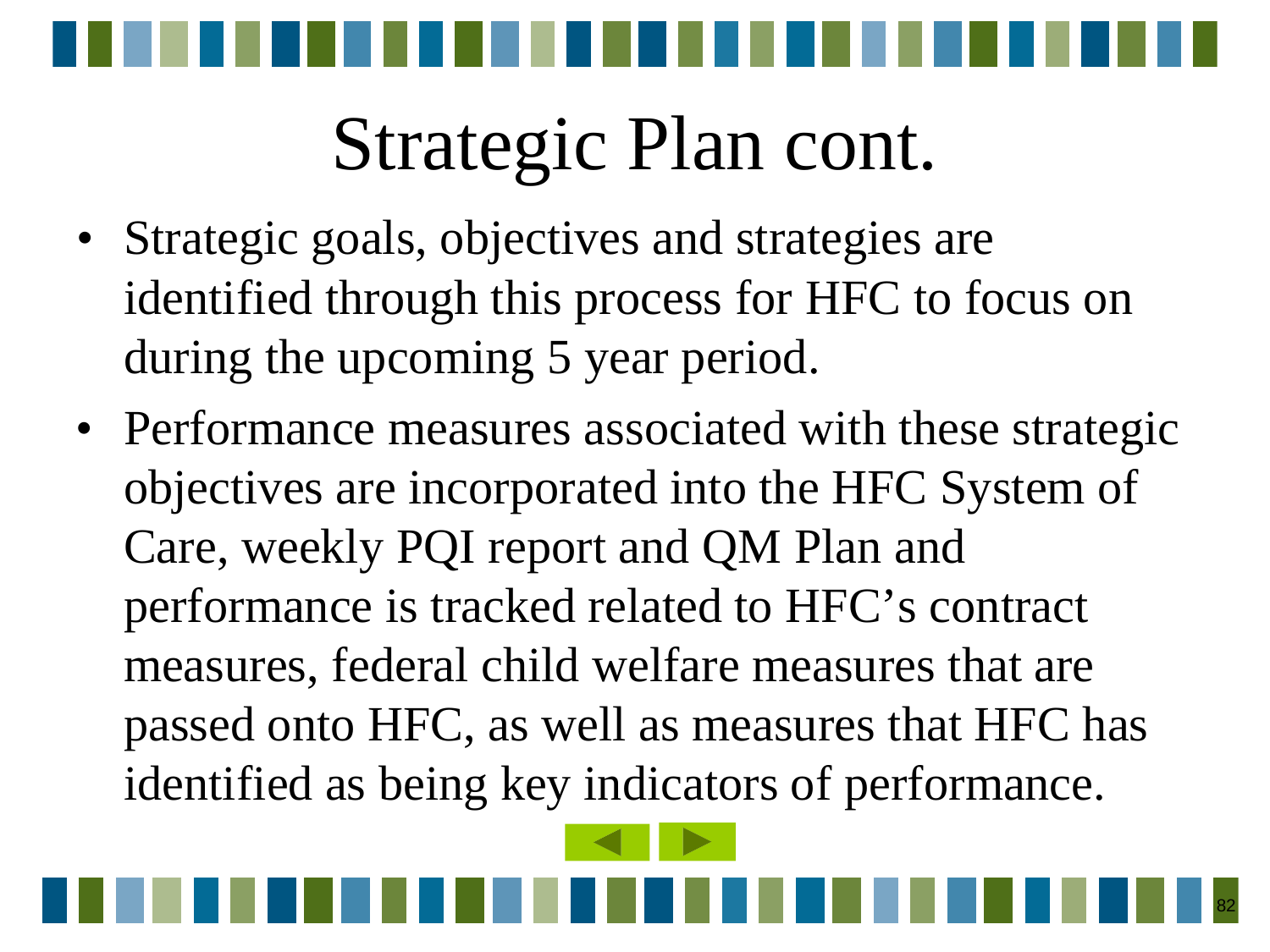# Strategic Plan cont.

- Strategic goals, objectives and strategies are identified through this process for HFC to focus on during the upcoming 5 year period.
- Performance measures associated with these strategic objectives are incorporated into the HFC System of Care, weekly PQI report and QM Plan and performance is tracked related to HFC's contract measures, federal child welfare measures that are passed onto HFC, as well as measures that HFC has identified as being key indicators of performance.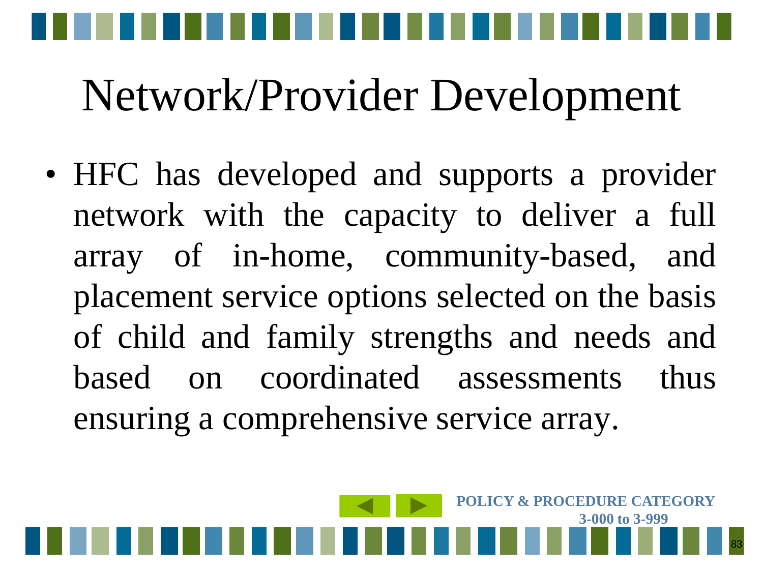# Network/Provider Development

- HFC has developed and supports a provider network with the capacity to deliver a full array of in-home, community-based, and placement service options selected on the basis of child and family strengths and needs and based on coordinated assessments thus ensuring a comprehensive service array.

**POLICY & PROCEDURE CATEGORY 3-000 to 3-999**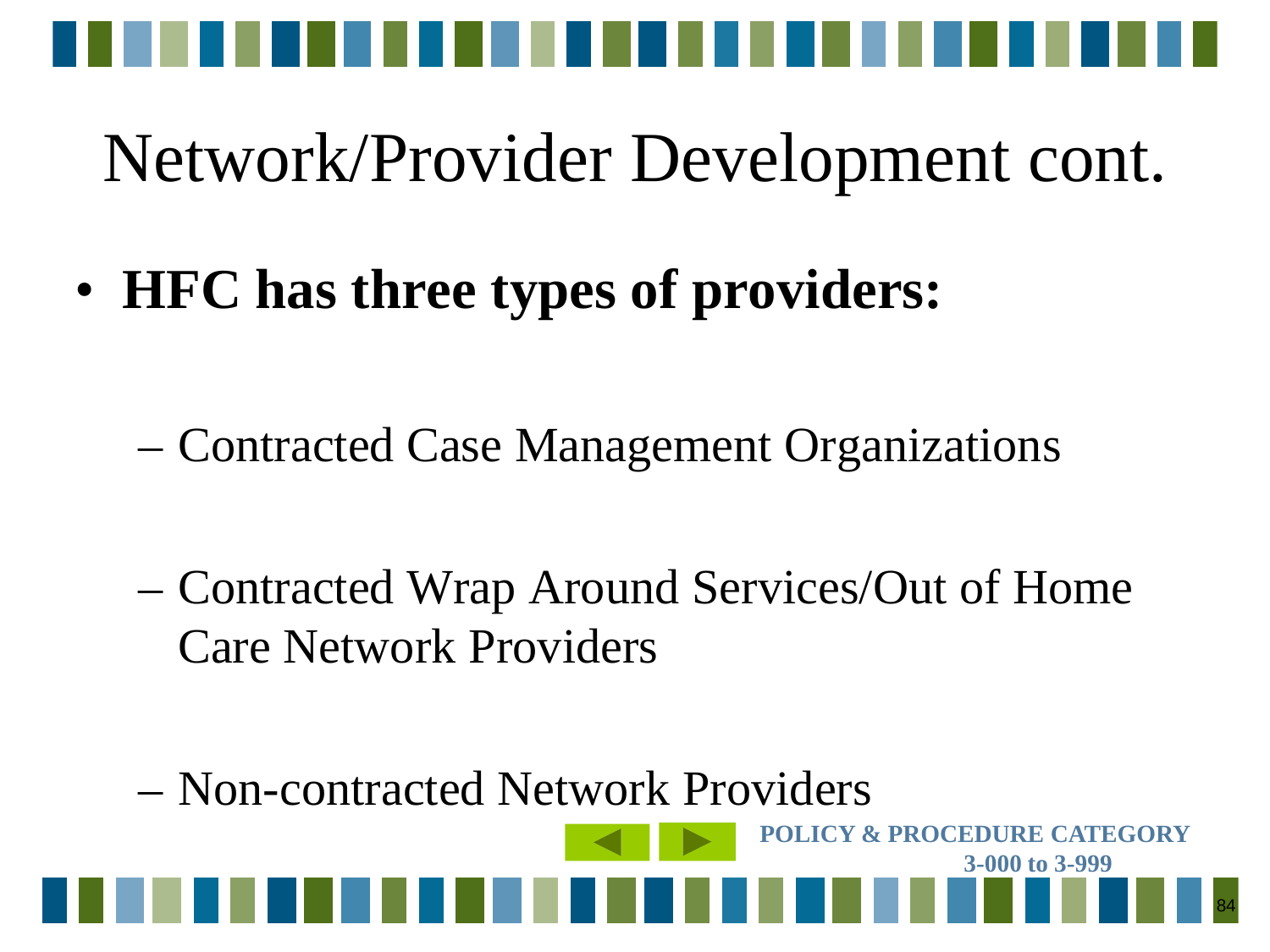# Network/Provider Development cont.

- **HFC has three types of providers:**
  - Contracted Case Management Organizations
  - Contracted Wrap Around Services/Out of Home Care Network Providers
  - Non-contracted Network Providers

**POLICY & PROCEDURE CATEGORY 3-000 to 3-999**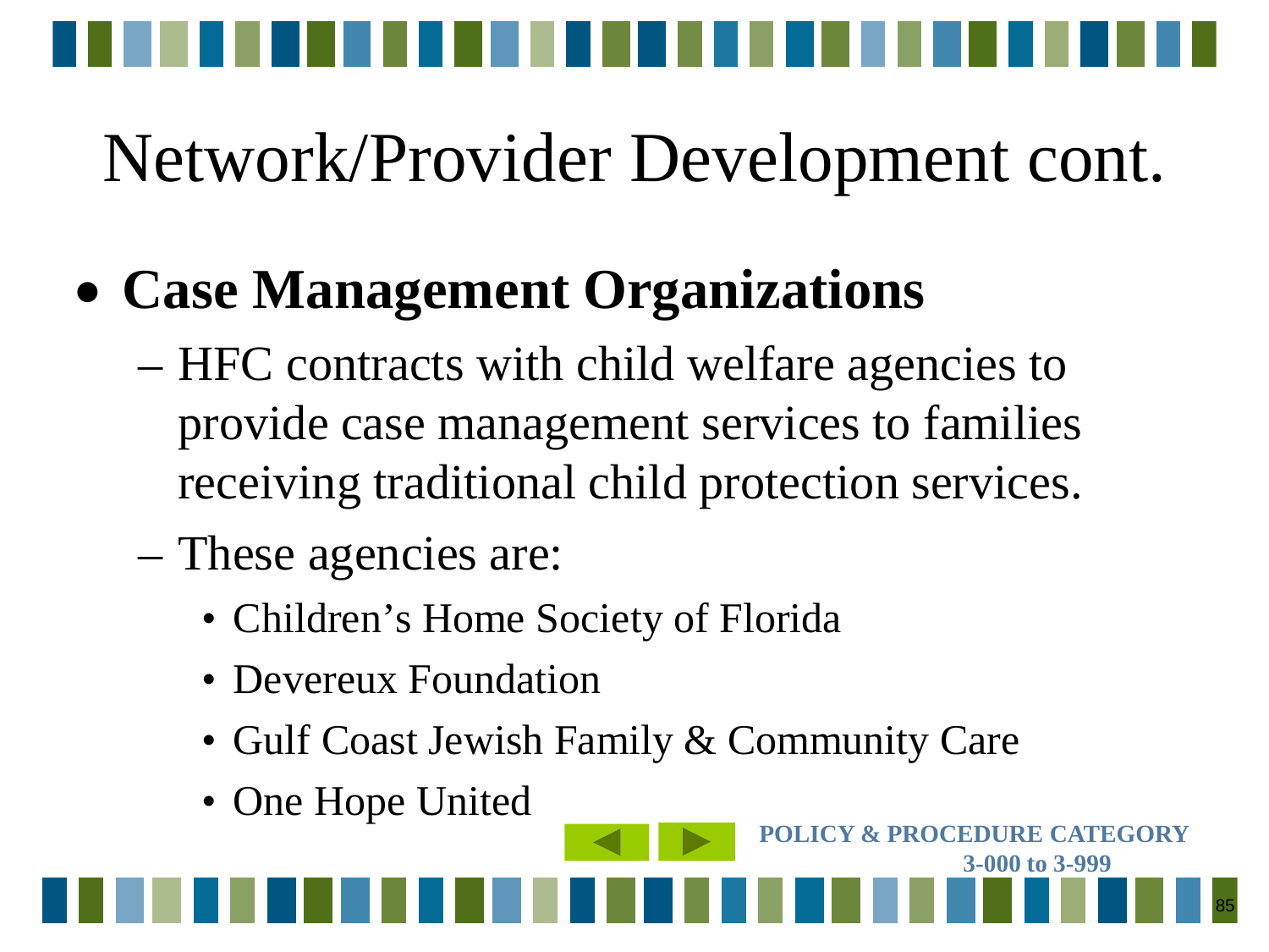# Network/Provider Development cont.

- **Case Management Organizations**
  - HFC contracts with child welfare agencies to provide case management services to families receiving traditional child protection services.
  - These agencies are:
    - Children's Home Society of Florida
    - Devereux Foundation
    - Gulf Coast Jewish Family & Community Care
    - One Hope United

POLICY & PROCEDURE CATEGORY 3-000 to 3-999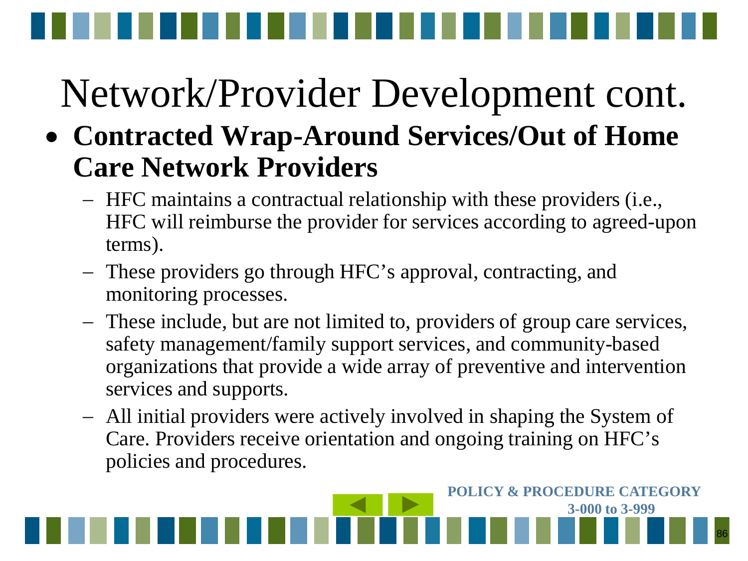# Network/Provider Development cont.

- **Contracted Wrap-Around Services/Out of Home Care Network Providers**
  - HFC maintains a contractual relationship with these providers (i.e., HFC will reimburse the provider for services according to agreed-upon terms).
  - These providers go through HFC's approval, contracting, and monitoring processes.
  - These include, but are not limited to, providers of group care services, safety management/family support services, and community-based organizations that provide a wide array of preventive and intervention services and supports.
  - All initial providers were actively involved in shaping the System of Care. Providers receive orientation and ongoing training on HFC's policies and procedures.

**POLICY & PROCEDURE CATEGORY 3-000 to 3-999**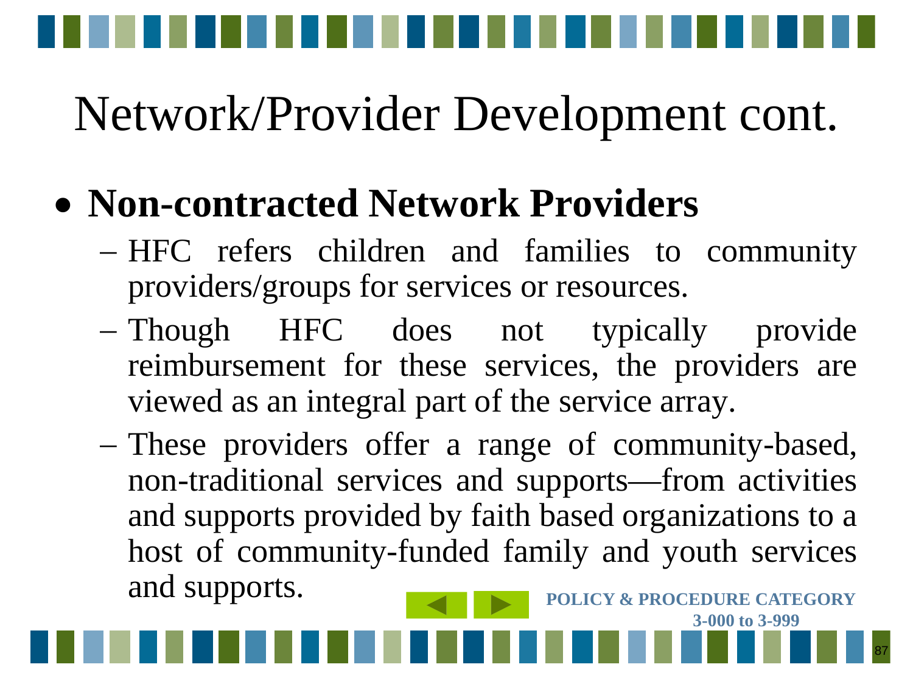# Network/Provider Development cont.

- **Non-contracted Network Providers**
  - HFC refers children and families to community providers/groups for services or resources.
  - Though HFC does not typically provide reimbursement for these services, the providers are viewed as an integral part of the service array.
  - These providers offer a range of community-based, non-traditional services and supports—from activities and supports provided by faith based organizations to a host of community-funded family and youth services and supports.

**POLICY & PROCEDURE CATEGORY 3-000 to 3-999**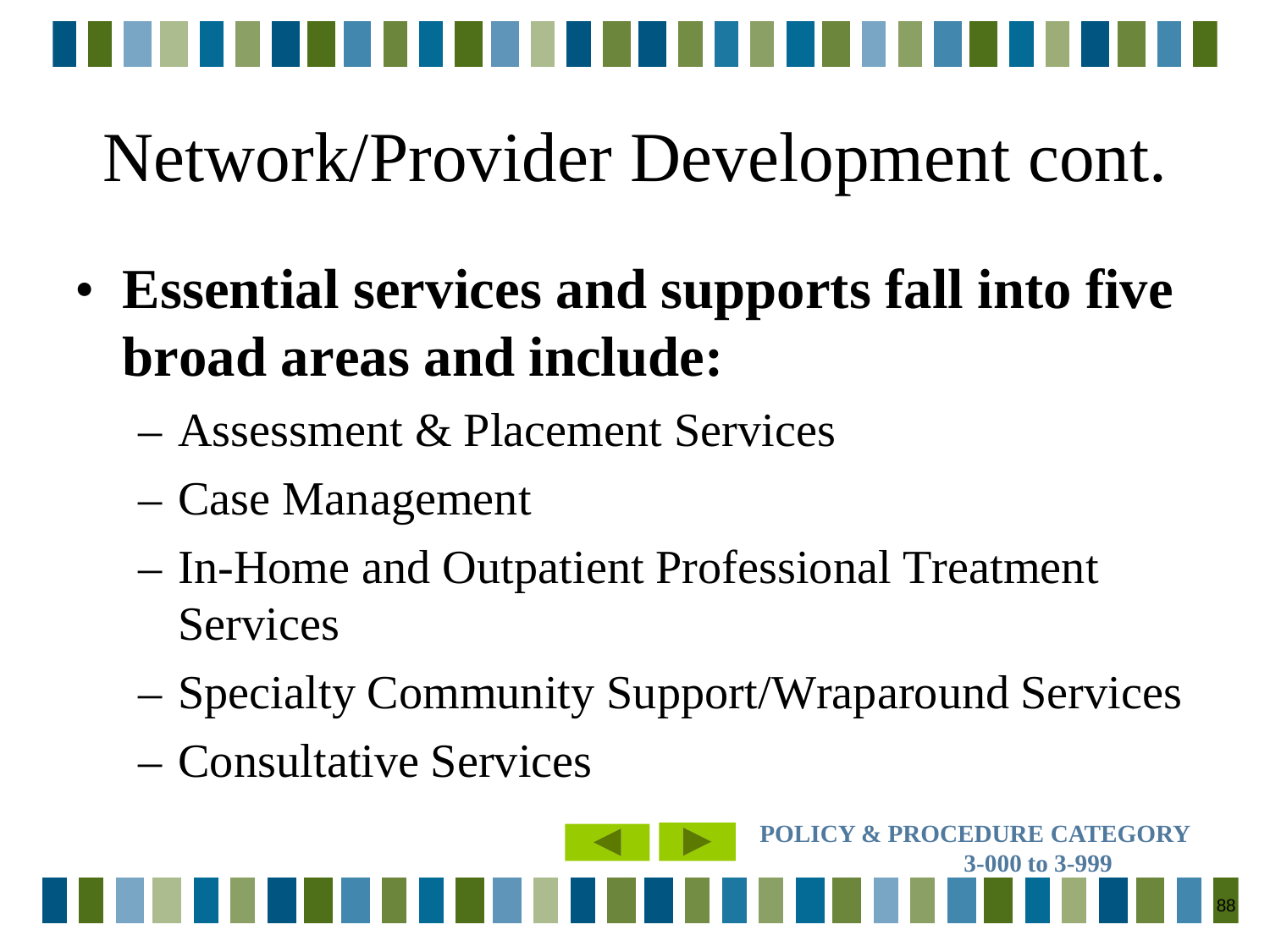# Network/Provider Development cont.

- **Essential services and supports fall into five broad areas and include:**
  - Assessment & Placement Services
  - Case Management
  - In-Home and Outpatient Professional Treatment Services
  - Specialty Community Support/Wraparound Services
  - Consultative Services

**POLICY & PROCEDURE CATEGORY 3-000 to 3-999**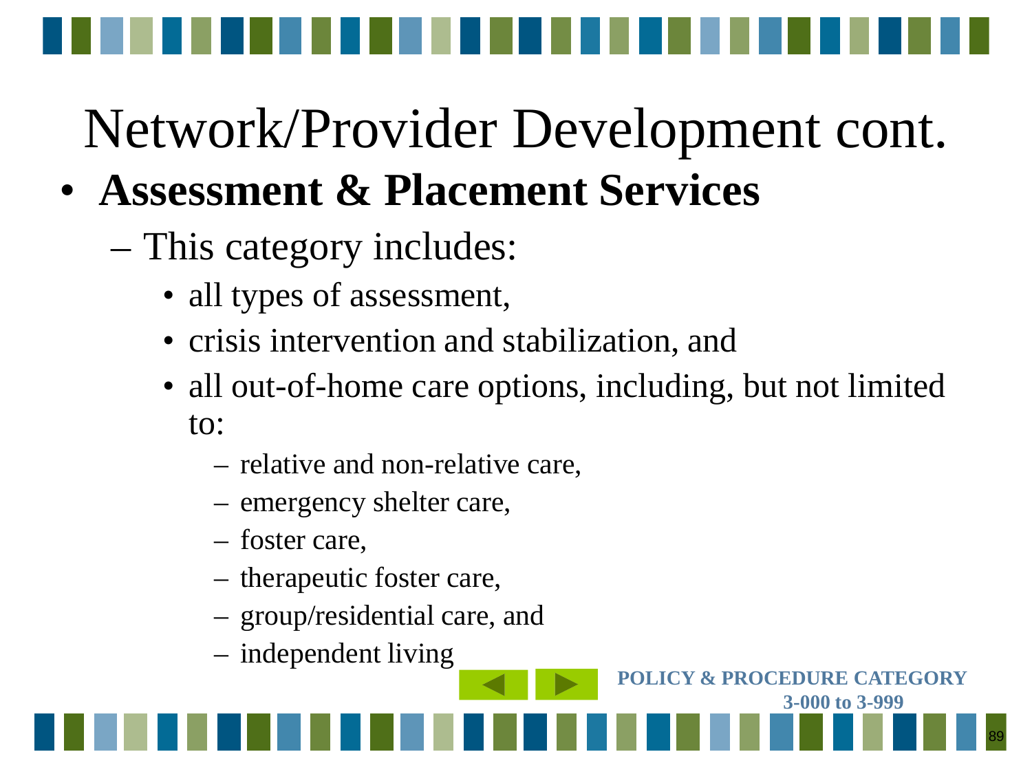# Network/Provider Development cont.

- **Assessment & Placement Services**
  - This category includes:
    - all types of assessment,
    - crisis intervention and stabilization, and
    - all out-of-home care options, including, but not limited to:
      - relative and non-relative care,
      - emergency shelter care,
      - foster care,
      - therapeutic foster care,
      - group/residential care, and
      - independent living

**POLICY & PROCEDURE CATEGORY 3-000 to 3-999**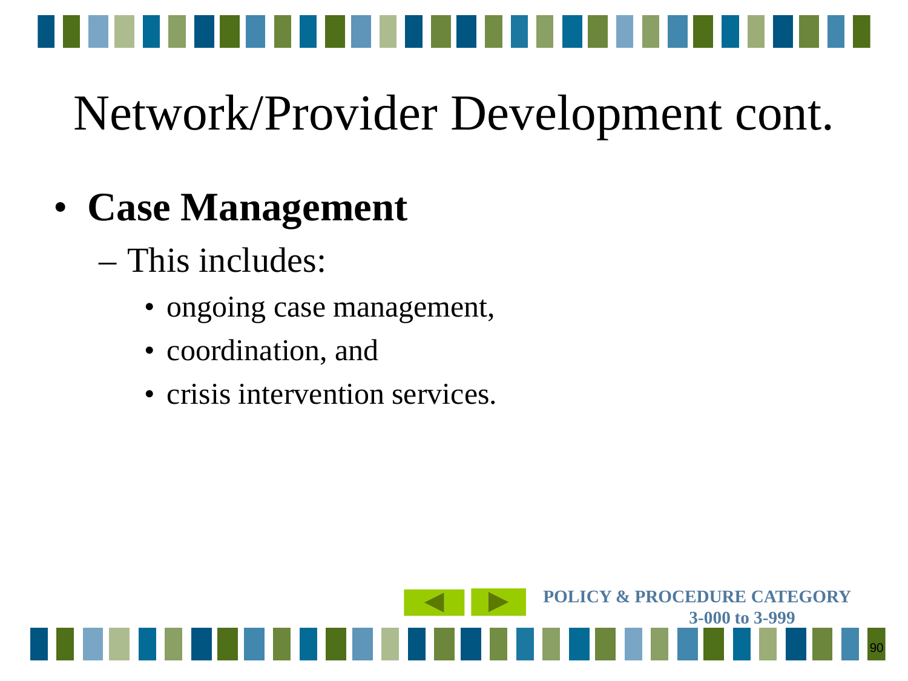# Network/Provider Development cont.

- **Case Management**
  - This includes:
    - ongoing case management,
    - coordination, and
    - crisis intervention services.

POLICY & PROCEDURE CATEGORY
3-000 to 3-999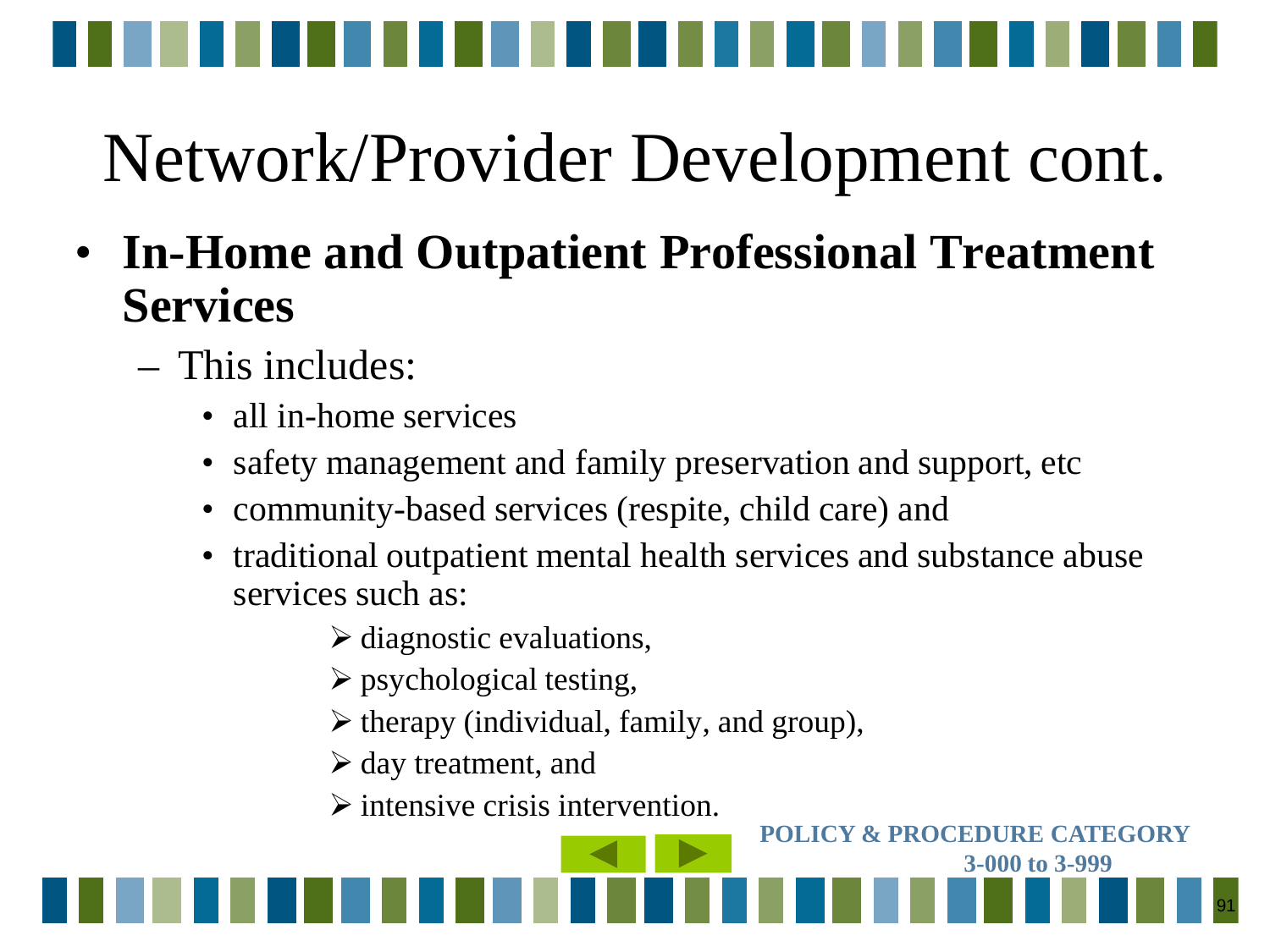# Network/Provider Development cont.

- **In-Home and Outpatient Professional Treatment Services**
  - This includes:
    - all in-home services
    - safety management and family preservation and support, etc
    - community-based services (respite, child care) and
    - traditional outpatient mental health services and substance abuse services such as:
      - diagnostic evaluations,
      - psychological testing,
      - therapy (individual, family, and group),
      - day treatment, and
      - intensive crisis intervention.

**POLICY & PROCEDURE CATEGORY 3-000 to 3-999**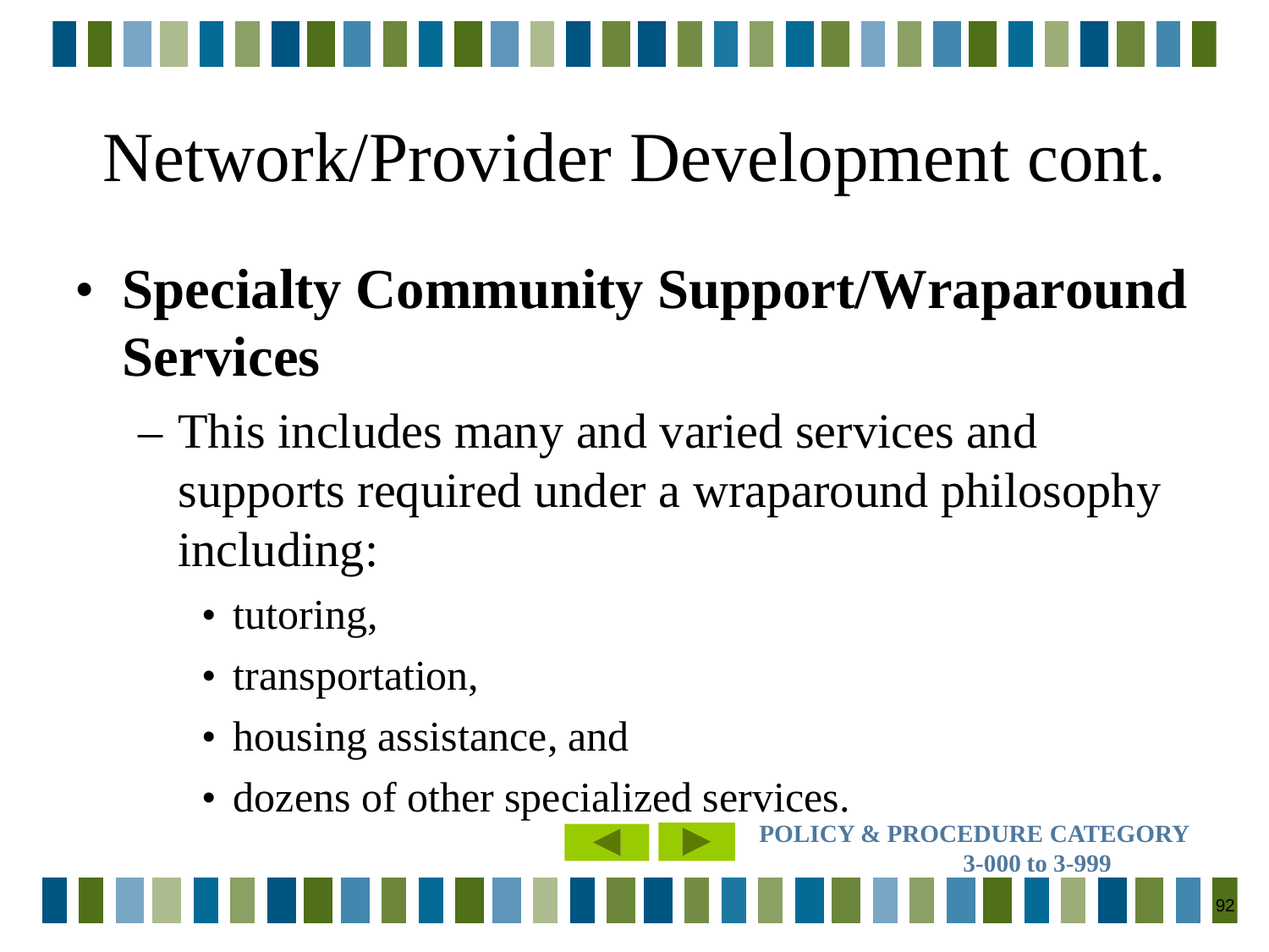# Network/Provider Development cont.

- **Specialty Community Support/Wraparound Services**
  - This includes many and varied services and supports required under a wraparound philosophy including:
    - tutoring,
    - transportation,
    - housing assistance, and
    - dozens of other specialized services.

**POLICY & PROCEDURE CATEGORY 3-000 to 3-999**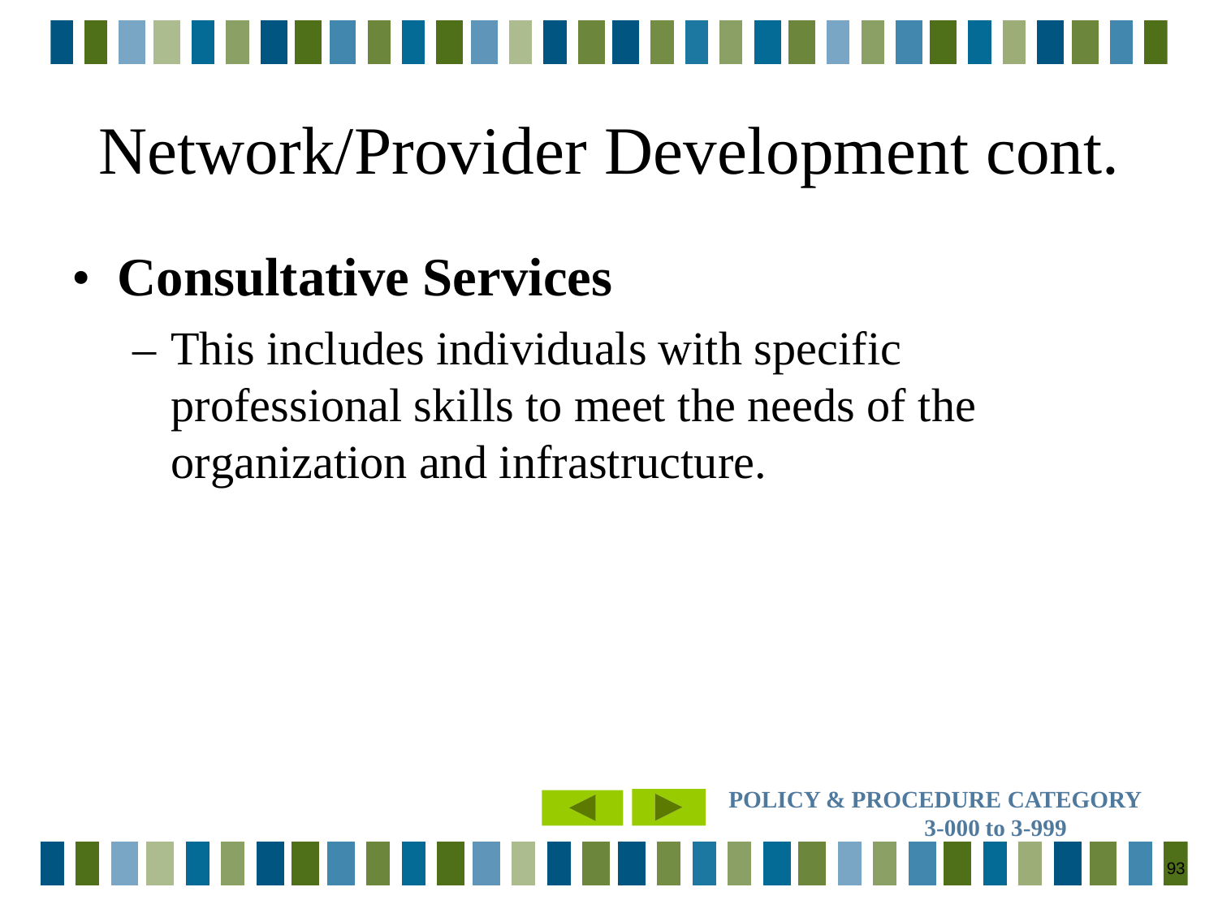# Network/Provider Development cont.

- **Consultative Services**
  - This includes individuals with specific professional skills to meet the needs of the organization and infrastructure.

POLICY & PROCEDURE CATEGORY
3-000 to 3-999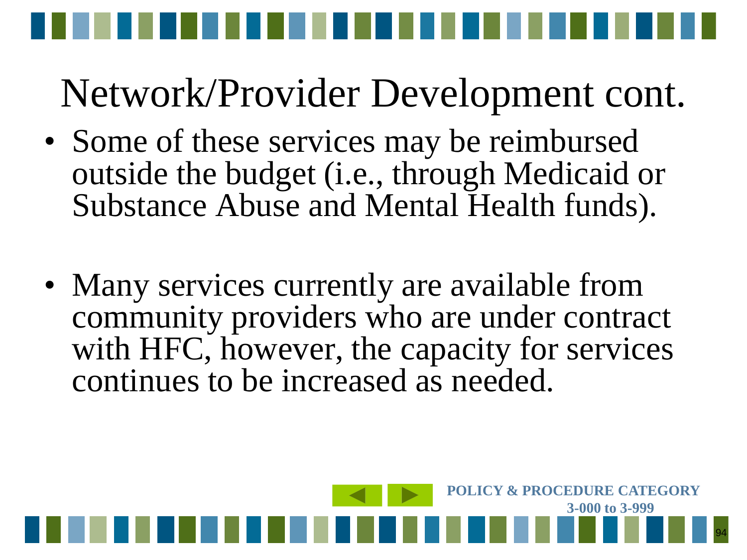# Network/Provider Development cont.

- Some of these services may be reimbursed outside the budget (i.e., through Medicaid or Substance Abuse and Mental Health funds).

- Many services currently are available from community providers who are under contract with HFC, however, the capacity for services continues to be increased as needed.

**POLICY & PROCEDURE CATEGORY 3-000 to 3-999**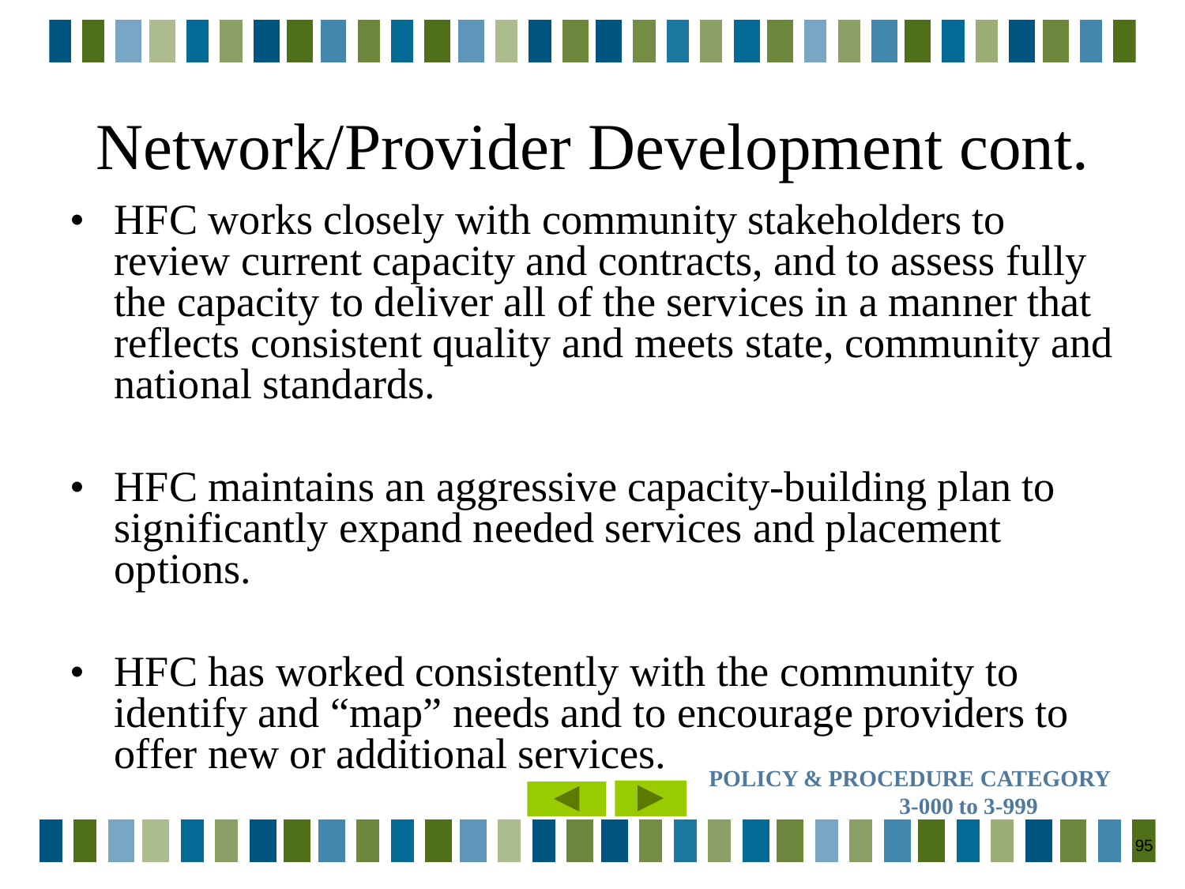# Network/Provider Development cont.

- HFC works closely with community stakeholders to review current capacity and contracts, and to assess fully the capacity to deliver all of the services in a manner that reflects consistent quality and meets state, community and national standards.

- HFC maintains an aggressive capacity-building plan to significantly expand needed services and placement options.

- HFC has worked consistently with the community to identify and "map" needs and to encourage providers to offer new or additional services.

**POLICY & PROCEDURE CATEGORY 3-000 to 3-999**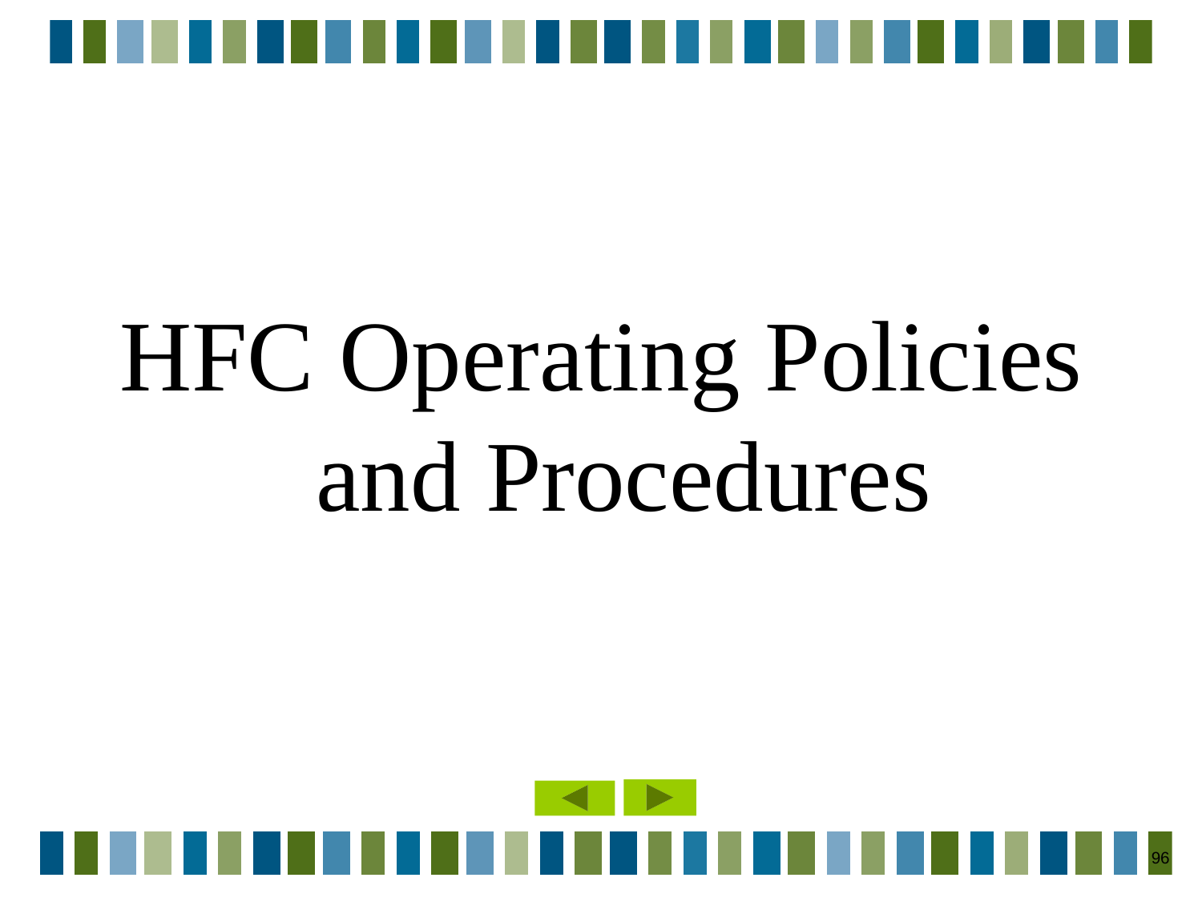# HFC Operating Policies and Procedures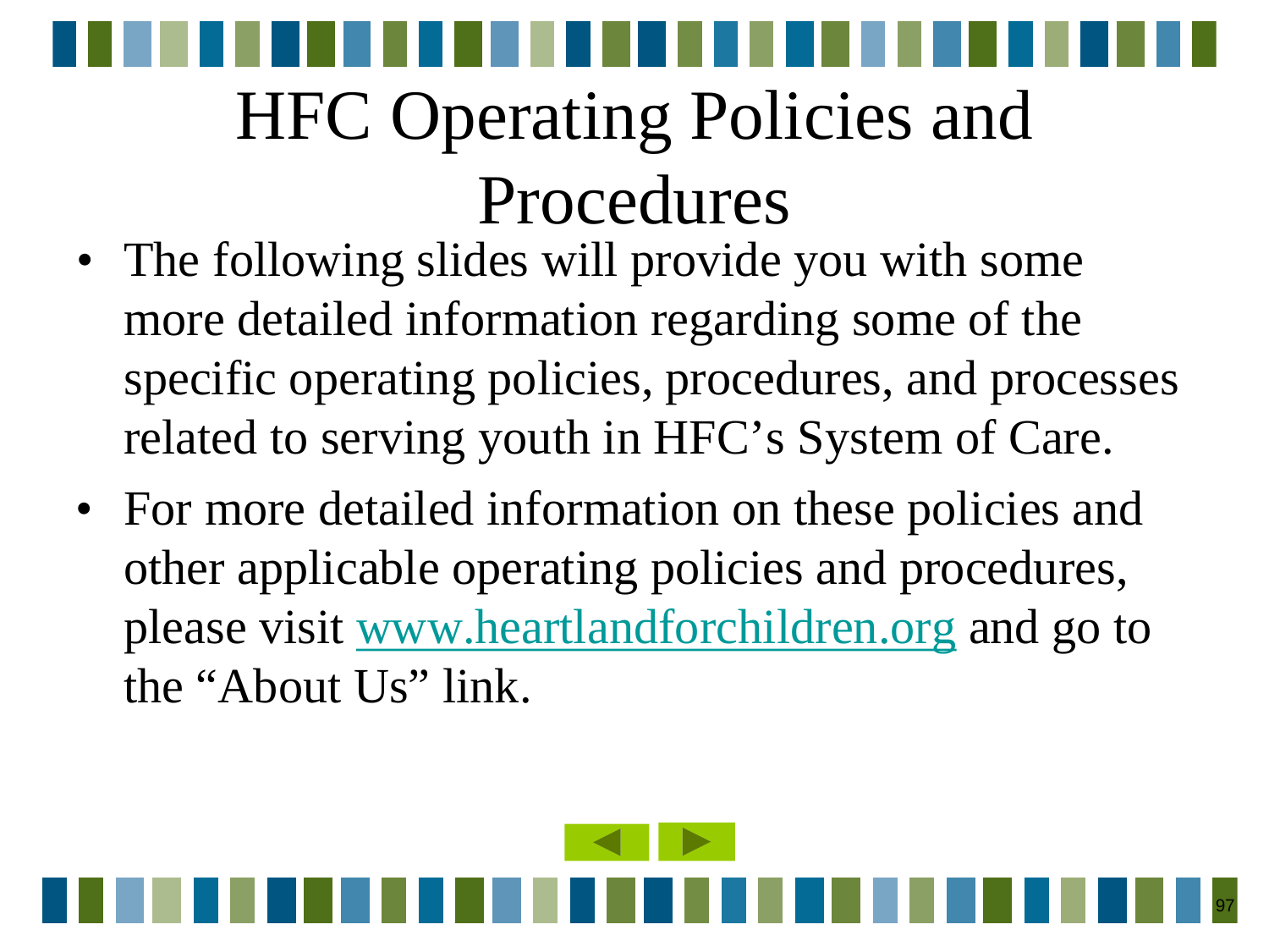# HFC Operating Policies and Procedures

- The following slides will provide you with some more detailed information regarding some of the specific operating policies, procedures, and processes related to serving youth in HFC's System of Care.
- For more detailed information on these policies and other applicable operating policies and procedures, please visit www.heartlandforchildren.org and go to the "About Us" link.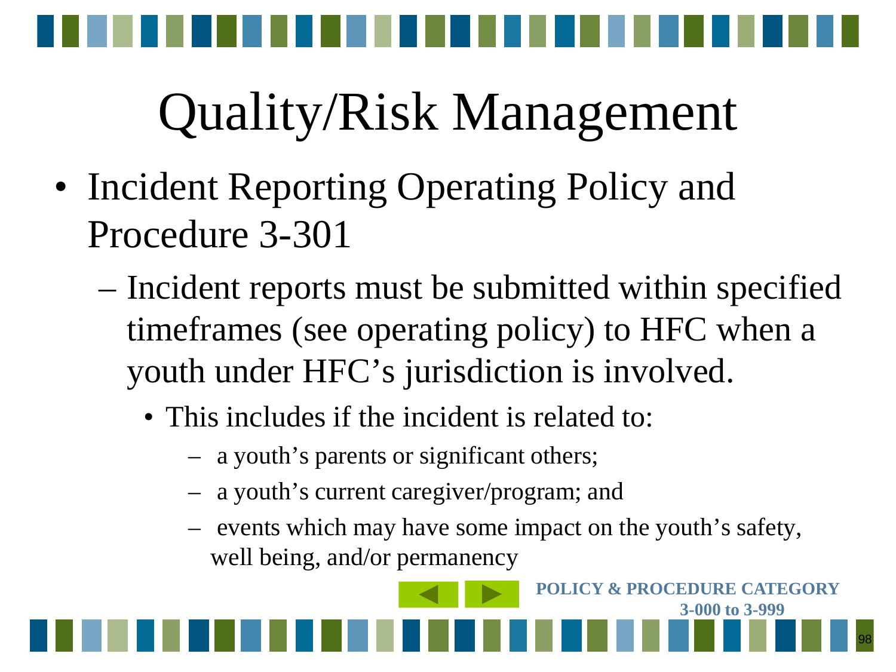# Quality/Risk Management

- Incident Reporting Operating Policy and Procedure 3-301
  - Incident reports must be submitted within specified timeframes (see operating policy) to HFC when a youth under HFC's jurisdiction is involved.
    - This includes if the incident is related to:
      - a youth's parents or significant others;
      - a youth's current caregiver/program; and
      - events which may have some impact on the youth's safety, well being, and/or permanency

**POLICY & PROCEDURE CATEGORY 3-000 to 3-999**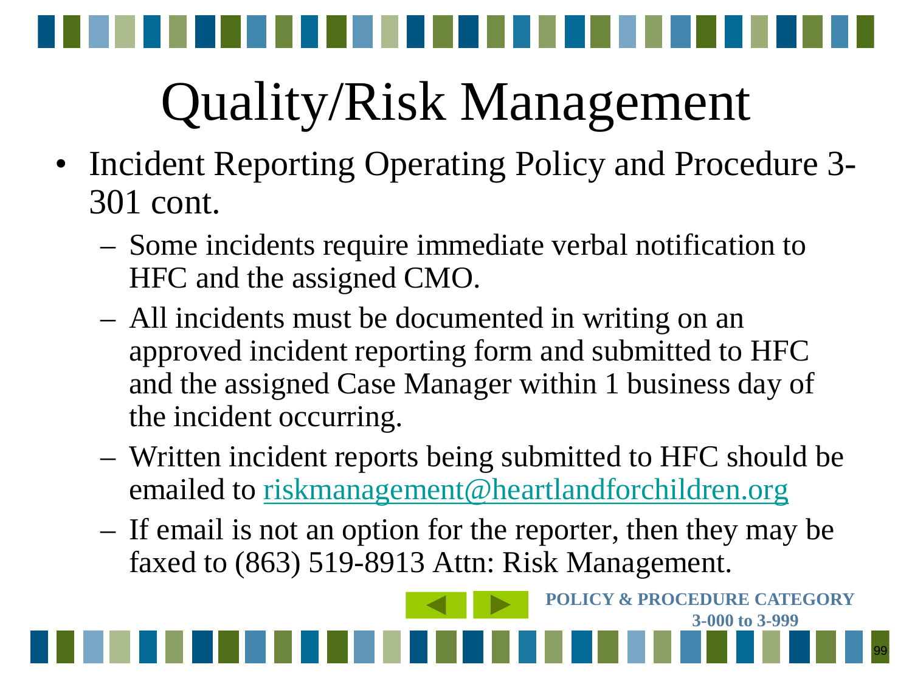# Quality/Risk Management

- Incident Reporting Operating Policy and Procedure 3-301 cont.
  - Some incidents require immediate verbal notification to HFC and the assigned CMO.
  - All incidents must be documented in writing on an approved incident reporting form and submitted to HFC and the assigned Case Manager within 1 business day of the incident occurring.
  - Written incident reports being submitted to HFC should be emailed to riskmanagement@heartlandforchildren.org
  - If email is not an option for the reporter, then they may be faxed to (863) 519-8913 Attn: Risk Management.

**POLICY & PROCEDURE CATEGORY 3-000 to 3-999**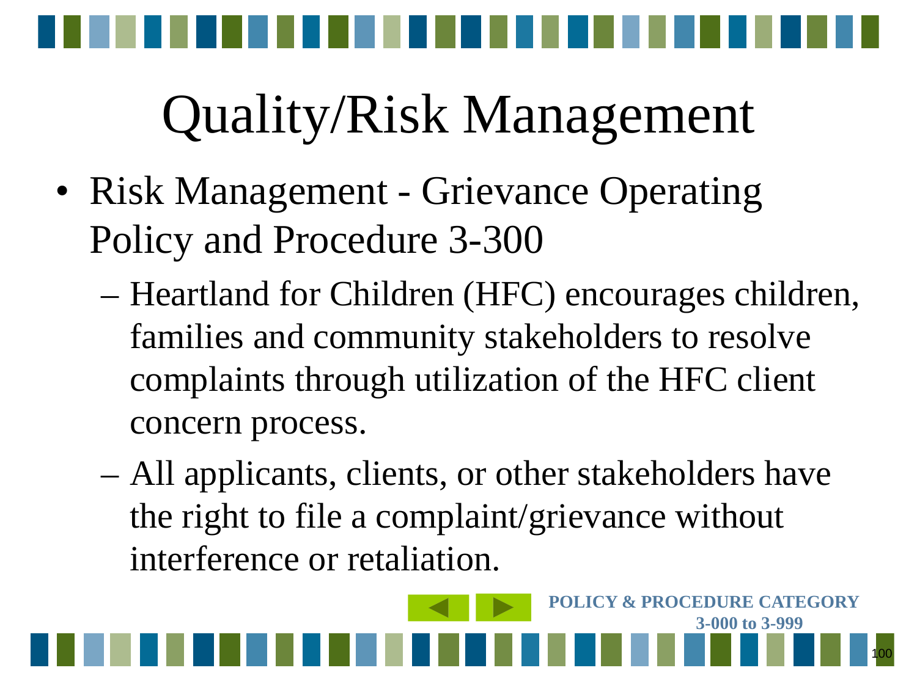# Quality/Risk Management

- Risk Management - Grievance Operating Policy and Procedure 3-300
  - Heartland for Children (HFC) encourages children, families and community stakeholders to resolve complaints through utilization of the HFC client concern process.
  - All applicants, clients, or other stakeholders have the right to file a complaint/grievance without interference or retaliation.

**POLICY & PROCEDURE CATEGORY 3-000 to 3-999**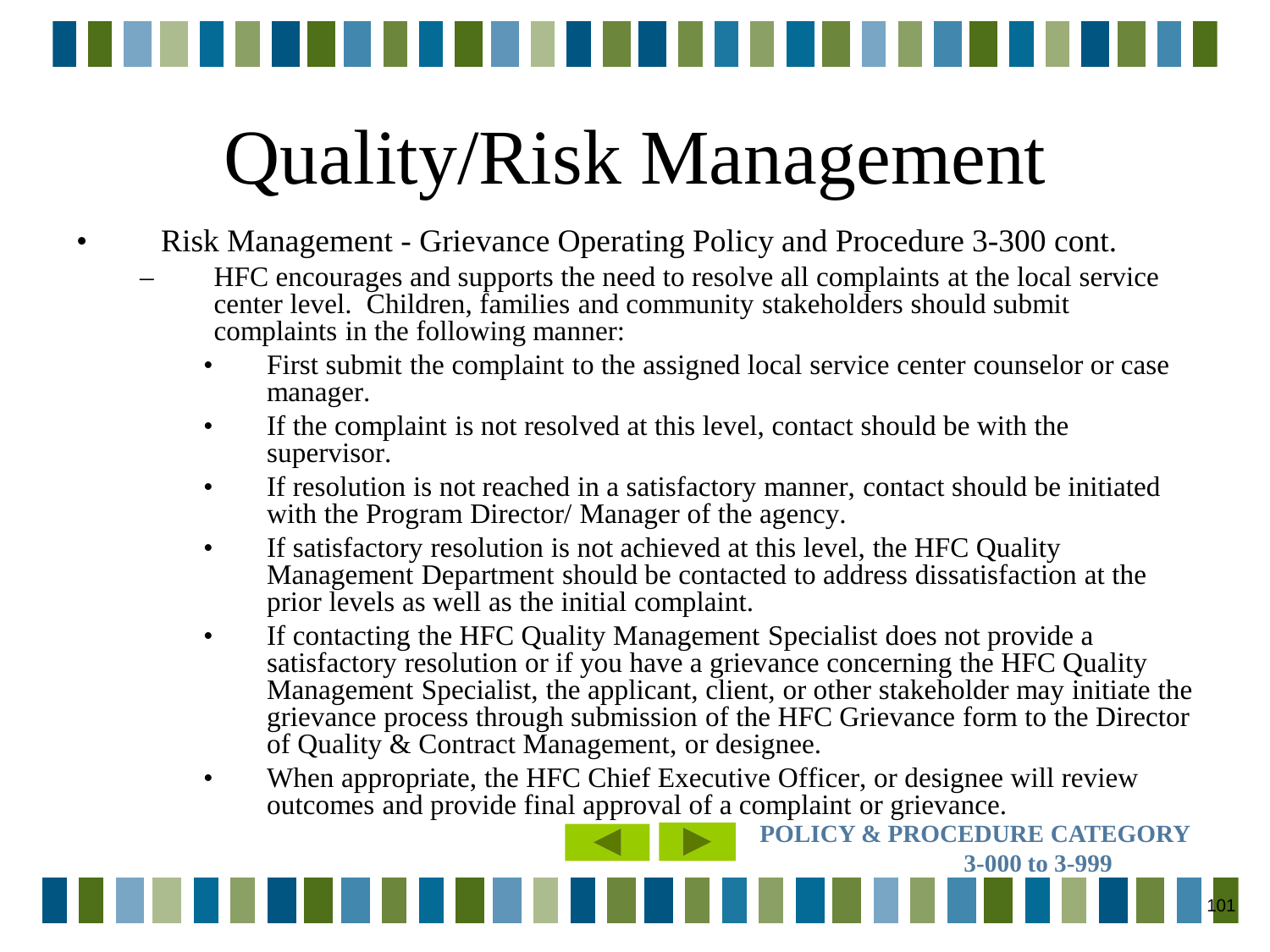# Quality/Risk Management

- Risk Management - Grievance Operating Policy and Procedure 3-300 cont.
  - HFC encourages and supports the need to resolve all complaints at the local service center level. Children, families and community stakeholders should submit complaints in the following manner:
    - First submit the complaint to the assigned local service center counselor or case manager.
    - If the complaint is not resolved at this level, contact should be with the supervisor.
    - If resolution is not reached in a satisfactory manner, contact should be initiated with the Program Director/ Manager of the agency.
    - If satisfactory resolution is not achieved at this level, the HFC Quality Management Department should be contacted to address dissatisfaction at the prior levels as well as the initial complaint.
    - If contacting the HFC Quality Management Specialist does not provide a satisfactory resolution or if you have a grievance concerning the HFC Quality Management Specialist, the applicant, client, or other stakeholder may initiate the grievance process through submission of the HFC Grievance form to the Director of Quality & Contract Management, or designee.
    - When appropriate, the HFC Chief Executive Officer, or designee will review outcomes and provide final approval of a complaint or grievance.

**POLICY & PROCEDURE CATEGORY 3-000 to 3-999**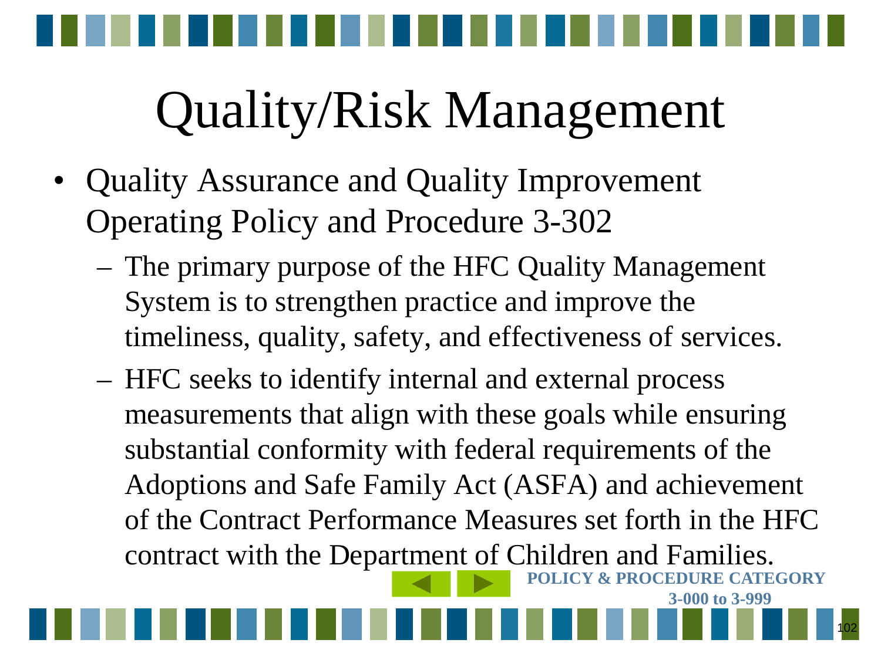# Quality/Risk Management

- Quality Assurance and Quality Improvement Operating Policy and Procedure 3-302
  - The primary purpose of the HFC Quality Management System is to strengthen practice and improve the timeliness, quality, safety, and effectiveness of services.
  - HFC seeks to identify internal and external process measurements that align with these goals while ensuring substantial conformity with federal requirements of the Adoptions and Safe Family Act (ASFA) and achievement of the Contract Performance Measures set forth in the HFC contract with the Department of Children and Families.

**POLICY & PROCEDURE CATEGORY 3-000 to 3-999**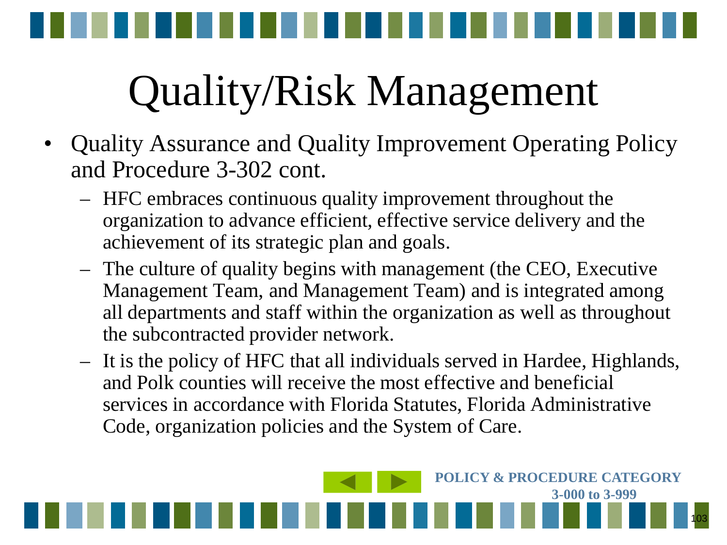# Quality/Risk Management

- Quality Assurance and Quality Improvement Operating Policy and Procedure 3-302 cont.
  - HFC embraces continuous quality improvement throughout the organization to advance efficient, effective service delivery and the achievement of its strategic plan and goals.
  - The culture of quality begins with management (the CEO, Executive Management Team, and Management Team) and is integrated among all departments and staff within the organization as well as throughout the subcontracted provider network.
  - It is the policy of HFC that all individuals served in Hardee, Highlands, and Polk counties will receive the most effective and beneficial services in accordance with Florida Statutes, Florida Administrative Code, organization policies and the System of Care.

**POLICY & PROCEDURE CATEGORY 3-000 to 3-999**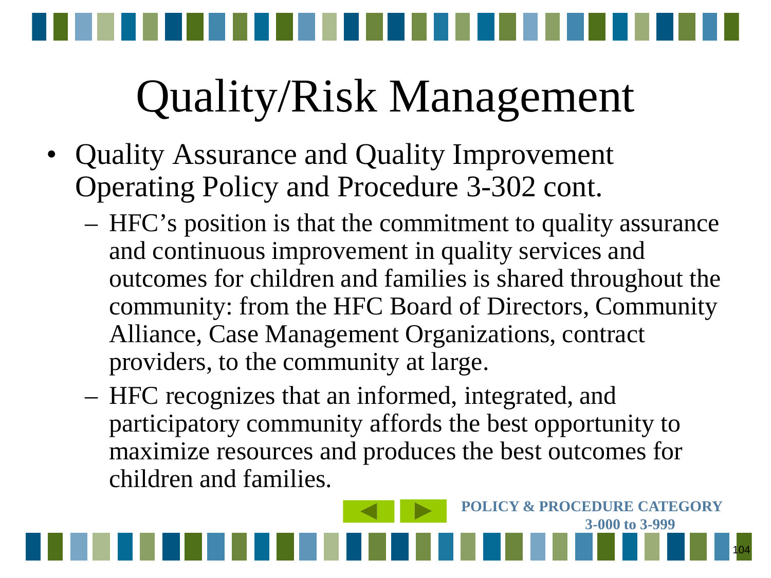# Quality/Risk Management

- Quality Assurance and Quality Improvement Operating Policy and Procedure 3-302 cont.
  - HFC's position is that the commitment to quality assurance and continuous improvement in quality services and outcomes for children and families is shared throughout the community: from the HFC Board of Directors, Community Alliance, Case Management Organizations, contract providers, to the community at large.
  - HFC recognizes that an informed, integrated, and participatory community affords the best opportunity to maximize resources and produces the best outcomes for children and families.

**POLICY & PROCEDURE CATEGORY 3-000 to 3-999**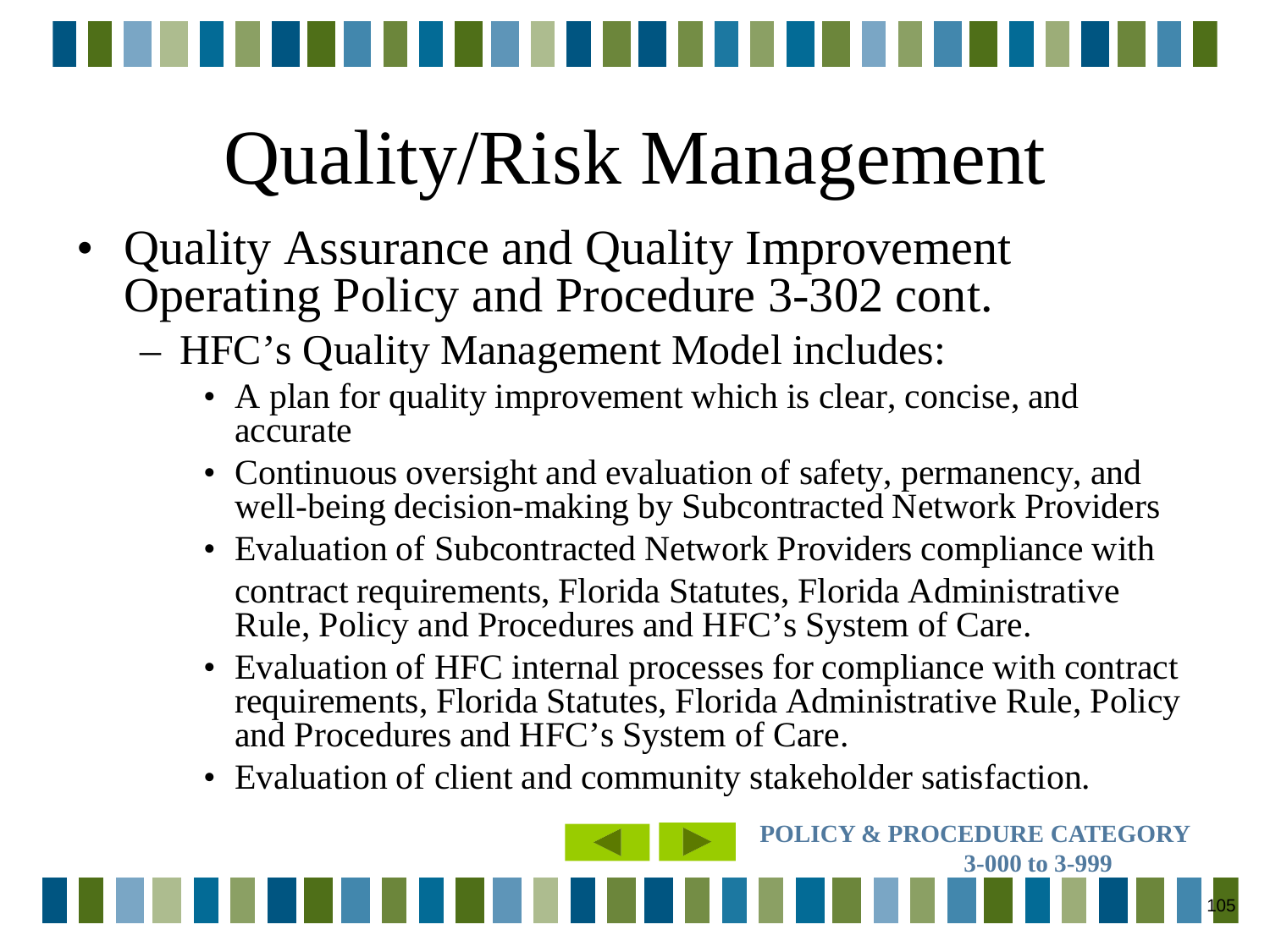# Quality/Risk Management

- Quality Assurance and Quality Improvement Operating Policy and Procedure 3-302 cont.
  - HFC's Quality Management Model includes:
    - A plan for quality improvement which is clear, concise, and accurate
    - Continuous oversight and evaluation of safety, permanency, and well-being decision-making by Subcontracted Network Providers
    - Evaluation of Subcontracted Network Providers compliance with contract requirements, Florida Statutes, Florida Administrative Rule, Policy and Procedures and HFC's System of Care.
    - Evaluation of HFC internal processes for compliance with contract requirements, Florida Statutes, Florida Administrative Rule, Policy and Procedures and HFC's System of Care.
    - Evaluation of client and community stakeholder satisfaction.

**POLICY & PROCEDURE CATEGORY 3-000 to 3-999**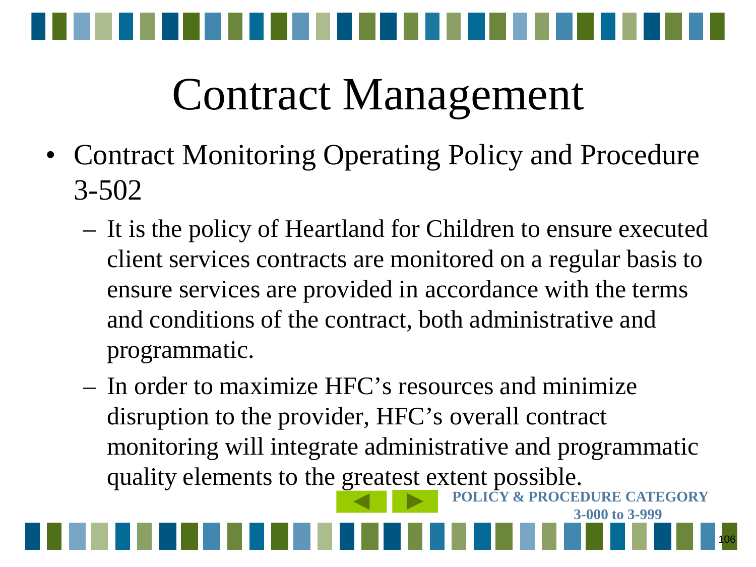# Contract Management

- Contract Monitoring Operating Policy and Procedure 3-502
  - It is the policy of Heartland for Children to ensure executed client services contracts are monitored on a regular basis to ensure services are provided in accordance with the terms and conditions of the contract, both administrative and programmatic.
  - In order to maximize HFC's resources and minimize disruption to the provider, HFC's overall contract monitoring will integrate administrative and programmatic quality elements to the greatest extent possible.

**POLICY & PROCEDURE CATEGORY 3-000 to 3-999**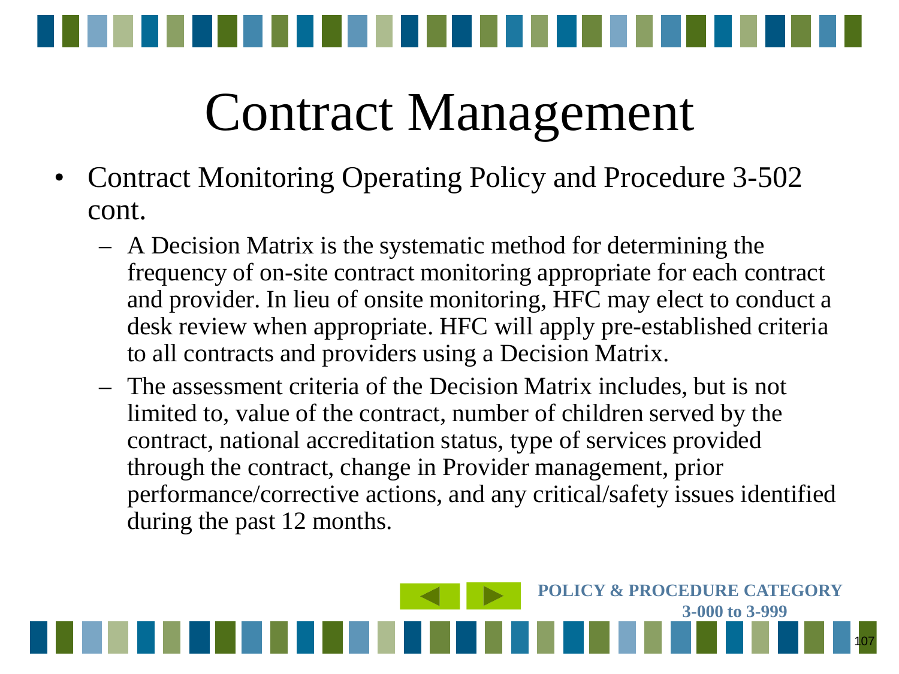# Contract Management

- Contract Monitoring Operating Policy and Procedure 3-502 cont.
  - A Decision Matrix is the systematic method for determining the frequency of on-site contract monitoring appropriate for each contract and provider. In lieu of onsite monitoring, HFC may elect to conduct a desk review when appropriate. HFC will apply pre-established criteria to all contracts and providers using a Decision Matrix.
  - The assessment criteria of the Decision Matrix includes, but is not limited to, value of the contract, number of children served by the contract, national accreditation status, type of services provided through the contract, change in Provider management, prior performance/corrective actions, and any critical/safety issues identified during the past 12 months.

**POLICY & PROCEDURE CATEGORY 3-000 to 3-999**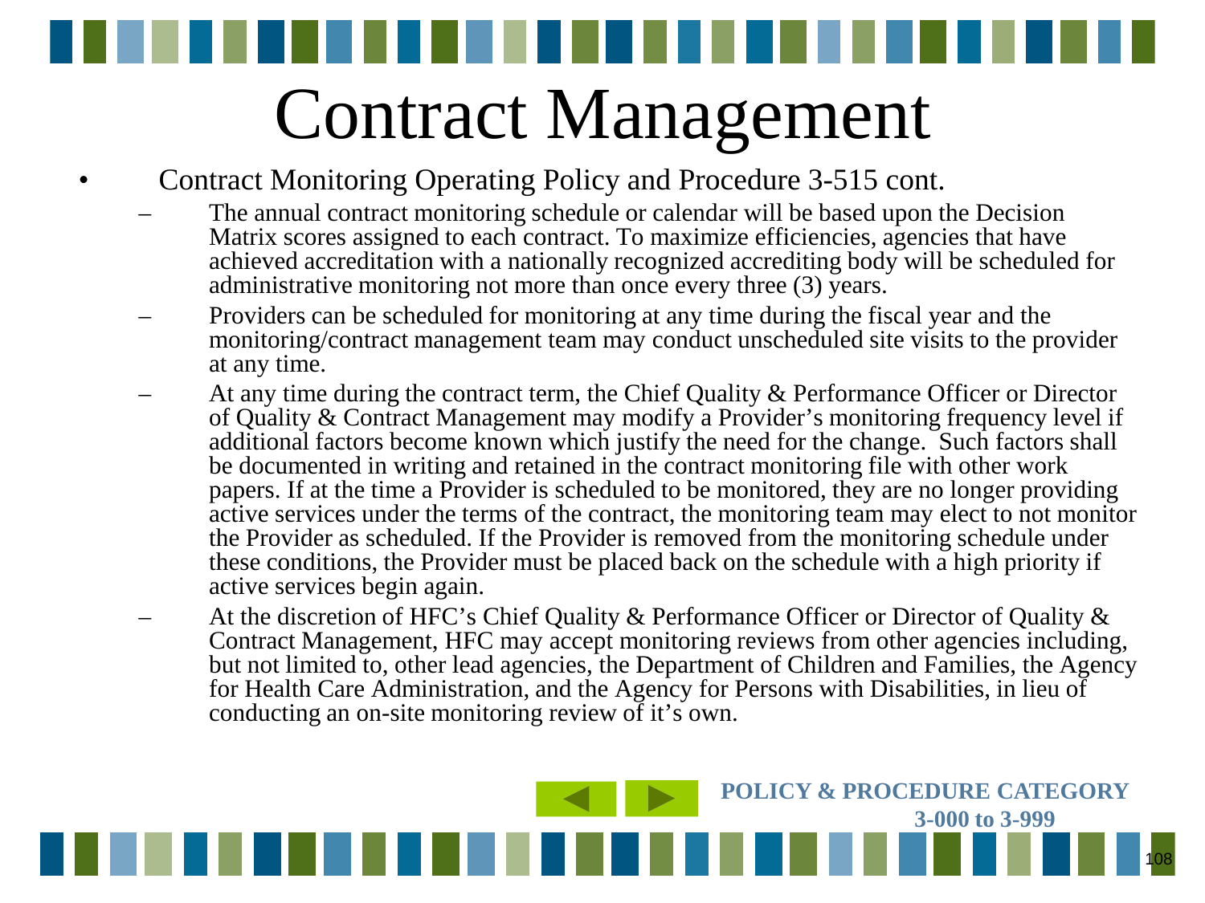# Contract Management

- Contract Monitoring Operating Policy and Procedure 3-515 cont.
  - The annual contract monitoring schedule or calendar will be based upon the Decision Matrix scores assigned to each contract. To maximize efficiencies, agencies that have achieved accreditation with a nationally recognized accrediting body will be scheduled for administrative monitoring not more than once every three (3) years.
  - Providers can be scheduled for monitoring at any time during the fiscal year and the monitoring/contract management team may conduct unscheduled site visits to the provider at any time.
  - At any time during the contract term, the Chief Quality & Performance Officer or Director of Quality & Contract Management may modify a Provider's monitoring frequency level if additional factors become known which justify the need for the change. Such factors shall be documented in writing and retained in the contract monitoring file with other work papers. If at the time a Provider is scheduled to be monitored, they are no longer providing active services under the terms of the contract, the monitoring team may elect to not monitor the Provider as scheduled. If the Provider is removed from the monitoring schedule under these conditions, the Provider must be placed back on the schedule with a high priority if active services begin again.
  - At the discretion of HFC's Chief Quality & Performance Officer or Director of Quality & Contract Management, HFC may accept monitoring reviews from other agencies including, but not limited to, other lead agencies, the Department of Children and Families, the Agency for Health Care Administration, and the Agency for Persons with Disabilities, in lieu of conducting an on-site monitoring review of it's own.

**POLICY & PROCEDURE CATEGORY 3-000 to 3-999**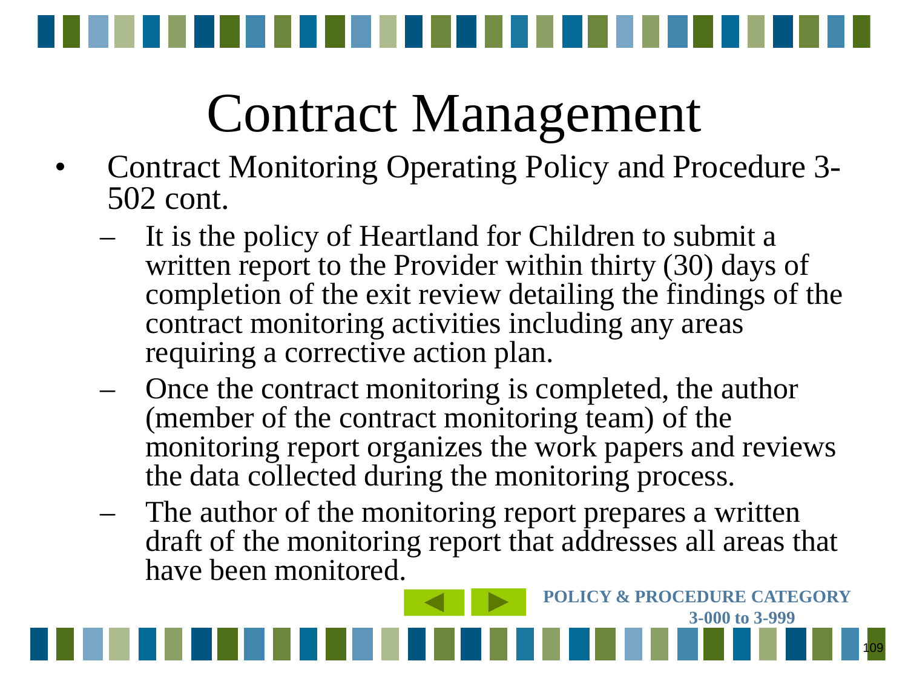# Contract Management

- Contract Monitoring Operating Policy and Procedure 3-502 cont.
  - It is the policy of Heartland for Children to submit a written report to the Provider within thirty (30) days of completion of the exit review detailing the findings of the contract monitoring activities including any areas requiring a corrective action plan.
  - Once the contract monitoring is completed, the author (member of the contract monitoring team) of the monitoring report organizes the work papers and reviews the data collected during the monitoring process.
  - The author of the monitoring report prepares a written draft of the monitoring report that addresses all areas that have been monitored.

**POLICY & PROCEDURE CATEGORY 3-000 to 3-999**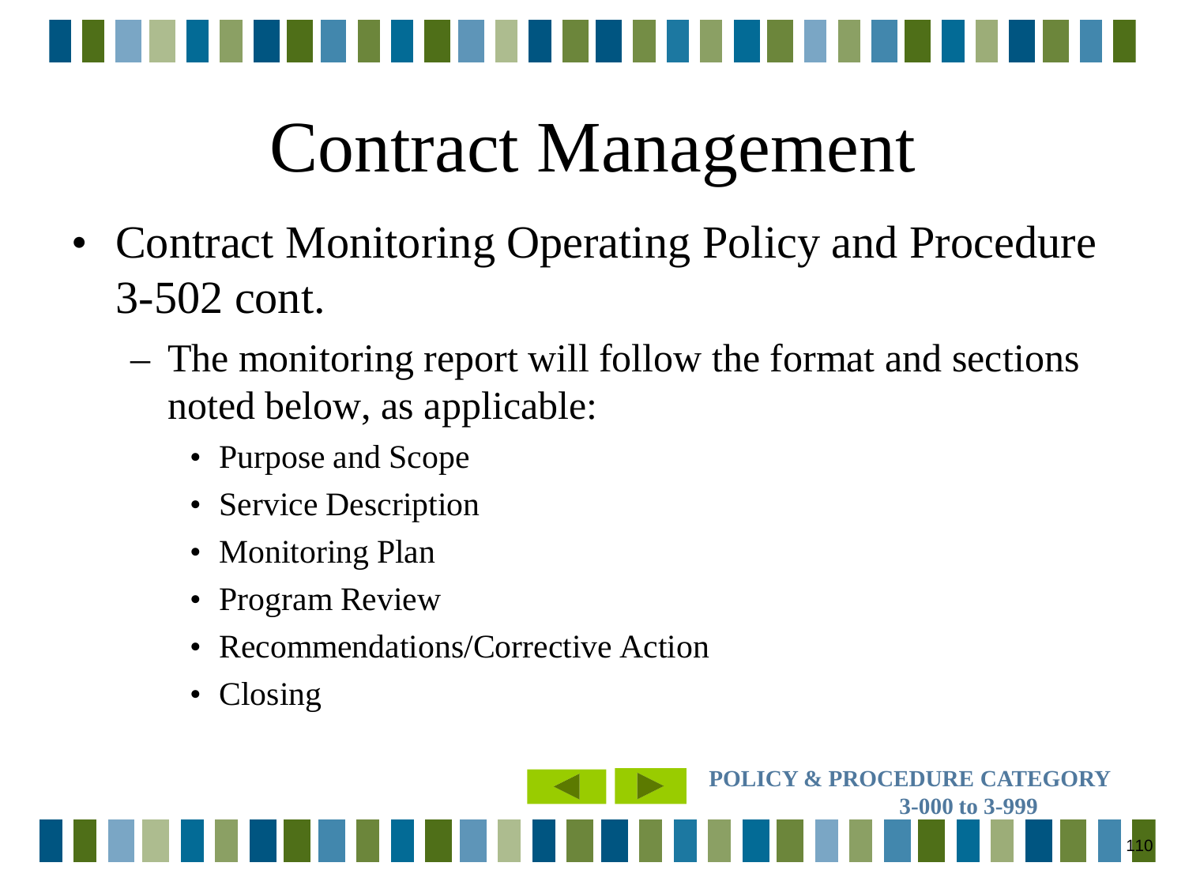# Contract Management

- Contract Monitoring Operating Policy and Procedure 3-502 cont.
  - The monitoring report will follow the format and sections noted below, as applicable:
    - Purpose and Scope
    - Service Description
    - Monitoring Plan
    - Program Review
    - Recommendations/Corrective Action
    - Closing

**POLICY & PROCEDURE CATEGORY 3-000 to 3-999**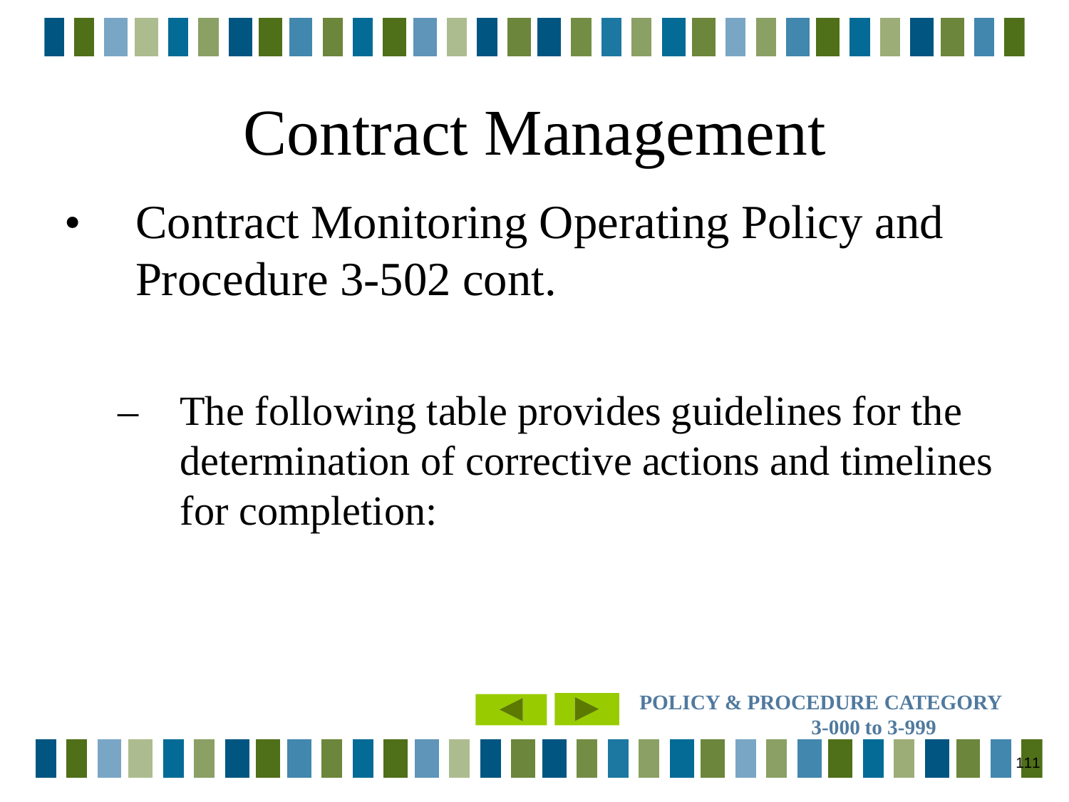# Contract Management

- Contract Monitoring Operating Policy and Procedure 3-502 cont.
  - The following table provides guidelines for the determination of corrective actions and timelines for completion:

POLICY & PROCEDURE CATEGORY
3-000 to 3-999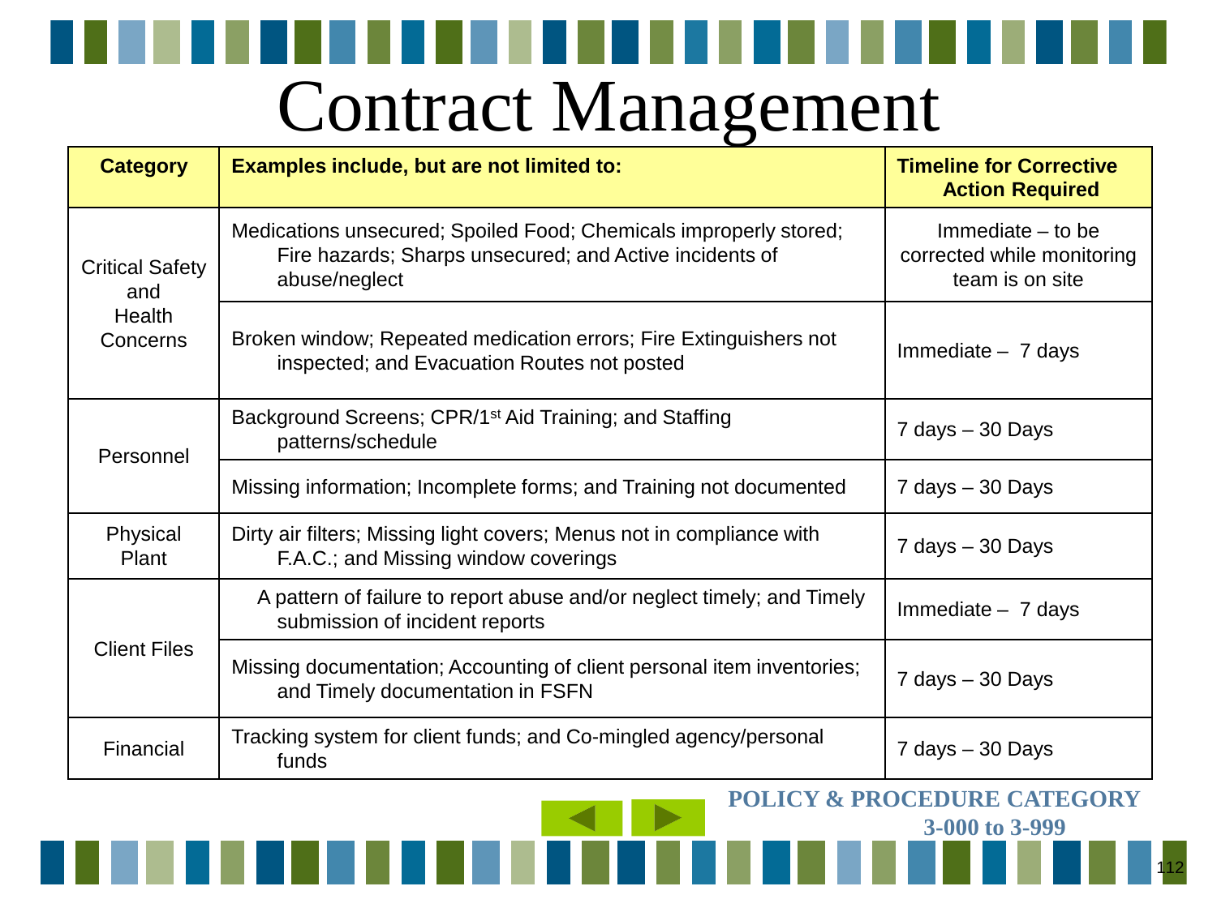# Contract Management

| Category | Examples include, but are not limited to: | Timeline for Corrective Action Required |
|---|---|---|
| Critical Safety and Health Concerns | Medications unsecured; Spoiled Food; Chemicals improperly stored; Fire hazards; Sharps unsecured; and Active incidents of abuse/neglect | Immediate – to be corrected while monitoring team is on site |
| | Broken window; Repeated medication errors; Fire Extinguishers not inspected; and Evacuation Routes not posted | Immediate – 7 days |
| Personnel | Background Screens; CPR/1st Aid Training; and Staffing patterns/schedule | 7 days – 30 Days |
| | Missing information; Incomplete forms; and Training not documented | 7 days – 30 Days |
| Physical Plant | Dirty air filters; Missing light covers; Menus not in compliance with F.A.C.; and Missing window coverings | 7 days – 30 Days |
| Client Files | A pattern of failure to report abuse and/or neglect timely; and Timely submission of incident reports | Immediate – 7 days |
| | Missing documentation; Accounting of client personal item inventories; and Timely documentation in FSFN | 7 days – 30 Days |
| Financial | Tracking system for client funds; and Co-mingled agency/personal funds | 7 days – 30 Days |

**POLICY & PROCEDURE CATEGORY 3-000 to 3-999**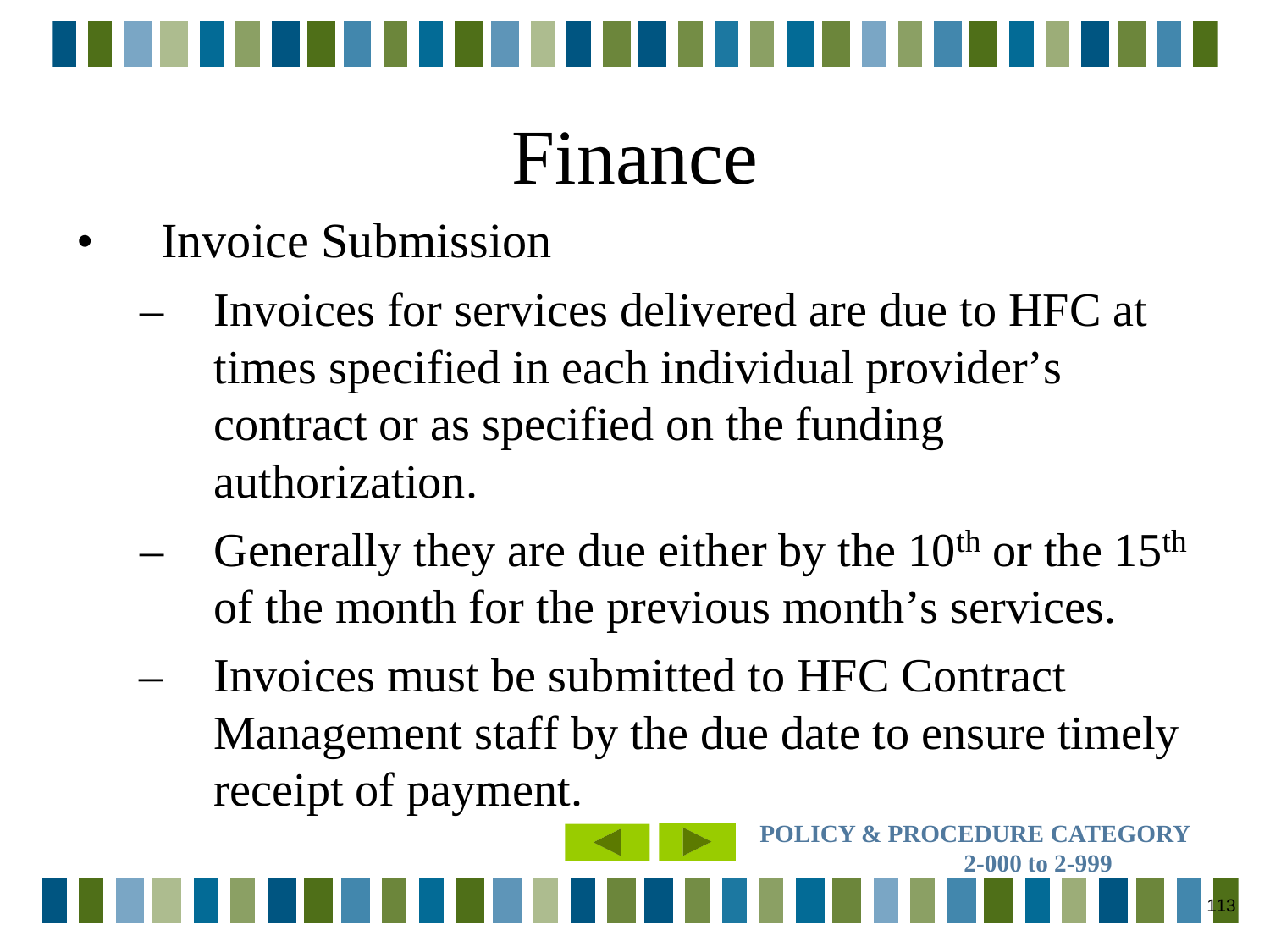# Finance

- Invoice Submission
  - Invoices for services delivered are due to HFC at times specified in each individual provider's contract or as specified on the funding authorization.
  - Generally they are due either by the 10th or the 15th of the month for the previous month's services.
  - Invoices must be submitted to HFC Contract Management staff by the due date to ensure timely receipt of payment.

**POLICY & PROCEDURE CATEGORY 2-000 to 2-999**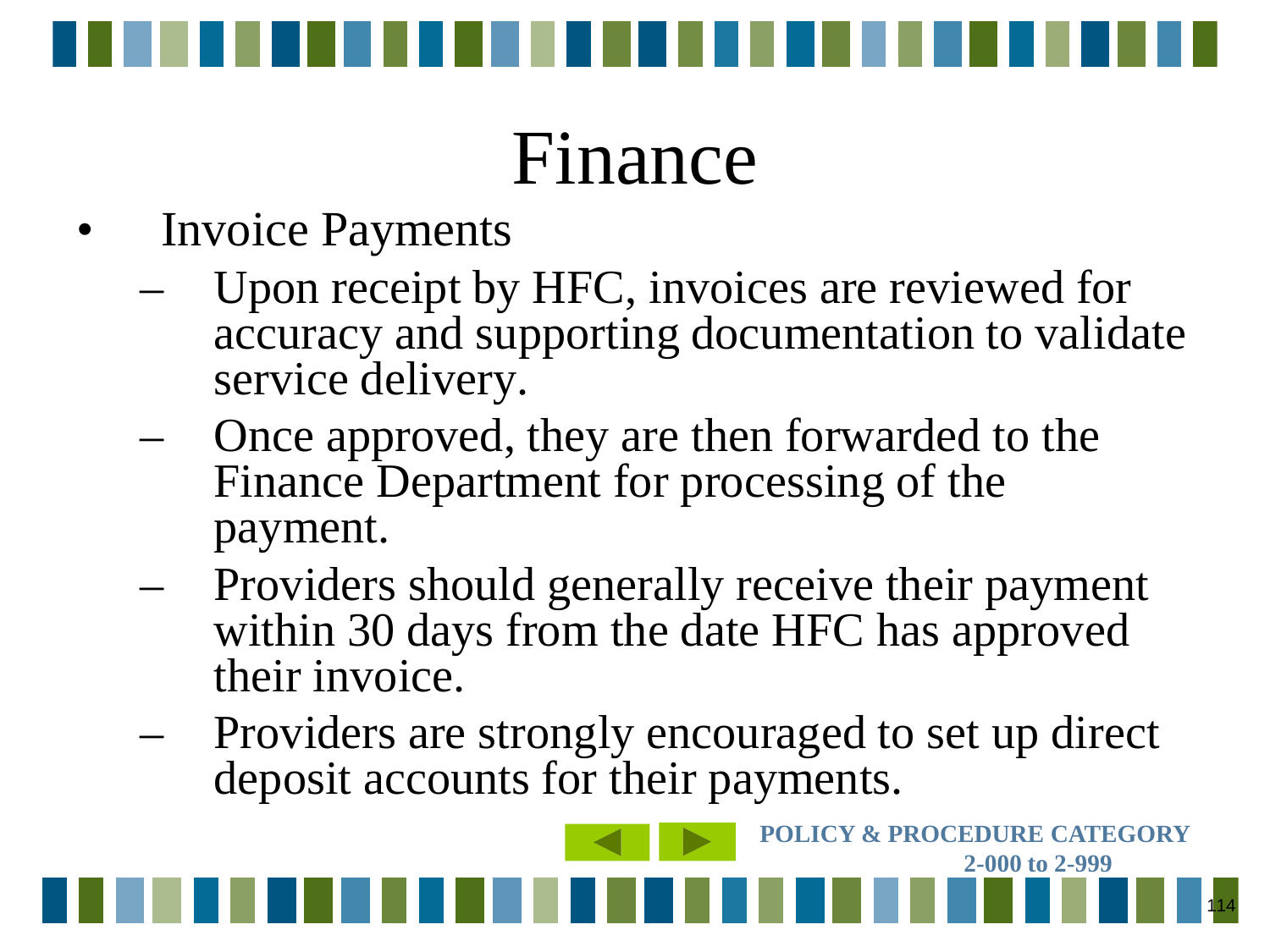# Finance

- Invoice Payments
  - Upon receipt by HFC, invoices are reviewed for accuracy and supporting documentation to validate service delivery.
  - Once approved, they are then forwarded to the Finance Department for processing of the payment.
  - Providers should generally receive their payment within 30 days from the date HFC has approved their invoice.
  - Providers are strongly encouraged to set up direct deposit accounts for their payments.

**POLICY & PROCEDURE CATEGORY 2-000 to 2-999**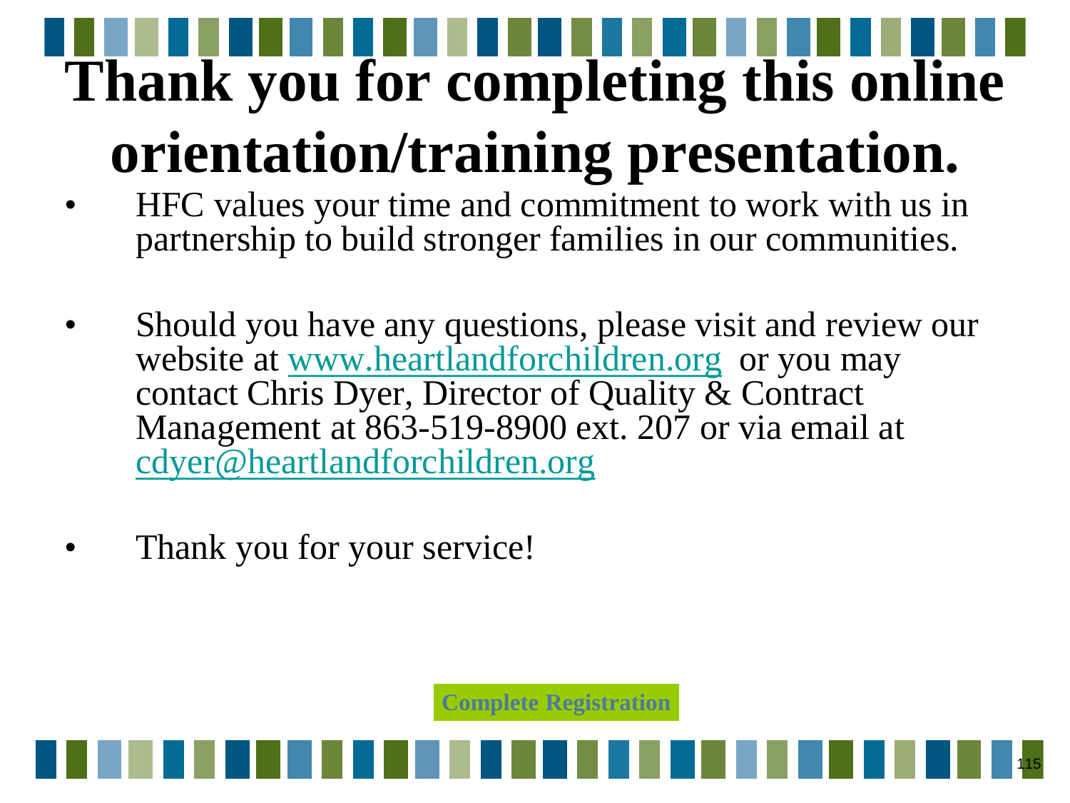# Thank you for completing this online orientation/training presentation.

- HFC values your time and commitment to work with us in partnership to build stronger families in our communities.

- Should you have any questions, please visit and review our website at www.heartlandforchildren.org or you may contact Chris Dyer, Director of Quality & Contract Management at 863-519-8900 ext. 207 or via email at cdyer@heartlandforchildren.org

- Thank you for your service!

**Complete Registration**